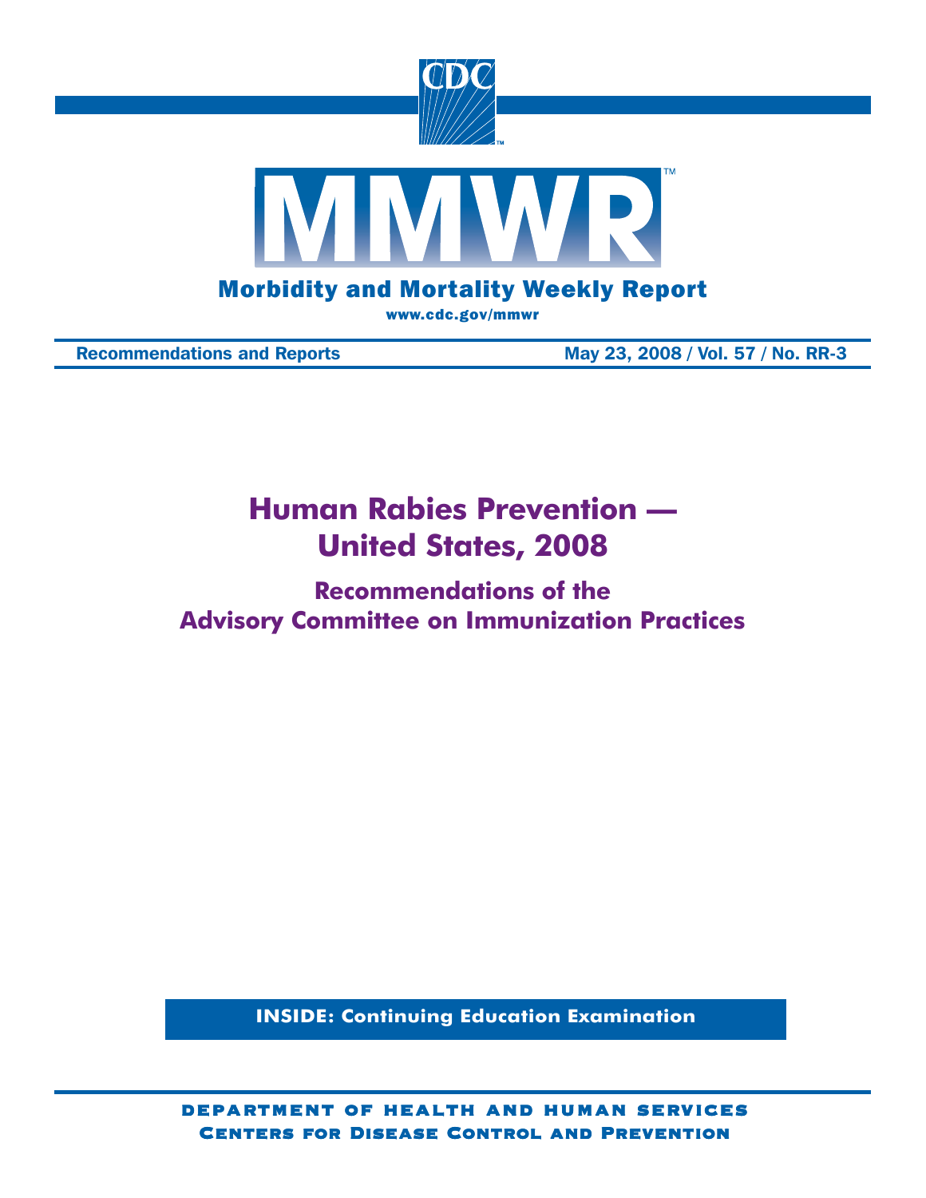# MMWR

**Morbidity and Mortality Weekly Report**

www.cdc.gov/mmwr

**Recommendations and Reports** — **May 23, 2008 / Vol. 57 / No. RR-3**

# Human Rabies Prevention — United States, 2008

## Recommendations of the Advisory Committee on Immunization Practices

**INSIDE: Continuing Education Examination**

DEPARTMENT OF HEALTH AND HUMAN SERVICES
CENTERS FOR DISEASE CONTROL AND PREVENTION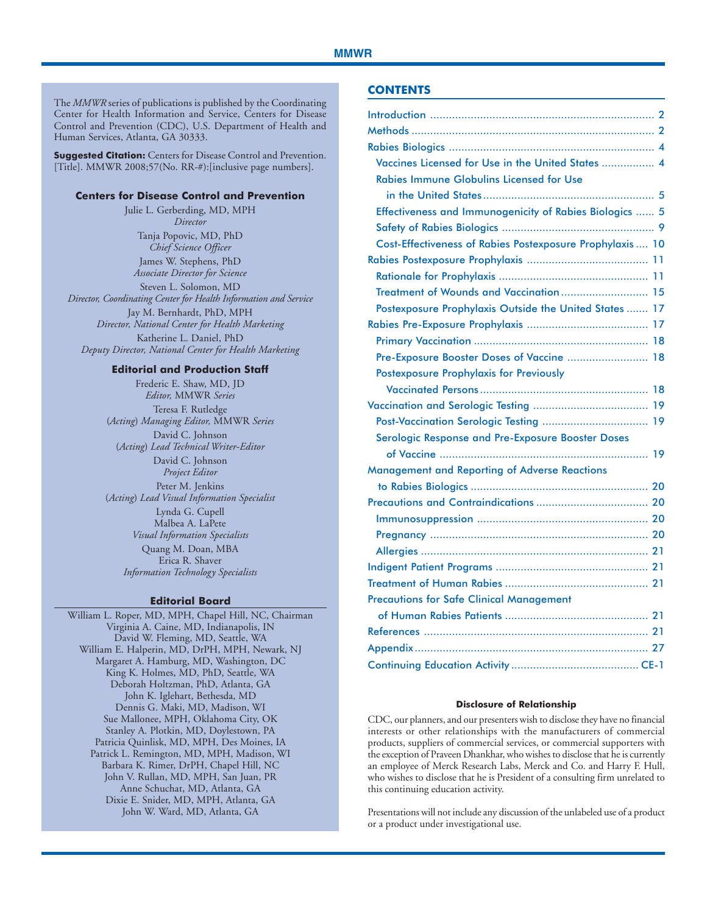The *MMWR* series of publications is published by the Coordinating Center for Health Information and Service, Centers for Disease Control and Prevention (CDC), U.S. Department of Health and Human Services, Atlanta, GA 30333.

**Suggested Citation:** Centers for Disease Control and Prevention. [Title]. MMWR 2008;57(No. RR-#):[inclusive page numbers].

### Centers for Disease Control and Prevention

Julie L. Gerberding, MD, MPH
*Director*

Tanja Popovic, MD, PhD
*Chief Science Officer*

James W. Stephens, PhD
*Associate Director for Science*

Steven L. Solomon, MD
*Director, Coordinating Center for Health Information and Service*

Jay M. Bernhardt, PhD, MPH
*Director, National Center for Health Marketing*

Katherine L. Daniel, PhD
*Deputy Director, National Center for Health Marketing*

### Editorial and Production Staff

Frederic E. Shaw, MD, JD
*Editor,* MMWR *Series*

Teresa F. Rutledge
(*Acting*) *Managing Editor,* MMWR *Series*

David C. Johnson
(*Acting*) *Lead Technical Writer-Editor*

David C. Johnson
*Project Editor*

Peter M. Jenkins
(*Acting*) *Lead Visual Information Specialist*

Lynda G. Cupell
Malbea A. LaPete
*Visual Information Specialists*

Quang M. Doan, MBA
Erica R. Shaver
*Information Technology Specialists*

### Editorial Board

William L. Roper, MD, MPH, Chapel Hill, NC, Chairman
Virginia A. Caine, MD, Indianapolis, IN
David W. Fleming, MD, Seattle, WA
William E. Halperin, MD, DrPH, MPH, Newark, NJ
Margaret A. Hamburg, MD, Washington, DC
King K. Holmes, MD, PhD, Seattle, WA
Deborah Holtzman, PhD, Atlanta, GA
John K. Iglehart, Bethesda, MD
Dennis G. Maki, MD, Madison, WI
Sue Mallonee, MPH, Oklahoma City, OK
Stanley A. Plotkin, MD, Doylestown, PA
Patricia Quinlisk, MD, MPH, Des Moines, IA
Patrick L. Remington, MD, MPH, Madison, WI
Barbara K. Rimer, DrPH, Chapel Hill, NC
John V. Rullan, MD, MPH, San Juan, PR
Anne Schuchat, MD, Atlanta, GA
Dixie E. Snider, MD, MPH, Atlanta, GA
John W. Ward, MD, Atlanta, GA

## CONTENTS

Introduction ........ 2
Methods ........ 2
Rabies Biologics ........ 4
- Vaccines Licensed for Use in the United States ........ 4
- Rabies Immune Globulins Licensed for Use in the United States ........ 5
- Effectiveness and Immunogenicity of Rabies Biologics ........ 5
- Safety of Rabies Biologics ........ 9
- Cost-Effectiveness of Rabies Postexposure Prophylaxis ........ 10

Rabies Postexposure Prophylaxis ........ 11
- Rationale for Prophylaxis ........ 11
- Treatment of Wounds and Vaccination ........ 15
- Postexposure Prophylaxis Outside the United States ........ 17

Rabies Pre-Exposure Prophylaxis ........ 17
- Primary Vaccination ........ 18
- Pre-Exposure Booster Doses of Vaccine ........ 18
- Postexposure Prophylaxis for Previously Vaccinated Persons ........ 18

Vaccination and Serologic Testing ........ 19
- Post-Vaccination Serologic Testing ........ 19
- Serologic Response and Pre-Exposure Booster Doses of Vaccine ........ 19

Management and Reporting of Adverse Reactions to Rabies Biologics ........ 20
Precautions and Contraindications ........ 20
- Immunosuppression ........ 20
- Pregnancy ........ 20
- Allergies ........ 21

Indigent Patient Programs ........ 21
Treatment of Human Rabies ........ 21
Precautions for Safe Clinical Management of Human Rabies Patients ........ 21
References ........ 21
Appendix ........ 27
Continuing Education Activity ........ CE-1

### Disclosure of Relationship

CDC, our planners, and our presenters wish to disclose they have no financial interests or other relationships with the manufacturers of commercial products, suppliers of commercial services, or commercial supporters with the exception of Praveen Dhankhar, who wishes to disclose that he is currently an employee of Merck Research Labs, Merck and Co. and Harry F. Hull, who wishes to disclose that he is President of a consulting firm unrelated to this continuing education activity.

Presentations will not include any discussion of the unlabeled use of a product or a product under investigational use.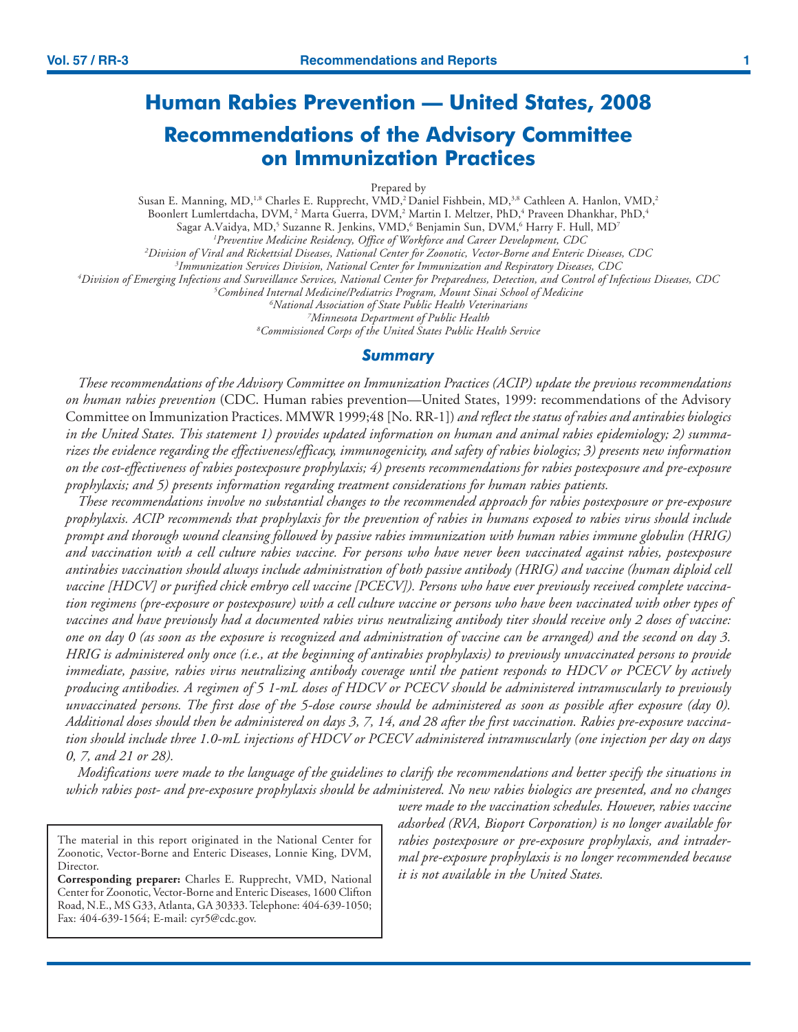# Human Rabies Prevention — United States, 2008

# Recommendations of the Advisory Committee on Immunization Practices

Prepared by

Susan E. Manning, MD,[1,8] Charles E. Rupprecht, VMD,[2] Daniel Fishbein, MD,[3,8] Cathleen A. Hanlon, VMD,[2]
Boonlert Lumlertdacha, DVM,[2] Marta Guerra, DVM,[2] Martin I. Meltzer, PhD,[4] Praveen Dhankhar, PhD,[4]
Sagar A.Vaidya, MD,[5] Suzanne R. Jenkins, VMD,[6] Benjamin Sun, DVM,[6] Harry F. Hull, MD[7]

[1]*Preventive Medicine Residency, Office of Workforce and Career Development, CDC*
[2]*Division of Viral and Rickettsial Diseases, National Center for Zoonotic, Vector-Borne and Enteric Diseases, CDC*
[3]*Immunization Services Division, National Center for Immunization and Respiratory Diseases, CDC*
[4]*Division of Emerging Infections and Surveillance Services, National Center for Preparedness, Detection, and Control of Infectious Diseases, CDC*
[5]*Combined Internal Medicine/Pediatrics Program, Mount Sinai School of Medicine*
[6]*National Association of State Public Health Veterinarians*
[7]*Minnesota Department of Public Health*
[8]*Commissioned Corps of the United States Public Health Service*

## Summary

*These recommendations of the Advisory Committee on Immunization Practices (ACIP) update the previous recommendations on human rabies prevention* (CDC. Human rabies prevention—United States, 1999: recommendations of the Advisory Committee on Immunization Practices. MMWR 1999;48 [No. RR-1]) *and reflect the status of rabies and antirabies biologics in the United States. This statement 1) provides updated information on human and animal rabies epidemiology; 2) summarizes the evidence regarding the effectiveness/efficacy, immunogenicity, and safety of rabies biologics; 3) presents new information on the cost-effectiveness of rabies postexposure prophylaxis; 4) presents recommendations for rabies postexposure and pre-exposure prophylaxis; and 5) presents information regarding treatment considerations for human rabies patients.*

*These recommendations involve no substantial changes to the recommended approach for rabies postexposure or pre-exposure prophylaxis. ACIP recommends that prophylaxis for the prevention of rabies in humans exposed to rabies virus should include prompt and thorough wound cleansing followed by passive rabies immunization with human rabies immune globulin (HRIG) and vaccination with a cell culture rabies vaccine. For persons who have never been vaccinated against rabies, postexposure antirabies vaccination should always include administration of both passive antibody (HRIG) and vaccine (human diploid cell vaccine [HDCV] or purified chick embryo cell vaccine [PCECV]). Persons who have ever previously received complete vaccination regimens (pre-exposure or postexposure) with a cell culture vaccine or persons who have been vaccinated with other types of vaccines and have previously had a documented rabies virus neutralizing antibody titer should receive only 2 doses of vaccine: one on day 0 (as soon as the exposure is recognized and administration of vaccine can be arranged) and the second on day 3. HRIG is administered only once (i.e., at the beginning of antirabies prophylaxis) to previously unvaccinated persons to provide immediate, passive, rabies virus neutralizing antibody coverage until the patient responds to HDCV or PCECV by actively producing antibodies. A regimen of 5 1-mL doses of HDCV or PCECV should be administered intramuscularly to previously unvaccinated persons. The first dose of the 5-dose course should be administered as soon as possible after exposure (day 0). Additional doses should then be administered on days 3, 7, 14, and 28 after the first vaccination. Rabies pre-exposure vaccination should include three 1.0-mL injections of HDCV or PCECV administered intramuscularly (one injection per day on days 0, 7, and 21 or 28).*

*Modifications were made to the language of the guidelines to clarify the recommendations and better specify the situations in which rabies post- and pre-exposure prophylaxis should be administered. No new rabies biologics are presented, and no changes were made to the vaccination schedules. However, rabies vaccine adsorbed (RVA, Bioport Corporation) is no longer available for rabies postexposure or pre-exposure prophylaxis, and intradermal pre-exposure prophylaxis is no longer recommended because it is not available in the United States.*

The material in this report originated in the National Center for Zoonotic, Vector-Borne and Enteric Diseases, Lonnie King, DVM, Director.

**Corresponding preparer:** Charles E. Rupprecht, VMD, National Center for Zoonotic, Vector-Borne and Enteric Diseases, 1600 Clifton Road, N.E., MS G33, Atlanta, GA 30333. Telephone: 404-639-1050; Fax: 404-639-1564; E-mail: cyr5@cdc.gov.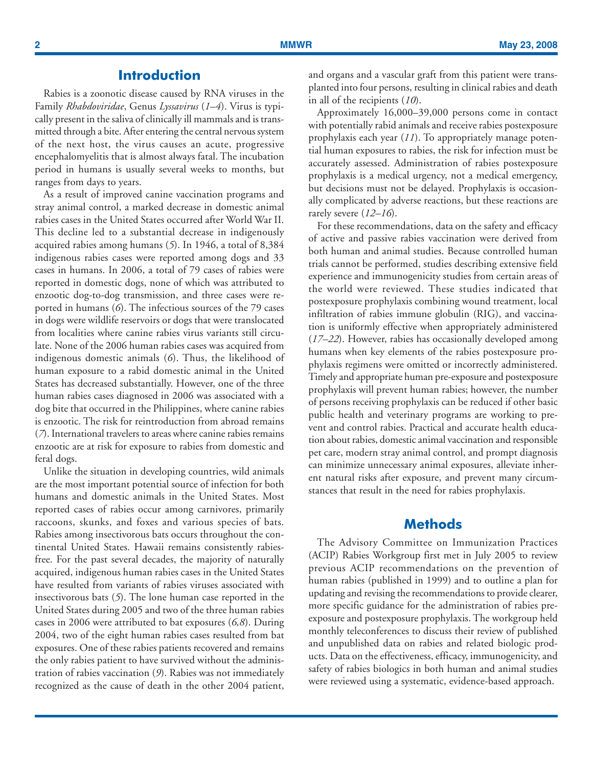## Introduction

Rabies is a zoonotic disease caused by RNA viruses in the Family *Rhabdoviridae*, Genus *Lyssavirus* (*1–4*). Virus is typically present in the saliva of clinically ill mammals and is transmitted through a bite. After entering the central nervous system of the next host, the virus causes an acute, progressive encephalomyelitis that is almost always fatal. The incubation period in humans is usually several weeks to months, but ranges from days to years.

As a result of improved canine vaccination programs and stray animal control, a marked decrease in domestic animal rabies cases in the United States occurred after World War II. This decline led to a substantial decrease in indigenously acquired rabies among humans (*5*). In 1946, a total of 8,384 indigenous rabies cases were reported among dogs and 33 cases in humans. In 2006, a total of 79 cases of rabies were reported in domestic dogs, none of which was attributed to enzootic dog-to-dog transmission, and three cases were reported in humans (*6*). The infectious sources of the 79 cases in dogs were wildlife reservoirs or dogs that were translocated from localities where canine rabies virus variants still circulate. None of the 2006 human rabies cases was acquired from indigenous domestic animals (*6*). Thus, the likelihood of human exposure to a rabid domestic animal in the United States has decreased substantially. However, one of the three human rabies cases diagnosed in 2006 was associated with a dog bite that occurred in the Philippines, where canine rabies is enzootic. The risk for reintroduction from abroad remains (*7*). International travelers to areas where canine rabies remains enzootic are at risk for exposure to rabies from domestic and feral dogs.

Unlike the situation in developing countries, wild animals are the most important potential source of infection for both humans and domestic animals in the United States. Most reported cases of rabies occur among carnivores, primarily raccoons, skunks, and foxes and various species of bats. Rabies among insectivorous bats occurs throughout the continental United States. Hawaii remains consistently rabies-free. For the past several decades, the majority of naturally acquired, indigenous human rabies cases in the United States have resulted from variants of rabies viruses associated with insectivorous bats (*5*). The lone human case reported in the United States during 2005 and two of the three human rabies cases in 2006 were attributed to bat exposures (*6,8*). During 2004, two of the eight human rabies cases resulted from bat exposures. One of these rabies patients recovered and remains the only rabies patient to have survived without the administration of rabies vaccination (*9*). Rabies was not immediately recognized as the cause of death in the other 2004 patient, and organs and a vascular graft from this patient were transplanted into four persons, resulting in clinical rabies and death in all of the recipients (*10*).

Approximately 16,000–39,000 persons come in contact with potentially rabid animals and receive rabies postexposure prophylaxis each year (*11*). To appropriately manage potential human exposures to rabies, the risk for infection must be accurately assessed. Administration of rabies postexposure prophylaxis is a medical urgency, not a medical emergency, but decisions must not be delayed. Prophylaxis is occasionally complicated by adverse reactions, but these reactions are rarely severe (*12–16*).

For these recommendations, data on the safety and efficacy of active and passive rabies vaccination were derived from both human and animal studies. Because controlled human trials cannot be performed, studies describing extensive field experience and immunogenicity studies from certain areas of the world were reviewed. These studies indicated that postexposure prophylaxis combining wound treatment, local infiltration of rabies immune globulin (RIG), and vaccination is uniformly effective when appropriately administered (*17–22*). However, rabies has occasionally developed among humans when key elements of the rabies postexposure prophylaxis regimens were omitted or incorrectly administered. Timely and appropriate human pre-exposure and postexposure prophylaxis will prevent human rabies; however, the number of persons receiving prophylaxis can be reduced if other basic public health and veterinary programs are working to prevent and control rabies. Practical and accurate health education about rabies, domestic animal vaccination and responsible pet care, modern stray animal control, and prompt diagnosis can minimize unnecessary animal exposures, alleviate inherent natural risks after exposure, and prevent many circumstances that result in the need for rabies prophylaxis.

## Methods

The Advisory Committee on Immunization Practices (ACIP) Rabies Workgroup first met in July 2005 to review previous ACIP recommendations on the prevention of human rabies (published in 1999) and to outline a plan for updating and revising the recommendations to provide clearer, more specific guidance for the administration of rabies pre-exposure and postexposure prophylaxis. The workgroup held monthly teleconferences to discuss their review of published and unpublished data on rabies and related biologic products. Data on the effectiveness, efficacy, immunogenicity, and safety of rabies biologics in both human and animal studies were reviewed using a systematic, evidence-based approach.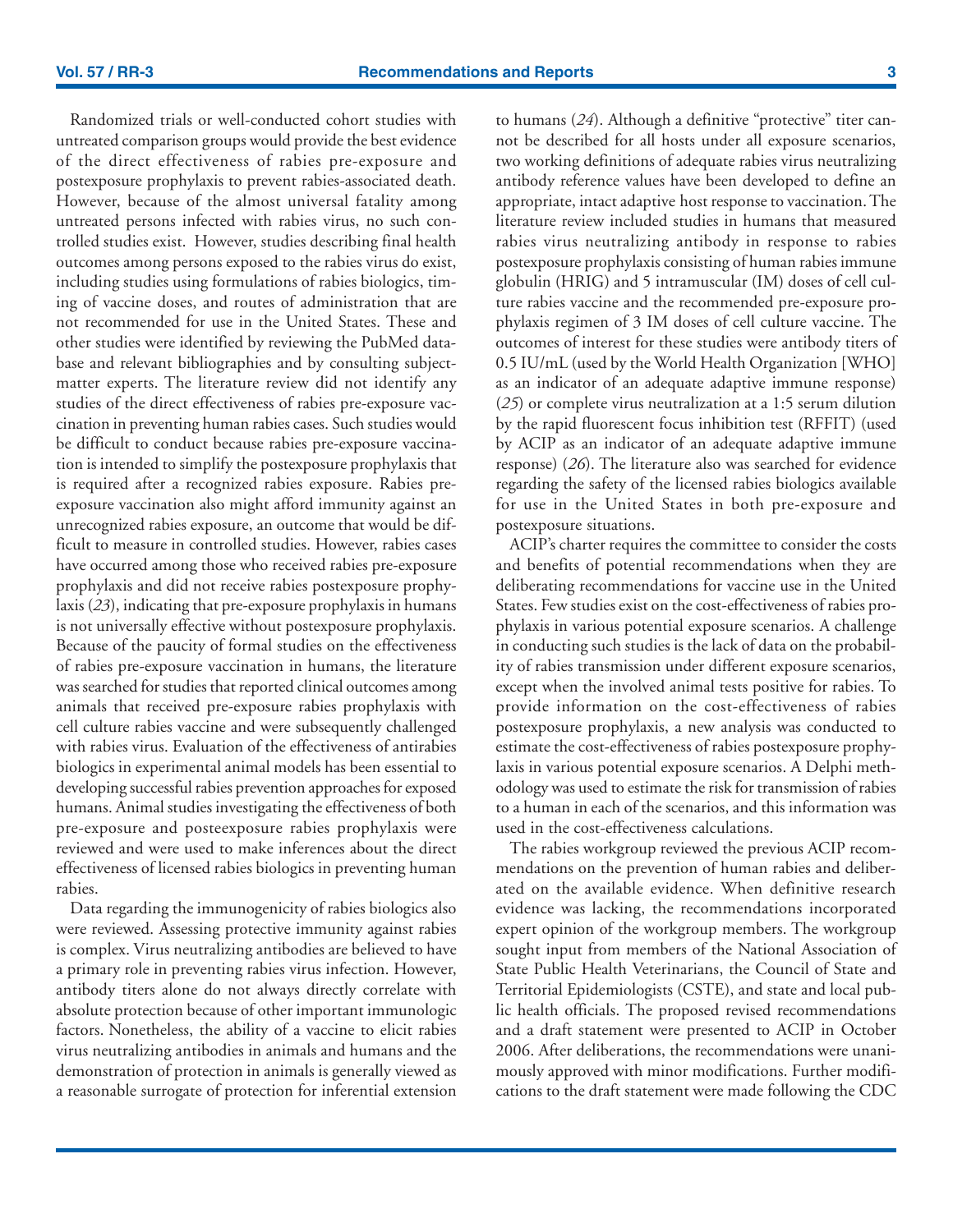Randomized trials or well-conducted cohort studies with untreated comparison groups would provide the best evidence of the direct effectiveness of rabies pre-exposure and postexposure prophylaxis to prevent rabies-associated death. However, because of the almost universal fatality among untreated persons infected with rabies virus, no such controlled studies exist. However, studies describing final health outcomes among persons exposed to the rabies virus do exist, including studies using formulations of rabies biologics, timing of vaccine doses, and routes of administration that are not recommended for use in the United States. These and other studies were identified by reviewing the PubMed database and relevant bibliographies and by consulting subject-matter experts. The literature review did not identify any studies of the direct effectiveness of rabies pre-exposure vaccination in preventing human rabies cases. Such studies would be difficult to conduct because rabies pre-exposure vaccination is intended to simplify the postexposure prophylaxis that is required after a recognized rabies exposure. Rabies pre-exposure vaccination also might afford immunity against an unrecognized rabies exposure, an outcome that would be difficult to measure in controlled studies. However, rabies cases have occurred among those who received rabies pre-exposure prophylaxis and did not receive rabies postexposure prophylaxis (*23*), indicating that pre-exposure prophylaxis in humans is not universally effective without postexposure prophylaxis. Because of the paucity of formal studies on the effectiveness of rabies pre-exposure vaccination in humans, the literature was searched for studies that reported clinical outcomes among animals that received pre-exposure rabies prophylaxis with cell culture rabies vaccine and were subsequently challenged with rabies virus. Evaluation of the effectiveness of antirabies biologics in experimental animal models has been essential to developing successful rabies prevention approaches for exposed humans. Animal studies investigating the effectiveness of both pre-exposure and posteexposure rabies prophylaxis were reviewed and were used to make inferences about the direct effectiveness of licensed rabies biologics in preventing human rabies.

Data regarding the immunogenicity of rabies biologics also were reviewed. Assessing protective immunity against rabies is complex. Virus neutralizing antibodies are believed to have a primary role in preventing rabies virus infection. However, antibody titers alone do not always directly correlate with absolute protection because of other important immunologic factors. Nonetheless, the ability of a vaccine to elicit rabies virus neutralizing antibodies in animals and humans and the demonstration of protection in animals is generally viewed as a reasonable surrogate of protection for inferential extension to humans (*24*). Although a definitive "protective" titer cannot be described for all hosts under all exposure scenarios, two working definitions of adequate rabies virus neutralizing antibody reference values have been developed to define an appropriate, intact adaptive host response to vaccination. The literature review included studies in humans that measured rabies virus neutralizing antibody in response to rabies postexposure prophylaxis consisting of human rabies immune globulin (HRIG) and 5 intramuscular (IM) doses of cell culture rabies vaccine and the recommended pre-exposure prophylaxis regimen of 3 IM doses of cell culture vaccine. The outcomes of interest for these studies were antibody titers of 0.5 IU/mL (used by the World Health Organization [WHO] as an indicator of an adequate adaptive immune response) (*25*) or complete virus neutralization at a 1:5 serum dilution by the rapid fluorescent focus inhibition test (RFFIT) (used by ACIP as an indicator of an adequate adaptive immune response) (*26*). The literature also was searched for evidence regarding the safety of the licensed rabies biologics available for use in the United States in both pre-exposure and postexposure situations.

ACIP's charter requires the committee to consider the costs and benefits of potential recommendations when they are deliberating recommendations for vaccine use in the United States. Few studies exist on the cost-effectiveness of rabies prophylaxis in various potential exposure scenarios. A challenge in conducting such studies is the lack of data on the probability of rabies transmission under different exposure scenarios, except when the involved animal tests positive for rabies. To provide information on the cost-effectiveness of rabies postexposure prophylaxis, a new analysis was conducted to estimate the cost-effectiveness of rabies postexposure prophylaxis in various potential exposure scenarios. A Delphi methodology was used to estimate the risk for transmission of rabies to a human in each of the scenarios, and this information was used in the cost-effectiveness calculations.

The rabies workgroup reviewed the previous ACIP recommendations on the prevention of human rabies and deliberated on the available evidence. When definitive research evidence was lacking, the recommendations incorporated expert opinion of the workgroup members. The workgroup sought input from members of the National Association of State Public Health Veterinarians, the Council of State and Territorial Epidemiologists (CSTE), and state and local public health officials. The proposed revised recommendations and a draft statement were presented to ACIP in October 2006. After deliberations, the recommendations were unanimously approved with minor modifications. Further modifications to the draft statement were made following the CDC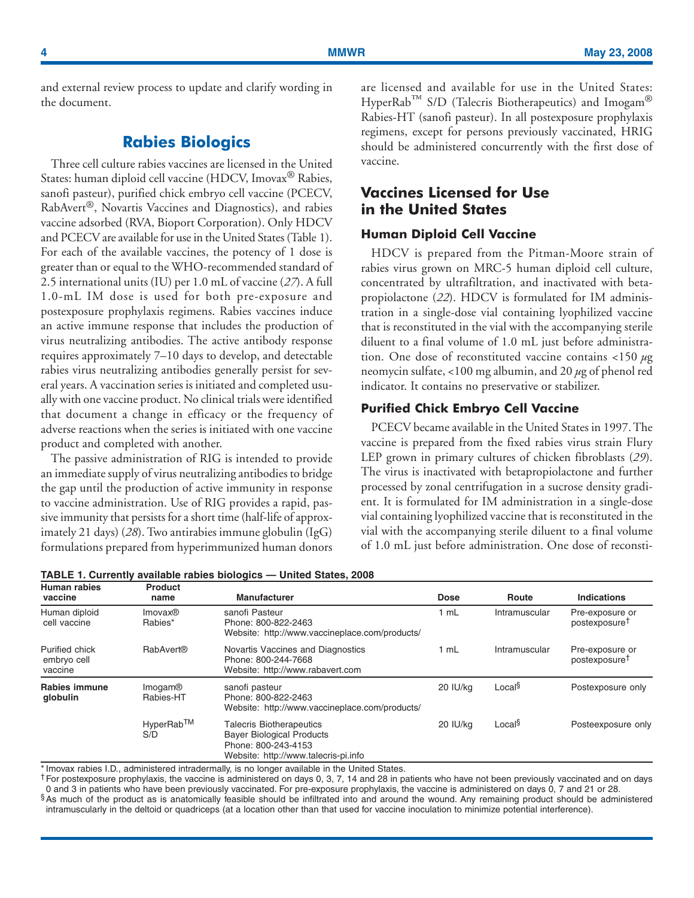and external review process to update and clarify wording in the document.

## Rabies Biologics

Three cell culture rabies vaccines are licensed in the United States: human diploid cell vaccine (HDCV, Imovax® Rabies, sanofi pasteur), purified chick embryo cell vaccine (PCECV, RabAvert®, Novartis Vaccines and Diagnostics), and rabies vaccine adsorbed (RVA, Bioport Corporation). Only HDCV and PCECV are available for use in the United States (Table 1). For each of the available vaccines, the potency of 1 dose is greater than or equal to the WHO-recommended standard of 2.5 international units (IU) per 1.0 mL of vaccine (*27*). A full 1.0-mL IM dose is used for both pre-exposure and postexposure prophylaxis regimens. Rabies vaccines induce an active immune response that includes the production of virus neutralizing antibodies. The active antibody response requires approximately 7–10 days to develop, and detectable rabies virus neutralizing antibodies generally persist for several years. A vaccination series is initiated and completed usually with one vaccine product. No clinical trials were identified that document a change in efficacy or the frequency of adverse reactions when the series is initiated with one vaccine product and completed with another.

The passive administration of RIG is intended to provide an immediate supply of virus neutralizing antibodies to bridge the gap until the production of active immunity in response to vaccine administration. Use of RIG provides a rapid, passive immunity that persists for a short time (half-life of approximately 21 days) (*28*). Two antirabies immune globulin (IgG) formulations prepared from hyperimmunized human donors are licensed and available for use in the United States: HyperRab™ S/D (Talecris Biotherapeutics) and Imogam® Rabies-HT (sanofi pasteur). In all postexposure prophylaxis regimens, except for persons previously vaccinated, HRIG should be administered concurrently with the first dose of vaccine.

## Vaccines Licensed for Use in the United States

### Human Diploid Cell Vaccine

HDCV is prepared from the Pitman-Moore strain of rabies virus grown on MRC-5 human diploid cell culture, concentrated by ultrafiltration, and inactivated with betapropiolactone (*22*). HDCV is formulated for IM administration in a single-dose vial containing lyophilized vaccine that is reconstituted in the vial with the accompanying sterile diluent to a final volume of 1.0 mL just before administration. One dose of reconstituted vaccine contains <150 μg neomycin sulfate, <100 mg albumin, and 20 μg of phenol red indicator. It contains no preservative or stabilizer.

### Purified Chick Embryo Cell Vaccine

PCECV became available in the United States in 1997. The vaccine is prepared from the fixed rabies virus strain Flury LEP grown in primary cultures of chicken fibroblasts (*29*). The virus is inactivated with betapropiolactone and further processed by zonal centrifugation in a sucrose density gradient. It is formulated for IM administration in a single-dose vial containing lyophilized vaccine that is reconstituted in the vial with the accompanying sterile diluent to a final volume of 1.0 mL just before administration. One dose of reconsti-

**TABLE 1. Currently available rabies biologics — United States, 2008**

| Human rabies vaccine | Product name | Manufacturer | Dose | Route | Indications |
|---|---|---|---|---|---|
| Human diploid cell vaccine | Imovax® Rabies* | sanofi Pasteur<br>Phone: 800-822-2463<br>Website: http://www.vaccineplace.com/products/ | 1 mL | Intramuscular | Pre-exposure or postexposure† |
| Purified chick embryo cell vaccine | RabAvert® | Novartis Vaccines and Diagnostics<br>Phone: 800-244-7668<br>Website: http://www.rabavert.com | 1 mL | Intramuscular | Pre-exposure or postexposure† |
| **Rabies immune globulin** | Imogam® Rabies-HT | sanofi pasteur<br>Phone: 800-822-2463<br>Website: http://www.vaccineplace.com/products/ | 20 IU/kg | Local§ | Postexposure only |
| | HyperRab™ S/D | Talecris Biotherapeutics<br>Bayer Biological Products<br>Phone: 800-243-4153<br>Website: http://www.talecris-pi.info | 20 IU/kg | Local§ | Posteexposure only |

\* Imovax rabies I.D., administered intradermally, is no longer available in the United States.

† For postexposure prophylaxis, the vaccine is administered on days 0, 3, 7, 14 and 28 in patients who have not been previously vaccinated and on days 0 and 3 in patients who have been previously vaccinated. For pre-exposure prophylaxis, the vaccine is administered on days 0, 7 and 21 or 28.

§ As much of the product as is anatomically feasible should be infiltrated into and around the wound. Any remaining product should be administered intramuscularly in the deltoid or quadriceps (at a location other than that used for vaccine inoculation to minimize potential interference).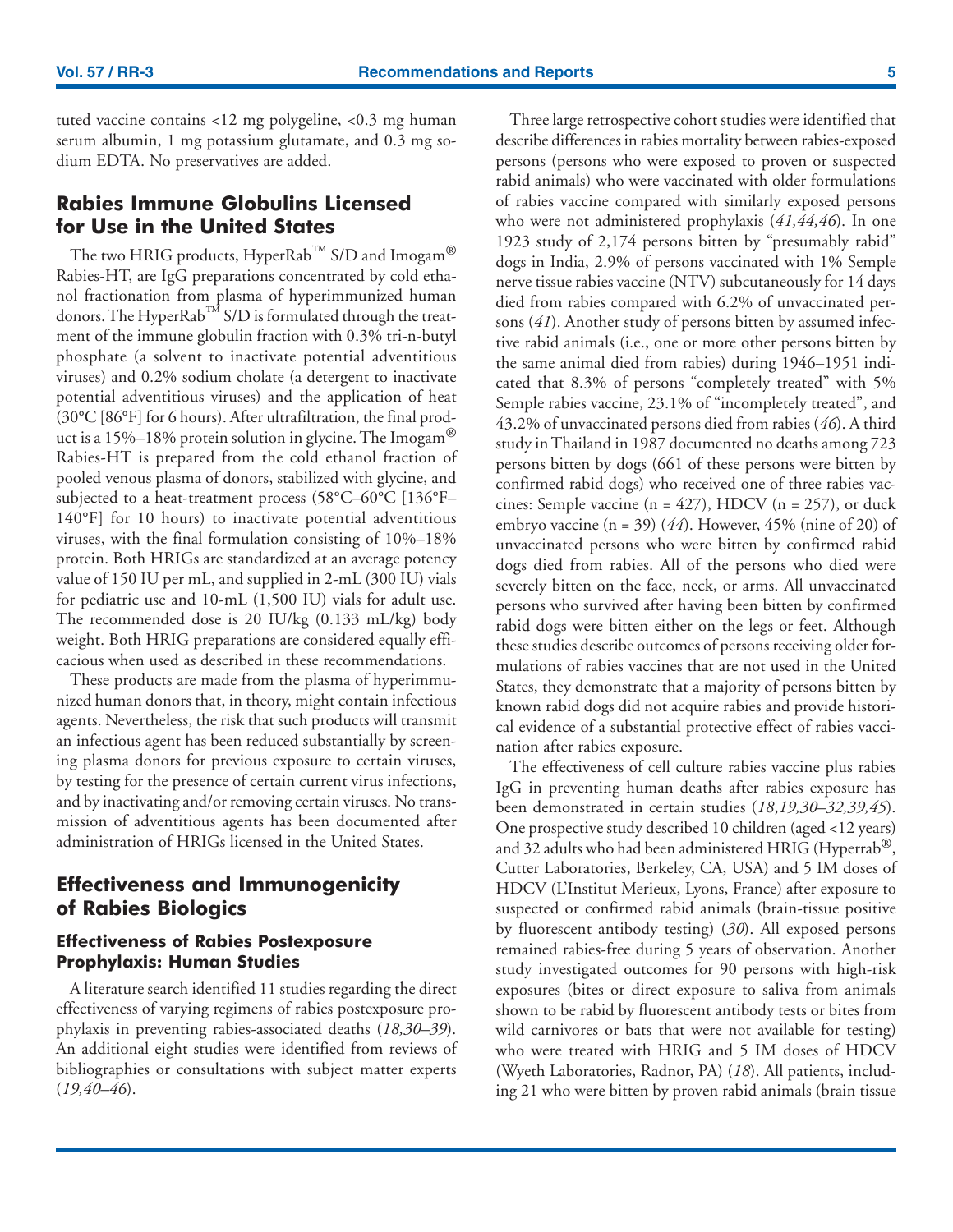tuted vaccine contains <12 mg polygeline, <0.3 mg human serum albumin, 1 mg potassium glutamate, and 0.3 mg sodium EDTA. No preservatives are added.

## Rabies Immune Globulins Licensed for Use in the United States

The two HRIG products, HyperRab™ S/D and Imogam® Rabies-HT, are IgG preparations concentrated by cold ethanol fractionation from plasma of hyperimmunized human donors. The HyperRab™ S/D is formulated through the treatment of the immune globulin fraction with 0.3% tri-n-butyl phosphate (a solvent to inactivate potential adventitious viruses) and 0.2% sodium cholate (a detergent to inactivate potential adventitious viruses) and the application of heat (30°C [86°F] for 6 hours). After ultrafiltration, the final product is a 15%–18% protein solution in glycine. The Imogam® Rabies-HT is prepared from the cold ethanol fraction of pooled venous plasma of donors, stabilized with glycine, and subjected to a heat-treatment process (58°C–60°C [136°F–140°F] for 10 hours) to inactivate potential adventitious viruses, with the final formulation consisting of 10%–18% protein. Both HRIGs are standardized at an average potency value of 150 IU per mL, and supplied in 2-mL (300 IU) vials for pediatric use and 10-mL (1,500 IU) vials for adult use. The recommended dose is 20 IU/kg (0.133 mL/kg) body weight. Both HRIG preparations are considered equally efficacious when used as described in these recommendations.

These products are made from the plasma of hyperimmunized human donors that, in theory, might contain infectious agents. Nevertheless, the risk that such products will transmit an infectious agent has been reduced substantially by screening plasma donors for previous exposure to certain viruses, by testing for the presence of certain current virus infections, and by inactivating and/or removing certain viruses. No transmission of adventitious agents has been documented after administration of HRIGs licensed in the United States.

## Effectiveness and Immunogenicity of Rabies Biologics

### Effectiveness of Rabies Postexposure Prophylaxis: Human Studies

A literature search identified 11 studies regarding the direct effectiveness of varying regimens of rabies postexposure prophylaxis in preventing rabies-associated deaths (*18,30–39*). An additional eight studies were identified from reviews of bibliographies or consultations with subject matter experts (*19,40–46*).

Three large retrospective cohort studies were identified that describe differences in rabies mortality between rabies-exposed persons (persons who were exposed to proven or suspected rabid animals) who were vaccinated with older formulations of rabies vaccine compared with similarly exposed persons who were not administered prophylaxis (*41,44,46*). In one 1923 study of 2,174 persons bitten by "presumably rabid" dogs in India, 2.9% of persons vaccinated with 1% Semple nerve tissue rabies vaccine (NTV) subcutaneously for 14 days died from rabies compared with 6.2% of unvaccinated persons (*41*). Another study of persons bitten by assumed infective rabid animals (i.e., one or more other persons bitten by the same animal died from rabies) during 1946–1951 indicated that 8.3% of persons "completely treated" with 5% Semple rabies vaccine, 23.1% of "incompletely treated", and 43.2% of unvaccinated persons died from rabies (*46*). A third study in Thailand in 1987 documented no deaths among 723 persons bitten by dogs (661 of these persons were bitten by confirmed rabid dogs) who received one of three rabies vaccines: Semple vaccine (n = 427), HDCV (n = 257), or duck embryo vaccine (n = 39) (*44*). However, 45% (nine of 20) of unvaccinated persons who were bitten by confirmed rabid dogs died from rabies. All of the persons who died were severely bitten on the face, neck, or arms. All unvaccinated persons who survived after having been bitten by confirmed rabid dogs were bitten either on the legs or feet. Although these studies describe outcomes of persons receiving older formulations of rabies vaccines that are not used in the United States, they demonstrate that a majority of persons bitten by known rabid dogs did not acquire rabies and provide historical evidence of a substantial protective effect of rabies vaccination after rabies exposure.

The effectiveness of cell culture rabies vaccine plus rabies IgG in preventing human deaths after rabies exposure has been demonstrated in certain studies (*18,19,30–32,39,45*). One prospective study described 10 children (aged <12 years) and 32 adults who had been administered HRIG (Hyperrab®, Cutter Laboratories, Berkeley, CA, USA) and 5 IM doses of HDCV (L'Institut Merieux, Lyons, France) after exposure to suspected or confirmed rabid animals (brain-tissue positive by fluorescent antibody testing) (*30*). All exposed persons remained rabies-free during 5 years of observation. Another study investigated outcomes for 90 persons with high-risk exposures (bites or direct exposure to saliva from animals shown to be rabid by fluorescent antibody tests or bites from wild carnivores or bats that were not available for testing) who were treated with HRIG and 5 IM doses of HDCV (Wyeth Laboratories, Radnor, PA) (*18*). All patients, including 21 who were bitten by proven rabid animals (brain tissue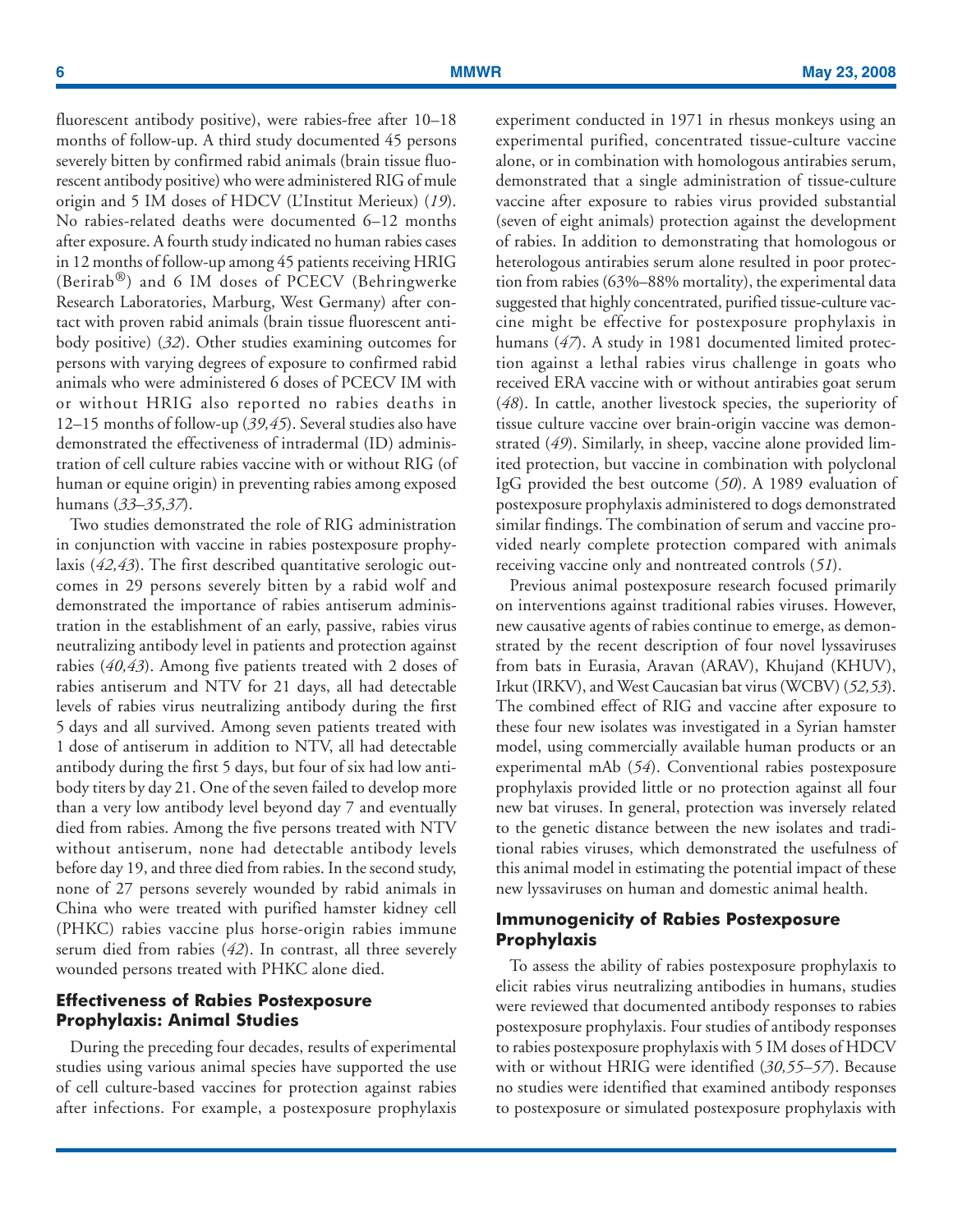fluorescent antibody positive), were rabies-free after 10–18 months of follow-up. A third study documented 45 persons severely bitten by confirmed rabid animals (brain tissue fluorescent antibody positive) who were administered RIG of mule origin and 5 IM doses of HDCV (L'Institut Merieux) (*19*). No rabies-related deaths were documented 6–12 months after exposure. A fourth study indicated no human rabies cases in 12 months of follow-up among 45 patients receiving HRIG (Berirab®) and 6 IM doses of PCECV (Behringwerke Research Laboratories, Marburg, West Germany) after contact with proven rabid animals (brain tissue fluorescent antibody positive) (*32*). Other studies examining outcomes for persons with varying degrees of exposure to confirmed rabid animals who were administered 6 doses of PCECV IM with or without HRIG also reported no rabies deaths in 12–15 months of follow-up (*39,45*). Several studies also have demonstrated the effectiveness of intradermal (ID) administration of cell culture rabies vaccine with or without RIG (of human or equine origin) in preventing rabies among exposed humans (*33–35,37*).

Two studies demonstrated the role of RIG administration in conjunction with vaccine in rabies postexposure prophylaxis (*42,43*). The first described quantitative serologic outcomes in 29 persons severely bitten by a rabid wolf and demonstrated the importance of rabies antiserum administration in the establishment of an early, passive, rabies virus neutralizing antibody level in patients and protection against rabies (*40,43*). Among five patients treated with 2 doses of rabies antiserum and NTV for 21 days, all had detectable levels of rabies virus neutralizing antibody during the first 5 days and all survived. Among seven patients treated with 1 dose of antiserum in addition to NTV, all had detectable antibody during the first 5 days, but four of six had low antibody titers by day 21. One of the seven failed to develop more than a very low antibody level beyond day 7 and eventually died from rabies. Among the five persons treated with NTV without antiserum, none had detectable antibody levels before day 19, and three died from rabies. In the second study, none of 27 persons severely wounded by rabid animals in China who were treated with purified hamster kidney cell (PHKC) rabies vaccine plus horse-origin rabies immune serum died from rabies (*42*). In contrast, all three severely wounded persons treated with PHKC alone died.

### Effectiveness of Rabies Postexposure Prophylaxis: Animal Studies

During the preceding four decades, results of experimental studies using various animal species have supported the use of cell culture-based vaccines for protection against rabies after infections. For example, a postexposure prophylaxis experiment conducted in 1971 in rhesus monkeys using an experimental purified, concentrated tissue-culture vaccine alone, or in combination with homologous antirabies serum, demonstrated that a single administration of tissue-culture vaccine after exposure to rabies virus provided substantial (seven of eight animals) protection against the development of rabies. In addition to demonstrating that homologous or heterologous antirabies serum alone resulted in poor protection from rabies (63%–88% mortality), the experimental data suggested that highly concentrated, purified tissue-culture vaccine might be effective for postexposure prophylaxis in humans (*47*). A study in 1981 documented limited protection against a lethal rabies virus challenge in goats who received ERA vaccine with or without antirabies goat serum (*48*). In cattle, another livestock species, the superiority of tissue culture vaccine over brain-origin vaccine was demonstrated (*49*). Similarly, in sheep, vaccine alone provided limited protection, but vaccine in combination with polyclonal IgG provided the best outcome (*50*). A 1989 evaluation of postexposure prophylaxis administered to dogs demonstrated similar findings. The combination of serum and vaccine provided nearly complete protection compared with animals receiving vaccine only and nontreated controls (*51*).

Previous animal postexposure research focused primarily on interventions against traditional rabies viruses. However, new causative agents of rabies continue to emerge, as demonstrated by the recent description of four novel lyssaviruses from bats in Eurasia, Aravan (ARAV), Khujand (KHUV), Irkut (IRKV), and West Caucasian bat virus (WCBV) (*52,53*). The combined effect of RIG and vaccine after exposure to these four new isolates was investigated in a Syrian hamster model, using commercially available human products or an experimental mAb (*54*). Conventional rabies postexposure prophylaxis provided little or no protection against all four new bat viruses. In general, protection was inversely related to the genetic distance between the new isolates and traditional rabies viruses, which demonstrated the usefulness of this animal model in estimating the potential impact of these new lyssaviruses on human and domestic animal health.

### Immunogenicity of Rabies Postexposure Prophylaxis

To assess the ability of rabies postexposure prophylaxis to elicit rabies virus neutralizing antibodies in humans, studies were reviewed that documented antibody responses to rabies postexposure prophylaxis. Four studies of antibody responses to rabies postexposure prophylaxis with 5 IM doses of HDCV with or without HRIG were identified (*30,55–57*). Because no studies were identified that examined antibody responses to postexposure or simulated postexposure prophylaxis with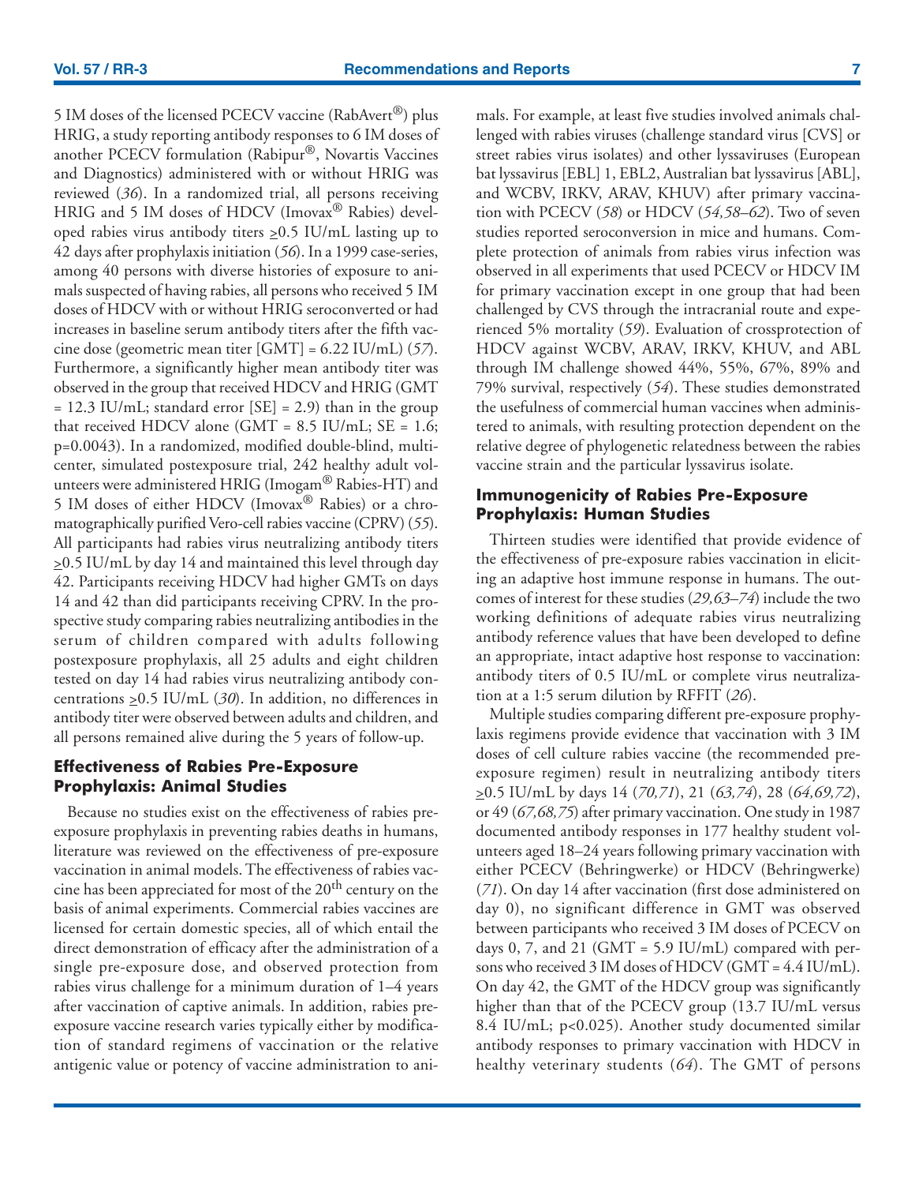5 IM doses of the licensed PCECV vaccine (RabAvert®) plus HRIG, a study reporting antibody responses to 6 IM doses of another PCECV formulation (Rabipur®, Novartis Vaccines and Diagnostics) administered with or without HRIG was reviewed (*36*). In a randomized trial, all persons receiving HRIG and 5 IM doses of HDCV (Imovax® Rabies) developed rabies virus antibody titers ≥0.5 IU/mL lasting up to 42 days after prophylaxis initiation (*56*). In a 1999 case-series, among 40 persons with diverse histories of exposure to animals suspected of having rabies, all persons who received 5 IM doses of HDCV with or without HRIG seroconverted or had increases in baseline serum antibody titers after the fifth vaccine dose (geometric mean titer [GMT] = 6.22 IU/mL) (*57*). Furthermore, a significantly higher mean antibody titer was observed in the group that received HDCV and HRIG (GMT = 12.3 IU/mL; standard error [SE] = 2.9) than in the group that received HDCV alone (GMT = 8.5 IU/mL; SE = 1.6; p=0.0043). In a randomized, modified double-blind, multicenter, simulated postexposure trial, 242 healthy adult volunteers were administered HRIG (Imogam® Rabies-HT) and 5 IM doses of either HDCV (Imovax® Rabies) or a chromatographically purified Vero-cell rabies vaccine (CPRV) (*55*). All participants had rabies virus neutralizing antibody titers ≥0.5 IU/mL by day 14 and maintained this level through day 42. Participants receiving HDCV had higher GMTs on days 14 and 42 than did participants receiving CPRV. In the prospective study comparing rabies neutralizing antibodies in the serum of children compared with adults following postexposure prophylaxis, all 25 adults and eight children tested on day 14 had rabies virus neutralizing antibody concentrations ≥0.5 IU/mL (*30*). In addition, no differences in antibody titer were observed between adults and children, and all persons remained alive during the 5 years of follow-up.

## Effectiveness of Rabies Pre-Exposure Prophylaxis: Animal Studies

Because no studies exist on the effectiveness of rabies pre-exposure prophylaxis in preventing rabies deaths in humans, literature was reviewed on the effectiveness of pre-exposure vaccination in animal models. The effectiveness of rabies vaccine has been appreciated for most of the 20th century on the basis of animal experiments. Commercial rabies vaccines are licensed for certain domestic species, all of which entail the direct demonstration of efficacy after the administration of a single pre-exposure dose, and observed protection from rabies virus challenge for a minimum duration of 1–4 years after vaccination of captive animals. In addition, rabies pre-exposure vaccine research varies typically either by modification of standard regimens of vaccination or the relative antigenic value or potency of vaccine administration to animals. For example, at least five studies involved animals challenged with rabies viruses (challenge standard virus [CVS] or street rabies virus isolates) and other lyssaviruses (European bat lyssavirus [EBL] 1, EBL2, Australian bat lyssavirus [ABL], and WCBV, IRKV, ARAV, KHUV) after primary vaccination with PCECV (*58*) or HDCV (*54,58–62*). Two of seven studies reported seroconversion in mice and humans. Complete protection of animals from rabies virus infection was observed in all experiments that used PCECV or HDCV IM for primary vaccination except in one group that had been challenged by CVS through the intracranial route and experienced 5% mortality (*59*). Evaluation of crossprotection of HDCV against WCBV, ARAV, IRKV, KHUV, and ABL through IM challenge showed 44%, 55%, 67%, 89% and 79% survival, respectively (*54*). These studies demonstrated the usefulness of commercial human vaccines when administered to animals, with resulting protection dependent on the relative degree of phylogenetic relatedness between the rabies vaccine strain and the particular lyssavirus isolate.

## Immunogenicity of Rabies Pre-Exposure Prophylaxis: Human Studies

Thirteen studies were identified that provide evidence of the effectiveness of pre-exposure rabies vaccination in eliciting an adaptive host immune response in humans. The outcomes of interest for these studies (*29,63–74*) include the two working definitions of adequate rabies virus neutralizing antibody reference values that have been developed to define an appropriate, intact adaptive host response to vaccination: antibody titers of 0.5 IU/mL or complete virus neutralization at a 1:5 serum dilution by RFFIT (*26*).

Multiple studies comparing different pre-exposure prophylaxis regimens provide evidence that vaccination with 3 IM doses of cell culture rabies vaccine (the recommended pre-exposure regimen) result in neutralizing antibody titers ≥0.5 IU/mL by days 14 (*70,71*), 21 (*63,74*), 28 (*64,69,72*), or 49 (*67,68,75*) after primary vaccination. One study in 1987 documented antibody responses in 177 healthy student volunteers aged 18–24 years following primary vaccination with either PCECV (Behringwerke) or HDCV (Behringwerke) (*71*). On day 14 after vaccination (first dose administered on day 0), no significant difference in GMT was observed between participants who received 3 IM doses of PCECV on days 0, 7, and 21 (GMT = 5.9 IU/mL) compared with persons who received 3 IM doses of HDCV (GMT = 4.4 IU/mL). On day 42, the GMT of the HDCV group was significantly higher than that of the PCECV group (13.7 IU/mL versus 8.4 IU/mL; p<0.025). Another study documented similar antibody responses to primary vaccination with HDCV in healthy veterinary students (*64*). The GMT of persons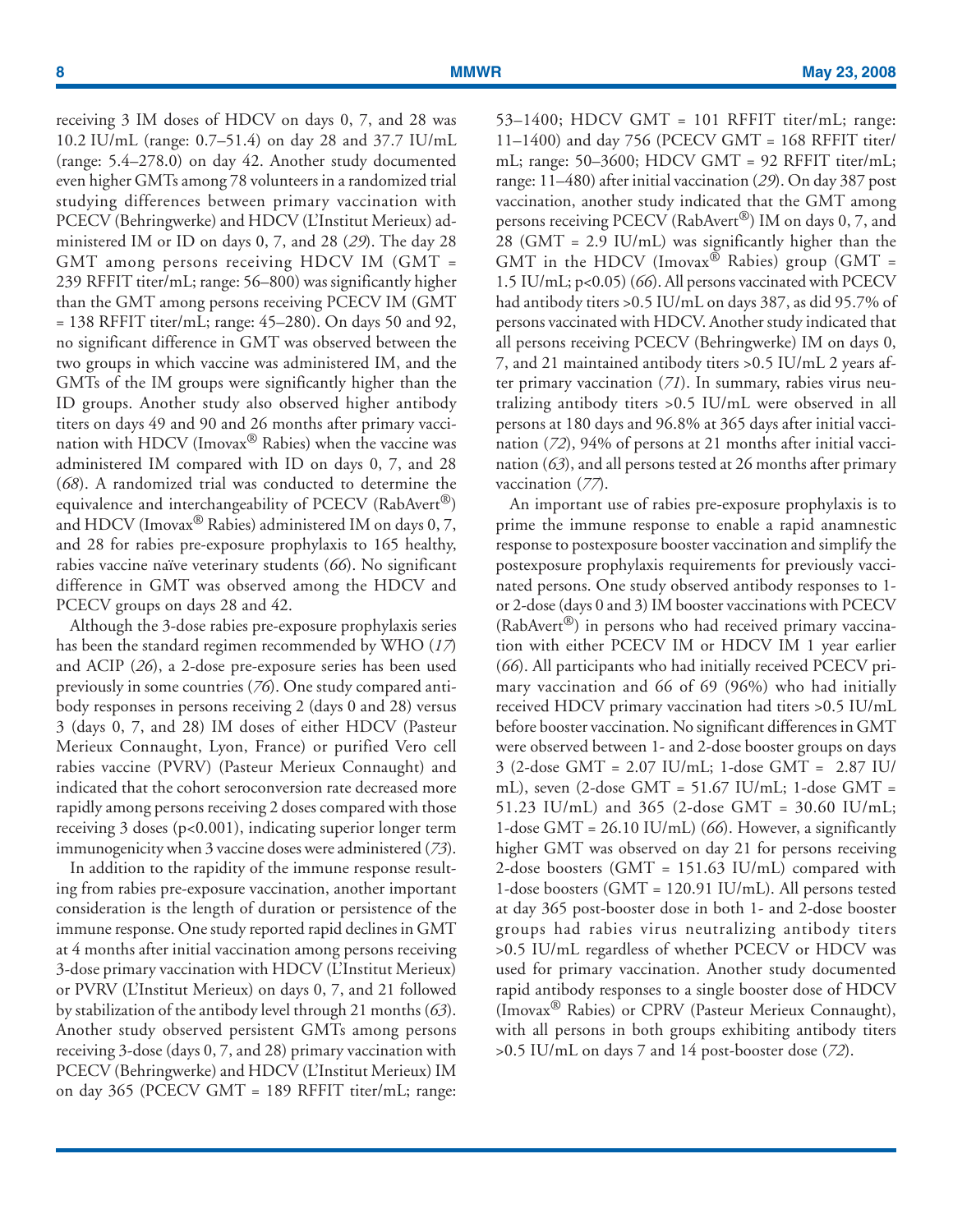receiving 3 IM doses of HDCV on days 0, 7, and 28 was 10.2 IU/mL (range: 0.7–51.4) on day 28 and 37.7 IU/mL (range: 5.4–278.0) on day 42. Another study documented even higher GMTs among 78 volunteers in a randomized trial studying differences between primary vaccination with PCECV (Behringwerke) and HDCV (L'Institut Merieux) administered IM or ID on days 0, 7, and 28 (*29*). The day 28 GMT among persons receiving HDCV IM (GMT = 239 RFFIT titer/mL; range: 56–800) was significantly higher than the GMT among persons receiving PCECV IM (GMT = 138 RFFIT titer/mL; range: 45–280). On days 50 and 92, no significant difference in GMT was observed between the two groups in which vaccine was administered IM, and the GMTs of the IM groups were significantly higher than the ID groups. Another study also observed higher antibody titers on days 49 and 90 and 26 months after primary vaccination with HDCV (Imovax® Rabies) when the vaccine was administered IM compared with ID on days 0, 7, and 28 (*68*). A randomized trial was conducted to determine the equivalence and interchangeability of PCECV (RabAvert®) and HDCV (Imovax® Rabies) administered IM on days 0, 7, and 28 for rabies pre-exposure prophylaxis to 165 healthy, rabies vaccine naïve veterinary students (*66*). No significant difference in GMT was observed among the HDCV and PCECV groups on days 28 and 42.

Although the 3-dose rabies pre-exposure prophylaxis series has been the standard regimen recommended by WHO (*17*) and ACIP (*26*), a 2-dose pre-exposure series has been used previously in some countries (*76*). One study compared antibody responses in persons receiving 2 (days 0 and 28) versus 3 (days 0, 7, and 28) IM doses of either HDCV (Pasteur Merieux Connaught, Lyon, France) or purified Vero cell rabies vaccine (PVRV) (Pasteur Merieux Connaught) and indicated that the cohort seroconversion rate decreased more rapidly among persons receiving 2 doses compared with those receiving 3 doses ($p<0.001$), indicating superior longer term immunogenicity when 3 vaccine doses were administered (*73*).

In addition to the rapidity of the immune response resulting from rabies pre-exposure vaccination, another important consideration is the length of duration or persistence of the immune response. One study reported rapid declines in GMT at 4 months after initial vaccination among persons receiving 3-dose primary vaccination with HDCV (L'Institut Merieux) or PVRV (L'Institut Merieux) on days 0, 7, and 21 followed by stabilization of the antibody level through 21 months (*63*). Another study observed persistent GMTs among persons receiving 3-dose (days 0, 7, and 28) primary vaccination with PCECV (Behringwerke) and HDCV (L'Institut Merieux) IM on day 365 (PCECV GMT = 189 RFFIT titer/mL; range: 53–1400; HDCV GMT = 101 RFFIT titer/mL; range: 11–1400) and day 756 (PCECV GMT = 168 RFFIT titer/mL; range: 50–3600; HDCV GMT = 92 RFFIT titer/mL; range: 11–480) after initial vaccination (*29*). On day 387 post vaccination, another study indicated that the GMT among persons receiving PCECV (RabAvert®) IM on days 0, 7, and 28 (GMT = 2.9 IU/mL) was significantly higher than the GMT in the HDCV (Imovax® Rabies) group (GMT = 1.5 IU/mL; $p<0.05$) (*66*). All persons vaccinated with PCECV had antibody titers >0.5 IU/mL on days 387, as did 95.7% of persons vaccinated with HDCV. Another study indicated that all persons receiving PCECV (Behringwerke) IM on days 0, 7, and 21 maintained antibody titers >0.5 IU/mL 2 years after primary vaccination (*71*). In summary, rabies virus neutralizing antibody titers >0.5 IU/mL were observed in all persons at 180 days and 96.8% at 365 days after initial vaccination (*72*), 94% of persons at 21 months after initial vaccination (*63*), and all persons tested at 26 months after primary vaccination (*77*).

An important use of rabies pre-exposure prophylaxis is to prime the immune response to enable a rapid anamnestic response to postexposure booster vaccination and simplify the postexposure prophylaxis requirements for previously vaccinated persons. One study observed antibody responses to 1- or 2-dose (days 0 and 3) IM booster vaccinations with PCECV (RabAvert®) in persons who had received primary vaccination with either PCECV IM or HDCV IM 1 year earlier (*66*). All participants who had initially received PCECV primary vaccination and 66 of 69 (96%) who had initially received HDCV primary vaccination had titers >0.5 IU/mL before booster vaccination. No significant differences in GMT were observed between 1- and 2-dose booster groups on days 3 (2-dose GMT = 2.07 IU/mL; 1-dose GMT = 2.87 IU/mL), seven (2-dose GMT = 51.67 IU/mL; 1-dose GMT = 51.23 IU/mL) and 365 (2-dose GMT = 30.60 IU/mL; 1-dose GMT = 26.10 IU/mL) (*66*). However, a significantly higher GMT was observed on day 21 for persons receiving 2-dose boosters (GMT = 151.63 IU/mL) compared with 1-dose boosters (GMT = 120.91 IU/mL). All persons tested at day 365 post-booster dose in both 1- and 2-dose booster groups had rabies virus neutralizing antibody titers >0.5 IU/mL regardless of whether PCECV or HDCV was used for primary vaccination. Another study documented rapid antibody responses to a single booster dose of HDCV (Imovax® Rabies) or CPRV (Pasteur Merieux Connaught), with all persons in both groups exhibiting antibody titers >0.5 IU/mL on days 7 and 14 post-booster dose (*72*).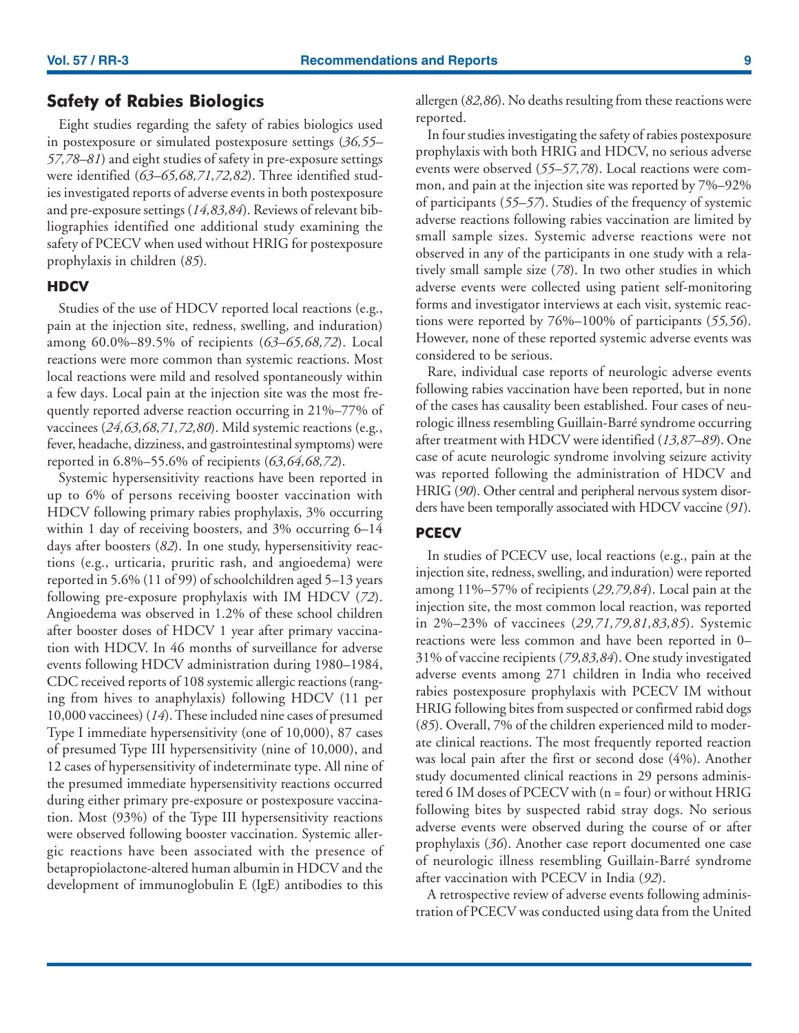## Safety of Rabies Biologics

Eight studies regarding the safety of rabies biologics used in postexposure or simulated postexposure settings (*36,55–57,78–81*) and eight studies of safety in pre-exposure settings were identified (*63–65,68,71,72,82*). Three identified studies investigated reports of adverse events in both postexposure and pre-exposure settings (*14,83,84*). Reviews of relevant bibliographies identified one additional study examining the safety of PCECV when used without HRIG for postexposure prophylaxis in children (*85*).

### HDCV

Studies of the use of HDCV reported local reactions (e.g., pain at the injection site, redness, swelling, and induration) among 60.0%–89.5% of recipients (*63–65,68,72*). Local reactions were more common than systemic reactions. Most local reactions were mild and resolved spontaneously within a few days. Local pain at the injection site was the most frequently reported adverse reaction occurring in 21%–77% of vaccinees (*24,63,68,71,72,80*). Mild systemic reactions (e.g., fever, headache, dizziness, and gastrointestinal symptoms) were reported in 6.8%–55.6% of recipients (*63,64,68,72*).

Systemic hypersensitivity reactions have been reported in up to 6% of persons receiving booster vaccination with HDCV following primary rabies prophylaxis, 3% occurring within 1 day of receiving boosters, and 3% occurring 6–14 days after boosters (*82*). In one study, hypersensitivity reactions (e.g., urticaria, pruritic rash, and angioedema) were reported in 5.6% (11 of 99) of schoolchildren aged 5–13 years following pre-exposure prophylaxis with IM HDCV (*72*). Angioedema was observed in 1.2% of these school children after booster doses of HDCV 1 year after primary vaccination with HDCV. In 46 months of surveillance for adverse events following HDCV administration during 1980–1984, CDC received reports of 108 systemic allergic reactions (ranging from hives to anaphylaxis) following HDCV (11 per 10,000 vaccinees) (*14*). These included nine cases of presumed Type I immediate hypersensitivity (one of 10,000), 87 cases of presumed Type III hypersensitivity (nine of 10,000), and 12 cases of hypersensitivity of indeterminate type. All nine of the presumed immediate hypersensitivity reactions occurred during either primary pre-exposure or postexposure vaccination. Most (93%) of the Type III hypersensitivity reactions were observed following booster vaccination. Systemic allergic reactions have been associated with the presence of betapropiolactone-altered human albumin in HDCV and the development of immunoglobulin E (IgE) antibodies to this allergen (*82,86*). No deaths resulting from these reactions were reported.

In four studies investigating the safety of rabies postexposure prophylaxis with both HRIG and HDCV, no serious adverse events were observed (*55–57,78*). Local reactions were common, and pain at the injection site was reported by 7%–92% of participants (*55–57*). Studies of the frequency of systemic adverse reactions following rabies vaccination are limited by small sample sizes. Systemic adverse reactions were not observed in any of the participants in one study with a relatively small sample size (*78*). In two other studies in which adverse events were collected using patient self-monitoring forms and investigator interviews at each visit, systemic reactions were reported by 76%–100% of participants (*55,56*). However, none of these reported systemic adverse events was considered to be serious.

Rare, individual case reports of neurologic adverse events following rabies vaccination have been reported, but in none of the cases has causality been established. Four cases of neurologic illness resembling Guillain-Barré syndrome occurring after treatment with HDCV were identified (*13,87–89*). One case of acute neurologic syndrome involving seizure activity was reported following the administration of HDCV and HRIG (*90*). Other central and peripheral nervous system disorders have been temporally associated with HDCV vaccine (*91*).

### PCECV

In studies of PCECV use, local reactions (e.g., pain at the injection site, redness, swelling, and induration) were reported among 11%–57% of recipients (*29,79,84*). Local pain at the injection site, the most common local reaction, was reported in 2%–23% of vaccinees (*29,71,79,81,83,85*). Systemic reactions were less common and have been reported in 0–31% of vaccine recipients (*79,83,84*). One study investigated adverse events among 271 children in India who received rabies postexposure prophylaxis with PCECV IM without HRIG following bites from suspected or confirmed rabid dogs (*85*). Overall, 7% of the children experienced mild to moderate clinical reactions. The most frequently reported reaction was local pain after the first or second dose (4%). Another study documented clinical reactions in 29 persons administered 6 IM doses of PCECV with (n = four) or without HRIG following bites by suspected rabid stray dogs. No serious adverse events were observed during the course of or after prophylaxis (*36*). Another case report documented one case of neurologic illness resembling Guillain-Barré syndrome after vaccination with PCECV in India (*92*).

A retrospective review of adverse events following administration of PCECV was conducted using data from the United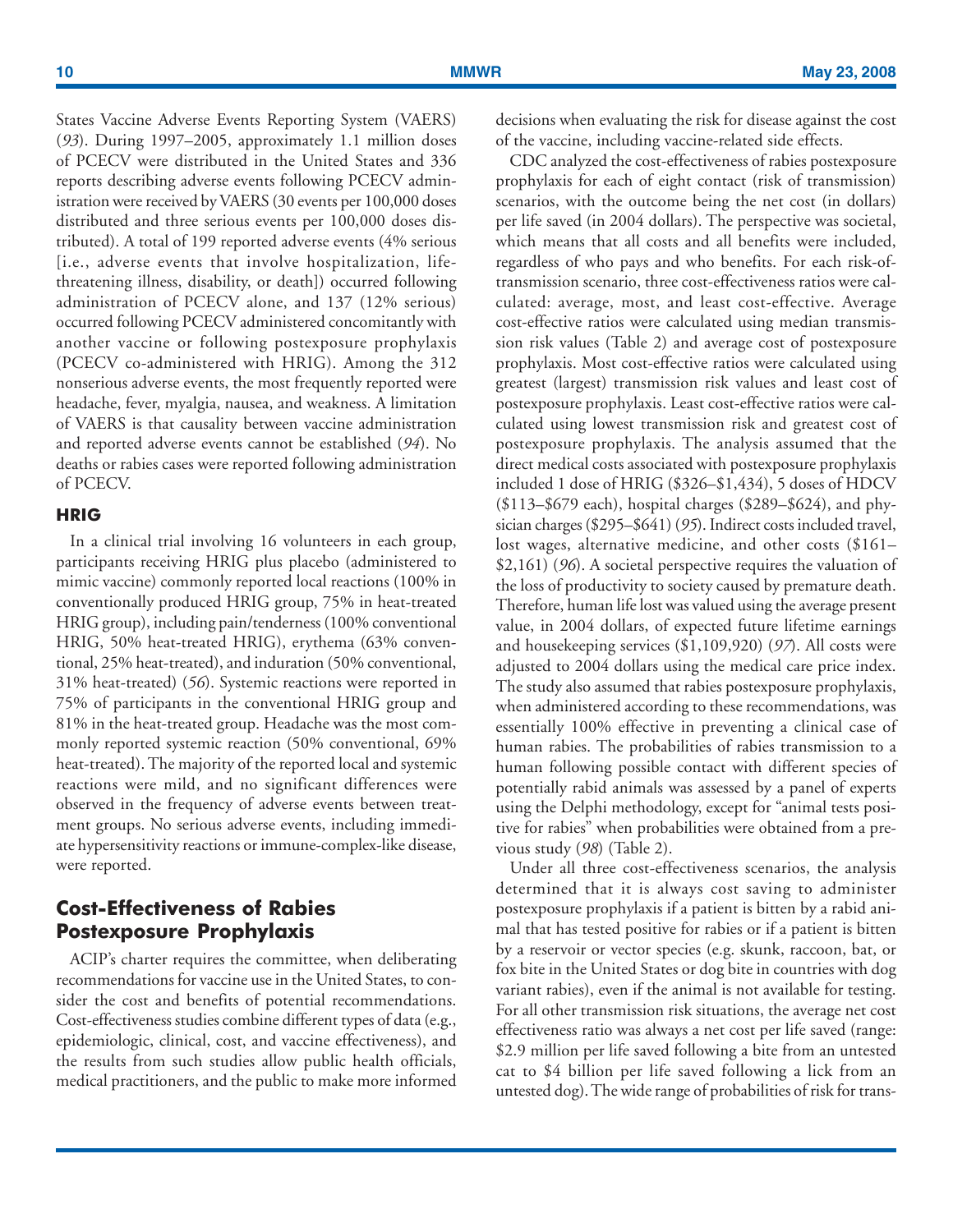States Vaccine Adverse Events Reporting System (VAERS) (*93*). During 1997–2005, approximately 1.1 million doses of PCECV were distributed in the United States and 336 reports describing adverse events following PCECV administration were received by VAERS (30 events per 100,000 doses distributed and three serious events per 100,000 doses distributed). A total of 199 reported adverse events (4% serious [i.e., adverse events that involve hospitalization, life-threatening illness, disability, or death]) occurred following administration of PCECV alone, and 137 (12% serious) occurred following PCECV administered concomitantly with another vaccine or following postexposure prophylaxis (PCECV co-administered with HRIG). Among the 312 nonserious adverse events, the most frequently reported were headache, fever, myalgia, nausea, and weakness. A limitation of VAERS is that causality between vaccine administration and reported adverse events cannot be established (*94*). No deaths or rabies cases were reported following administration of PCECV.

### HRIG

In a clinical trial involving 16 volunteers in each group, participants receiving HRIG plus placebo (administered to mimic vaccine) commonly reported local reactions (100% in conventionally produced HRIG group, 75% in heat-treated HRIG group), including pain/tenderness (100% conventional HRIG, 50% heat-treated HRIG), erythema (63% conventional, 25% heat-treated), and induration (50% conventional, 31% heat-treated) (*56*). Systemic reactions were reported in 75% of participants in the conventional HRIG group and 81% in the heat-treated group. Headache was the most commonly reported systemic reaction (50% conventional, 69% heat-treated). The majority of the reported local and systemic reactions were mild, and no significant differences were observed in the frequency of adverse events between treatment groups. No serious adverse events, including immediate hypersensitivity reactions or immune-complex-like disease, were reported.

## Cost-Effectiveness of Rabies Postexposure Prophylaxis

ACIP's charter requires the committee, when deliberating recommendations for vaccine use in the United States, to consider the cost and benefits of potential recommendations. Cost-effectiveness studies combine different types of data (e.g., epidemiologic, clinical, cost, and vaccine effectiveness), and the results from such studies allow public health officials, medical practitioners, and the public to make more informed decisions when evaluating the risk for disease against the cost of the vaccine, including vaccine-related side effects.

CDC analyzed the cost-effectiveness of rabies postexposure prophylaxis for each of eight contact (risk of transmission) scenarios, with the outcome being the net cost (in dollars) per life saved (in 2004 dollars). The perspective was societal, which means that all costs and all benefits were included, regardless of who pays and who benefits. For each risk-of-transmission scenario, three cost-effectiveness ratios were calculated: average, most, and least cost-effective. Average cost-effective ratios were calculated using median transmission risk values (Table 2) and average cost of postexposure prophylaxis. Most cost-effective ratios were calculated using greatest (largest) transmission risk values and least cost of postexposure prophylaxis. Least cost-effective ratios were calculated using lowest transmission risk and greatest cost of postexposure prophylaxis. The analysis assumed that the direct medical costs associated with postexposure prophylaxis included 1 dose of HRIG ($326–$1,434), 5 doses of HDCV ($113–$679 each), hospital charges ($289–$624), and physician charges ($295–$641) (*95*). Indirect costs included travel, lost wages, alternative medicine, and other costs ($161–$2,161) (*96*). A societal perspective requires the valuation of the loss of productivity to society caused by premature death. Therefore, human life lost was valued using the average present value, in 2004 dollars, of expected future lifetime earnings and housekeeping services ($1,109,920) (*97*). All costs were adjusted to 2004 dollars using the medical care price index. The study also assumed that rabies postexposure prophylaxis, when administered according to these recommendations, was essentially 100% effective in preventing a clinical case of human rabies. The probabilities of rabies transmission to a human following possible contact with different species of potentially rabid animals was assessed by a panel of experts using the Delphi methodology, except for "animal tests positive for rabies" when probabilities were obtained from a previous study (*98*) (Table 2).

Under all three cost-effectiveness scenarios, the analysis determined that it is always cost saving to administer postexposure prophylaxis if a patient is bitten by a rabid animal that has tested positive for rabies or if a patient is bitten by a reservoir or vector species (e.g. skunk, raccoon, bat, or fox bite in the United States or dog bite in countries with dog variant rabies), even if the animal is not available for testing. For all other transmission risk situations, the average net cost effectiveness ratio was always a net cost per life saved (range: $2.9 million per life saved following a bite from an untested cat to $4 billion per life saved following a lick from an untested dog). The wide range of probabilities of risk for trans-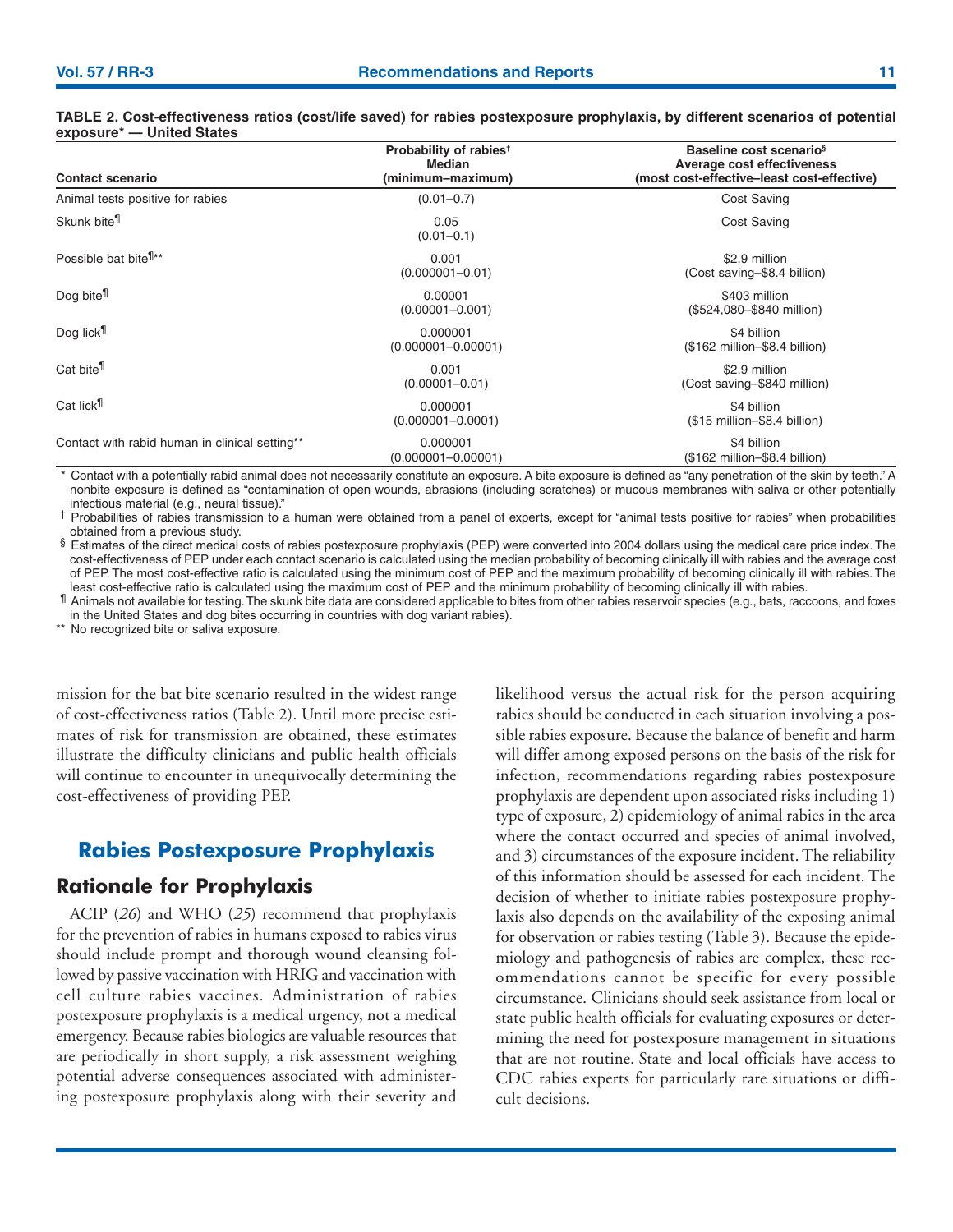**TABLE 2. Cost-effectiveness ratios (cost/life saved) for rabies postexposure prophylaxis, by different scenarios of potential exposure* — United States**

| Contact scenario | Probability of rabies† Median (minimum–maximum) | Baseline cost scenario§ Average cost effectiveness (most cost-effective–least cost-effective) |
|---|---|---|
| Animal tests positive for rabies | (0.01–0.7) | Cost Saving |
| Skunk bite¶ | 0.05 (0.01–0.1) | Cost Saving |
| Possible bat bite¶** | 0.001 (0.000001–0.01) | $2.9 million (Cost saving–$8.4 billion) |
| Dog bite¶ | 0.00001 (0.00001–0.001) | $403 million ($524,080–$840 million) |
| Dog lick¶ | 0.000001 (0.000001–0.00001) | $4 billion ($162 million–$8.4 billion) |
| Cat bite¶ | 0.001 (0.00001–0.01) | $2.9 million (Cost saving–$840 million) |
| Cat lick¶ | 0.000001 (0.000001–0.0001) | $4 billion ($15 million–$8.4 billion) |
| Contact with rabid human in clinical setting** | 0.000001 (0.000001–0.00001) | $4 billion ($162 million–$8.4 billion) |

\* Contact with a potentially rabid animal does not necessarily constitute an exposure. A bite exposure is defined as "any penetration of the skin by teeth." A nonbite exposure is defined as "contamination of open wounds, abrasions (including scratches) or mucous membranes with saliva or other potentially infectious material (e.g., neural tissue)."

† Probabilities of rabies transmission to a human were obtained from a panel of experts, except for "animal tests positive for rabies" when probabilities obtained from a previous study.

§ Estimates of the direct medical costs of rabies postexposure prophylaxis (PEP) were converted into 2004 dollars using the medical care price index. The cost-effectiveness of PEP under each contact scenario is calculated using the median probability of becoming clinically ill with rabies and the average cost of PEP. The most cost-effective ratio is calculated using the minimum cost of PEP and the maximum probability of becoming clinically ill with rabies. The least cost-effective ratio is calculated using the maximum cost of PEP and the minimum probability of becoming clinically ill with rabies.

¶ Animals not available for testing. The skunk bite data are considered applicable to bites from other rabies reservoir species (e.g., bats, raccoons, and foxes in the United States and dog bites occurring in countries with dog variant rabies).

** No recognized bite or saliva exposure.

mission for the bat bite scenario resulted in the widest range of cost-effectiveness ratios (Table 2). Until more precise estimates of risk for transmission are obtained, these estimates illustrate the difficulty clinicians and public health officials will continue to encounter in unequivocally determining the cost-effectiveness of providing PEP.

## Rabies Postexposure Prophylaxis

### Rationale for Prophylaxis

ACIP (*26*) and WHO (*25*) recommend that prophylaxis for the prevention of rabies in humans exposed to rabies virus should include prompt and thorough wound cleansing followed by passive vaccination with HRIG and vaccination with cell culture rabies vaccines. Administration of rabies postexposure prophylaxis is a medical urgency, not a medical emergency. Because rabies biologics are valuable resources that are periodically in short supply, a risk assessment weighing potential adverse consequences associated with administering postexposure prophylaxis along with their severity and likelihood versus the actual risk for the person acquiring rabies should be conducted in each situation involving a possible rabies exposure. Because the balance of benefit and harm will differ among exposed persons on the basis of the risk for infection, recommendations regarding rabies postexposure prophylaxis are dependent upon associated risks including 1) type of exposure, 2) epidemiology of animal rabies in the area where the contact occurred and species of animal involved, and 3) circumstances of the exposure incident. The reliability of this information should be assessed for each incident. The decision of whether to initiate rabies postexposure prophylaxis also depends on the availability of the exposing animal for observation or rabies testing (Table 3). Because the epidemiology and pathogenesis of rabies are complex, these recommendations cannot be specific for every possible circumstance. Clinicians should seek assistance from local or state public health officials for evaluating exposures or determining the need for postexposure management in situations that are not routine. State and local officials have access to CDC rabies experts for particularly rare situations or difficult decisions.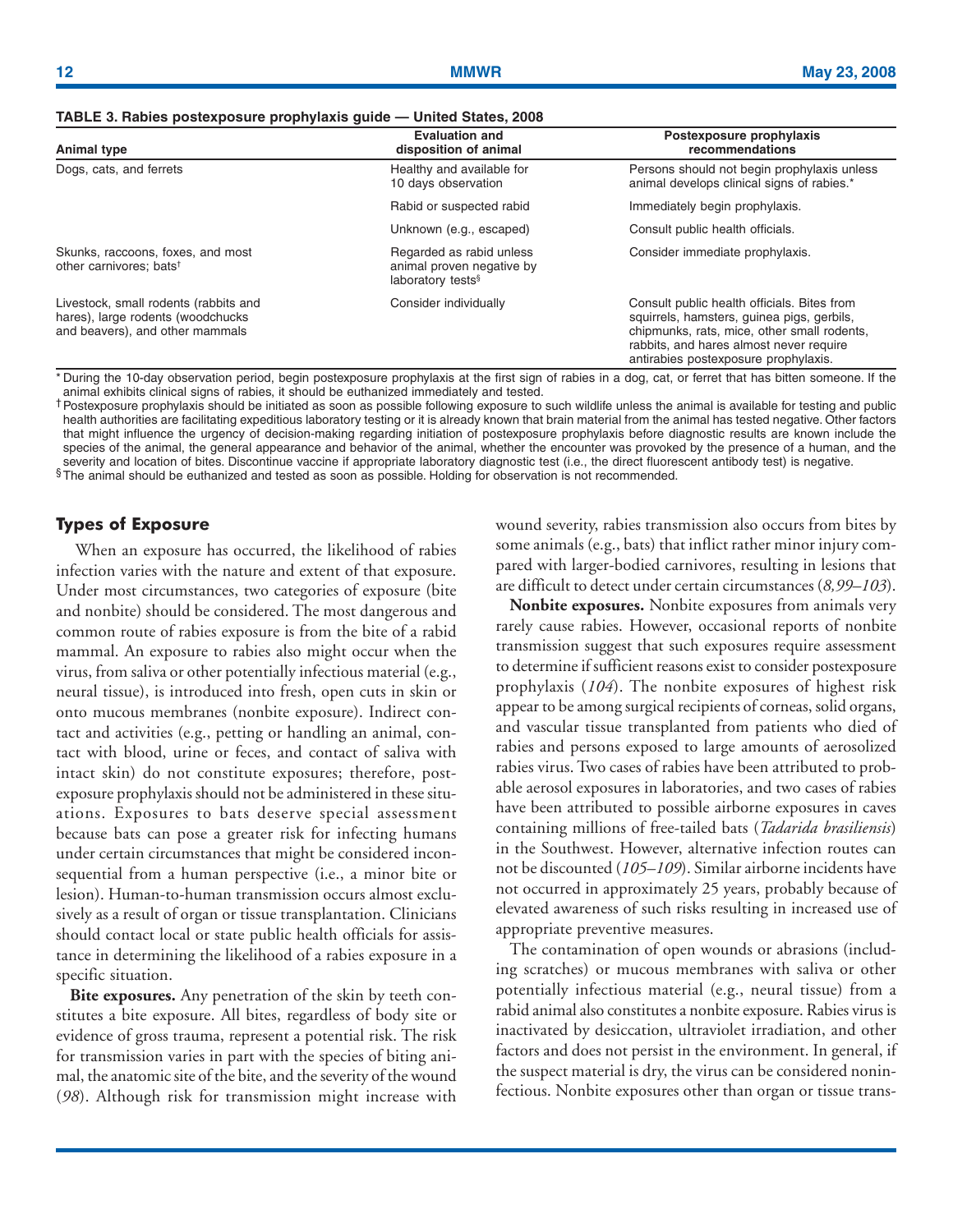**TABLE 3. Rabies postexposure prophylaxis guide — United States, 2008**

| Animal type | Evaluation and disposition of animal | Postexposure prophylaxis recommendations |
|---|---|---|
| Dogs, cats, and ferrets | Healthy and available for 10 days observation | Persons should not begin prophylaxis unless animal develops clinical signs of rabies.* |
| | Rabid or suspected rabid | Immediately begin prophylaxis. |
| | Unknown (e.g., escaped) | Consult public health officials. |
| Skunks, raccoons, foxes, and most other carnivores; bats† | Regarded as rabid unless animal proven negative by laboratory tests§ | Consider immediate prophylaxis. |
| Livestock, small rodents (rabbits and hares), large rodents (woodchucks and beavers), and other mammals | Consider individually | Consult public health officials. Bites from squirrels, hamsters, guinea pigs, gerbils, chipmunks, rats, mice, other small rodents, rabbits, and hares almost never require antirabies postexposure prophylaxis. |

\* During the 10-day observation period, begin postexposure prophylaxis at the first sign of rabies in a dog, cat, or ferret that has bitten someone. If the animal exhibits clinical signs of rabies, it should be euthanized immediately and tested.

† Postexposure prophylaxis should be initiated as soon as possible following exposure to such wildlife unless the animal is available for testing and public health authorities are facilitating expeditious laboratory testing or it is already known that brain material from the animal has tested negative. Other factors that might influence the urgency of decision-making regarding initiation of postexposure prophylaxis before diagnostic results are known include the species of the animal, the general appearance and behavior of the animal, whether the encounter was provoked by the presence of a human, and the severity and location of bites. Discontinue vaccine if appropriate laboratory diagnostic test (i.e., the direct fluorescent antibody test) is negative.

§ The animal should be euthanized and tested as soon as possible. Holding for observation is not recommended.

## Types of Exposure

When an exposure has occurred, the likelihood of rabies infection varies with the nature and extent of that exposure. Under most circumstances, two categories of exposure (bite and nonbite) should be considered. The most dangerous and common route of rabies exposure is from the bite of a rabid mammal. An exposure to rabies also might occur when the virus, from saliva or other potentially infectious material (e.g., neural tissue), is introduced into fresh, open cuts in skin or onto mucous membranes (nonbite exposure). Indirect contact and activities (e.g., petting or handling an animal, contact with blood, urine or feces, and contact of saliva with intact skin) do not constitute exposures; therefore, postexposure prophylaxis should not be administered in these situations. Exposures to bats deserve special assessment because bats can pose a greater risk for infecting humans under certain circumstances that might be considered inconsequential from a human perspective (i.e., a minor bite or lesion). Human-to-human transmission occurs almost exclusively as a result of organ or tissue transplantation. Clinicians should contact local or state public health officials for assistance in determining the likelihood of a rabies exposure in a specific situation.

**Bite exposures.** Any penetration of the skin by teeth constitutes a bite exposure. All bites, regardless of body site or evidence of gross trauma, represent a potential risk. The risk for transmission varies in part with the species of biting animal, the anatomic site of the bite, and the severity of the wound (*98*). Although risk for transmission might increase with wound severity, rabies transmission also occurs from bites by some animals (e.g., bats) that inflict rather minor injury compared with larger-bodied carnivores, resulting in lesions that are difficult to detect under certain circumstances (*8,99–103*).

**Nonbite exposures.** Nonbite exposures from animals very rarely cause rabies. However, occasional reports of nonbite transmission suggest that such exposures require assessment to determine if sufficient reasons exist to consider postexposure prophylaxis (*104*). The nonbite exposures of highest risk appear to be among surgical recipients of corneas, solid organs, and vascular tissue transplanted from patients who died of rabies and persons exposed to large amounts of aerosolized rabies virus. Two cases of rabies have been attributed to probable aerosol exposures in laboratories, and two cases of rabies have been attributed to possible airborne exposures in caves containing millions of free-tailed bats (*Tadarida brasiliensis*) in the Southwest. However, alternative infection routes can not be discounted (*105–109*). Similar airborne incidents have not occurred in approximately 25 years, probably because of elevated awareness of such risks resulting in increased use of appropriate preventive measures.

The contamination of open wounds or abrasions (including scratches) or mucous membranes with saliva or other potentially infectious material (e.g., neural tissue) from a rabid animal also constitutes a nonbite exposure. Rabies virus is inactivated by desiccation, ultraviolet irradiation, and other factors and does not persist in the environment. In general, if the suspect material is dry, the virus can be considered noninfectious. Nonbite exposures other than organ or tissue trans-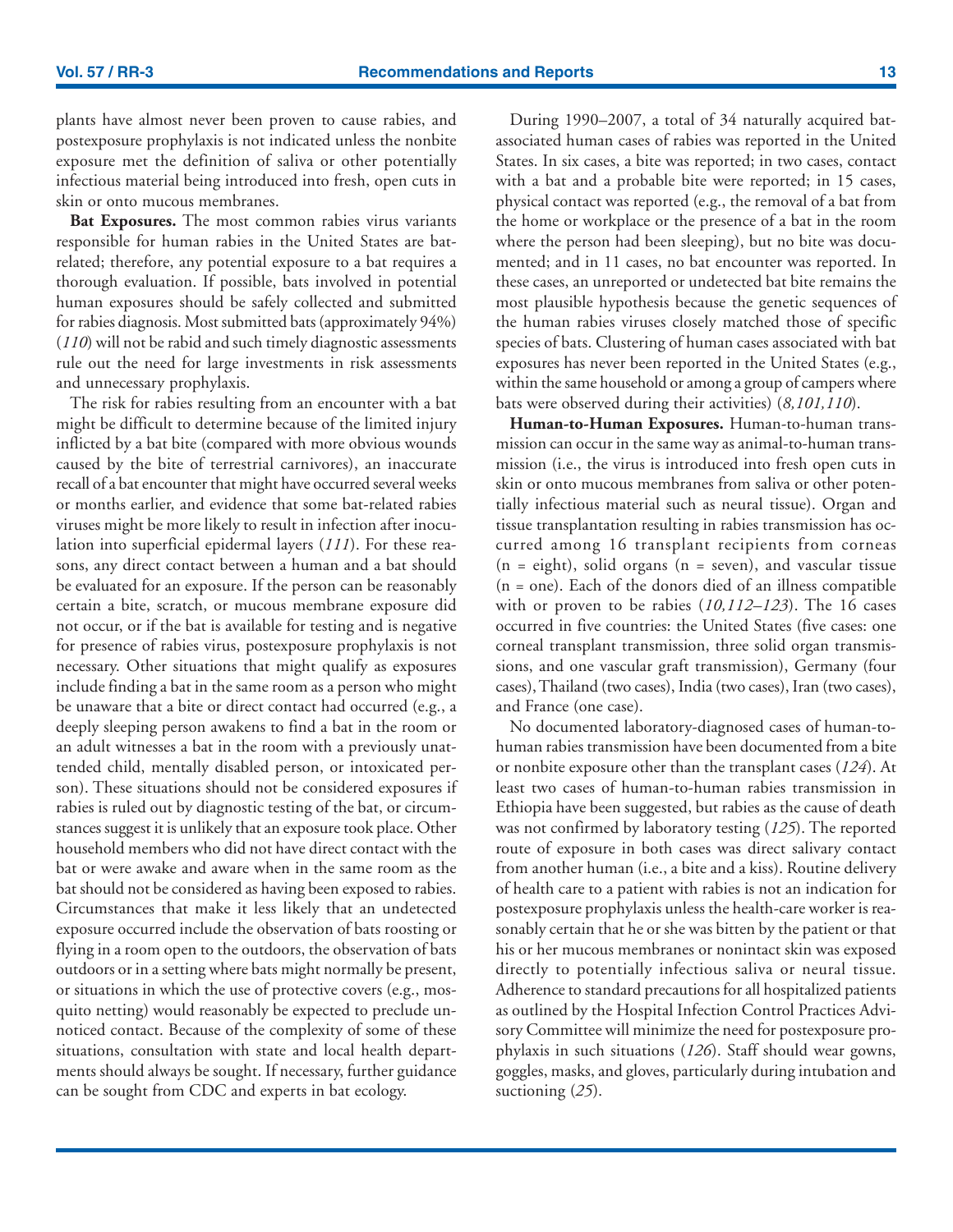plants have almost never been proven to cause rabies, and postexposure prophylaxis is not indicated unless the nonbite exposure met the definition of saliva or other potentially infectious material being introduced into fresh, open cuts in skin or onto mucous membranes.

**Bat Exposures.** The most common rabies virus variants responsible for human rabies in the United States are bat-related; therefore, any potential exposure to a bat requires a thorough evaluation. If possible, bats involved in potential human exposures should be safely collected and submitted for rabies diagnosis. Most submitted bats (approximately 94%) (*110*) will not be rabid and such timely diagnostic assessments rule out the need for large investments in risk assessments and unnecessary prophylaxis.

The risk for rabies resulting from an encounter with a bat might be difficult to determine because of the limited injury inflicted by a bat bite (compared with more obvious wounds caused by the bite of terrestrial carnivores), an inaccurate recall of a bat encounter that might have occurred several weeks or months earlier, and evidence that some bat-related rabies viruses might be more likely to result in infection after inoculation into superficial epidermal layers (*111*). For these reasons, any direct contact between a human and a bat should be evaluated for an exposure. If the person can be reasonably certain a bite, scratch, or mucous membrane exposure did not occur, or if the bat is available for testing and is negative for presence of rabies virus, postexposure prophylaxis is not necessary. Other situations that might qualify as exposures include finding a bat in the same room as a person who might be unaware that a bite or direct contact had occurred (e.g., a deeply sleeping person awakens to find a bat in the room or an adult witnesses a bat in the room with a previously unattended child, mentally disabled person, or intoxicated person). These situations should not be considered exposures if rabies is ruled out by diagnostic testing of the bat, or circumstances suggest it is unlikely that an exposure took place. Other household members who did not have direct contact with the bat or were awake and aware when in the same room as the bat should not be considered as having been exposed to rabies. Circumstances that make it less likely that an undetected exposure occurred include the observation of bats roosting or flying in a room open to the outdoors, the observation of bats outdoors or in a setting where bats might normally be present, or situations in which the use of protective covers (e.g., mosquito netting) would reasonably be expected to preclude unnoticed contact. Because of the complexity of some of these situations, consultation with state and local health departments should always be sought. If necessary, further guidance can be sought from CDC and experts in bat ecology.

During 1990–2007, a total of 34 naturally acquired bat-associated human cases of rabies was reported in the United States. In six cases, a bite was reported; in two cases, contact with a bat and a probable bite were reported; in 15 cases, physical contact was reported (e.g., the removal of a bat from the home or workplace or the presence of a bat in the room where the person had been sleeping), but no bite was documented; and in 11 cases, no bat encounter was reported. In these cases, an unreported or undetected bat bite remains the most plausible hypothesis because the genetic sequences of the human rabies viruses closely matched those of specific species of bats. Clustering of human cases associated with bat exposures has never been reported in the United States (e.g., within the same household or among a group of campers where bats were observed during their activities) (*8,101,110*).

**Human-to-Human Exposures.** Human-to-human transmission can occur in the same way as animal-to-human transmission (i.e., the virus is introduced into fresh open cuts in skin or onto mucous membranes from saliva or other potentially infectious material such as neural tissue). Organ and tissue transplantation resulting in rabies transmission has occurred among 16 transplant recipients from corneas (n = eight), solid organs (n = seven), and vascular tissue (n = one). Each of the donors died of an illness compatible with or proven to be rabies (*10,112–123*). The 16 cases occurred in five countries: the United States (five cases: one corneal transplant transmission, three solid organ transmissions, and one vascular graft transmission), Germany (four cases), Thailand (two cases), India (two cases), Iran (two cases), and France (one case).

No documented laboratory-diagnosed cases of human-to-human rabies transmission have been documented from a bite or nonbite exposure other than the transplant cases (*124*). At least two cases of human-to-human rabies transmission in Ethiopia have been suggested, but rabies as the cause of death was not confirmed by laboratory testing (*125*). The reported route of exposure in both cases was direct salivary contact from another human (i.e., a bite and a kiss). Routine delivery of health care to a patient with rabies is not an indication for postexposure prophylaxis unless the health-care worker is reasonably certain that he or she was bitten by the patient or that his or her mucous membranes or nonintact skin was exposed directly to potentially infectious saliva or neural tissue. Adherence to standard precautions for all hospitalized patients as outlined by the Hospital Infection Control Practices Advisory Committee will minimize the need for postexposure prophylaxis in such situations (*126*). Staff should wear gowns, goggles, masks, and gloves, particularly during intubation and suctioning (*25*).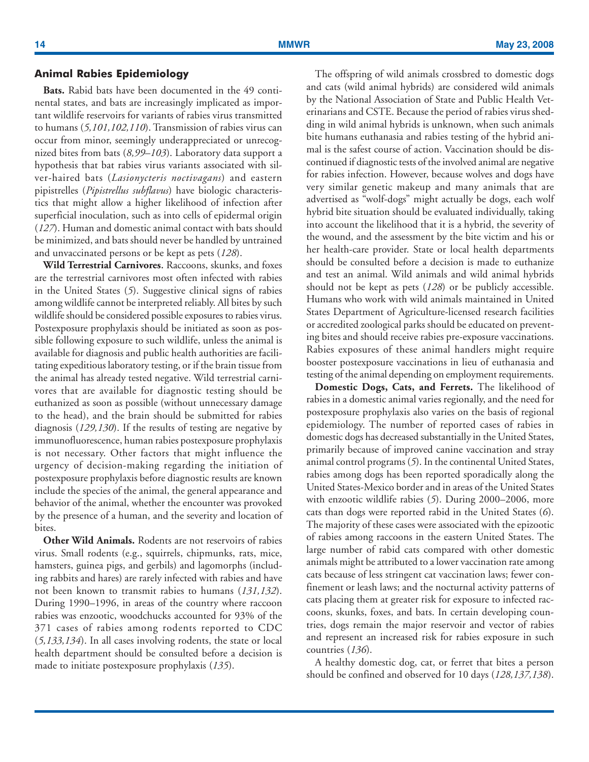### Animal Rabies Epidemiology

**Bats.** Rabid bats have been documented in the 49 continental states, and bats are increasingly implicated as important wildlife reservoirs for variants of rabies virus transmitted to humans (*5,101,102,110*). Transmission of rabies virus can occur from minor, seemingly underappreciated or unrecognized bites from bats (*8,99–103*). Laboratory data support a hypothesis that bat rabies virus variants associated with silver-haired bats (*Lasionycteris noctivagans*) and eastern pipistrelles (*Pipistrellus subflavus*) have biologic characteristics that might allow a higher likelihood of infection after superficial inoculation, such as into cells of epidermal origin (*127*). Human and domestic animal contact with bats should be minimized, and bats should never be handled by untrained and unvaccinated persons or be kept as pets (*128*).

**Wild Terrestrial Carnivores.** Raccoons, skunks, and foxes are the terrestrial carnivores most often infected with rabies in the United States (*5*). Suggestive clinical signs of rabies among wildlife cannot be interpreted reliably. All bites by such wildlife should be considered possible exposures to rabies virus. Postexposure prophylaxis should be initiated as soon as possible following exposure to such wildlife, unless the animal is available for diagnosis and public health authorities are facilitating expeditious laboratory testing, or if the brain tissue from the animal has already tested negative. Wild terrestrial carnivores that are available for diagnostic testing should be euthanized as soon as possible (without unnecessary damage to the head), and the brain should be submitted for rabies diagnosis (*129,130*). If the results of testing are negative by immunofluorescence, human rabies postexposure prophylaxis is not necessary. Other factors that might influence the urgency of decision-making regarding the initiation of postexposure prophylaxis before diagnostic results are known include the species of the animal, the general appearance and behavior of the animal, whether the encounter was provoked by the presence of a human, and the severity and location of bites.

**Other Wild Animals.** Rodents are not reservoirs of rabies virus. Small rodents (e.g., squirrels, chipmunks, rats, mice, hamsters, guinea pigs, and gerbils) and lagomorphs (including rabbits and hares) are rarely infected with rabies and have not been known to transmit rabies to humans (*131,132*). During 1990–1996, in areas of the country where raccoon rabies was enzootic, woodchucks accounted for 93% of the 371 cases of rabies among rodents reported to CDC (*5,133,134*). In all cases involving rodents, the state or local health department should be consulted before a decision is made to initiate postexposure prophylaxis (*135*).

The offspring of wild animals crossbred to domestic dogs and cats (wild animal hybrids) are considered wild animals by the National Association of State and Public Health Veterinarians and CSTE. Because the period of rabies virus shedding in wild animal hybrids is unknown, when such animals bite humans euthanasia and rabies testing of the hybrid animal is the safest course of action. Vaccination should be discontinued if diagnostic tests of the involved animal are negative for rabies infection. However, because wolves and dogs have very similar genetic makeup and many animals that are advertised as "wolf-dogs" might actually be dogs, each wolf hybrid bite situation should be evaluated individually, taking into account the likelihood that it is a hybrid, the severity of the wound, and the assessment by the bite victim and his or her health-care provider. State or local health departments should be consulted before a decision is made to euthanize and test an animal. Wild animals and wild animal hybrids should not be kept as pets (*128*) or be publicly accessible. Humans who work with wild animals maintained in United States Department of Agriculture-licensed research facilities or accredited zoological parks should be educated on preventing bites and should receive rabies pre-exposure vaccinations. Rabies exposures of these animal handlers might require booster postexposure vaccinations in lieu of euthanasia and testing of the animal depending on employment requirements.

**Domestic Dogs, Cats, and Ferrets.** The likelihood of rabies in a domestic animal varies regionally, and the need for postexposure prophylaxis also varies on the basis of regional epidemiology. The number of reported cases of rabies in domestic dogs has decreased substantially in the United States, primarily because of improved canine vaccination and stray animal control programs (*5*). In the continental United States, rabies among dogs has been reported sporadically along the United States-Mexico border and in areas of the United States with enzootic wildlife rabies (*5*). During 2000–2006, more cats than dogs were reported rabid in the United States (*6*). The majority of these cases were associated with the epizootic of rabies among raccoons in the eastern United States. The large number of rabid cats compared with other domestic animals might be attributed to a lower vaccination rate among cats because of less stringent cat vaccination laws; fewer confinement or leash laws; and the nocturnal activity patterns of cats placing them at greater risk for exposure to infected raccoons, skunks, foxes, and bats. In certain developing countries, dogs remain the major reservoir and vector of rabies and represent an increased risk for rabies exposure in such countries (*136*).

A healthy domestic dog, cat, or ferret that bites a person should be confined and observed for 10 days (*128,137,138*).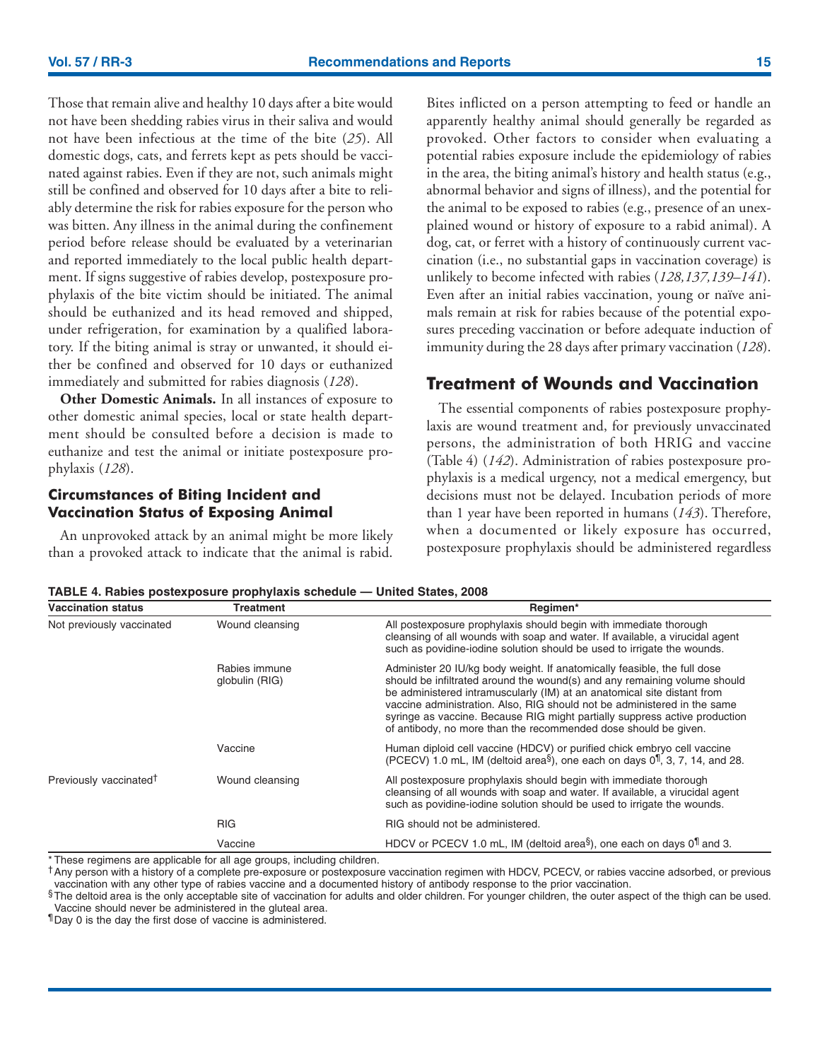Those that remain alive and healthy 10 days after a bite would not have been shedding rabies virus in their saliva and would not have been infectious at the time of the bite (*25*). All domestic dogs, cats, and ferrets kept as pets should be vaccinated against rabies. Even if they are not, such animals might still be confined and observed for 10 days after a bite to reliably determine the risk for rabies exposure for the person who was bitten. Any illness in the animal during the confinement period before release should be evaluated by a veterinarian and reported immediately to the local public health department. If signs suggestive of rabies develop, postexposure prophylaxis of the bite victim should be initiated. The animal should be euthanized and its head removed and shipped, under refrigeration, for examination by a qualified laboratory. If the biting animal is stray or unwanted, it should either be confined and observed for 10 days or euthanized immediately and submitted for rabies diagnosis (*128*).

**Other Domestic Animals.** In all instances of exposure to other domestic animal species, local or state health department should be consulted before a decision is made to euthanize and test the animal or initiate postexposure prophylaxis (*128*).

### Circumstances of Biting Incident and Vaccination Status of Exposing Animal

An unprovoked attack by an animal might be more likely than a provoked attack to indicate that the animal is rabid. Bites inflicted on a person attempting to feed or handle an apparently healthy animal should generally be regarded as provoked. Other factors to consider when evaluating a potential rabies exposure include the epidemiology of rabies in the area, the biting animal's history and health status (e.g., abnormal behavior and signs of illness), and the potential for the animal to be exposed to rabies (e.g., presence of an unexplained wound or history of exposure to a rabid animal). A dog, cat, or ferret with a history of continuously current vaccination (i.e., no substantial gaps in vaccination coverage) is unlikely to become infected with rabies (*128,137,139–141*). Even after an initial rabies vaccination, young or naïve animals remain at risk for rabies because of the potential exposures preceding vaccination or before adequate induction of immunity during the 28 days after primary vaccination (*128*).

## Treatment of Wounds and Vaccination

The essential components of rabies postexposure prophylaxis are wound treatment and, for previously unvaccinated persons, the administration of both HRIG and vaccine (Table 4) (*142*). Administration of rabies postexposure prophylaxis is a medical urgency, not a medical emergency, but decisions must not be delayed. Incubation periods of more than 1 year have been reported in humans (*143*). Therefore, when a documented or likely exposure has occurred, postexposure prophylaxis should be administered regardless

**TABLE 4. Rabies postexposure prophylaxis schedule — United States, 2008**

| Vaccination status | Treatment | Regimen* |
|---|---|---|
| Not previously vaccinated | Wound cleansing | All postexposure prophylaxis should begin with immediate thorough cleansing of all wounds with soap and water. If available, a virucidal agent such as povidine-iodine solution should be used to irrigate the wounds. |
| | Rabies immune globulin (RIG) | Administer 20 IU/kg body weight. If anatomically feasible, the full dose should be infiltrated around the wound(s) and any remaining volume should be administered intramuscularly (IM) at an anatomical site distant from vaccine administration. Also, RIG should not be administered in the same syringe as vaccine. Because RIG might partially suppress active production of antibody, no more than the recommended dose should be given. |
| | Vaccine | Human diploid cell vaccine (HDCV) or purified chick embryo cell vaccine (PCECV) 1.0 mL, IM (deltoid area[§]), one each on days 0[¶], 3, 7, 14, and 28. |
| Previously vaccinated[†] | Wound cleansing | All postexposure prophylaxis should begin with immediate thorough cleansing of all wounds with soap and water. If available, a virucidal agent such as povidine-iodine solution should be used to irrigate the wounds. |
| | RIG | RIG should not be administered. |
| | Vaccine | HDCV or PCECV 1.0 mL, IM (deltoid area[§]), one each on days 0[¶] and 3. |

\* These regimens are applicable for all age groups, including children.

[†] Any person with a history of a complete pre-exposure or postexposure vaccination regimen with HDCV, PCECV, or rabies vaccine adsorbed, or previous vaccination with any other type of rabies vaccine and a documented history of antibody response to the prior vaccination.

[§] The deltoid area is the only acceptable site of vaccination for adults and older children. For younger children, the outer aspect of the thigh can be used. Vaccine should never be administered in the gluteal area.

[¶] Day 0 is the day the first dose of vaccine is administered.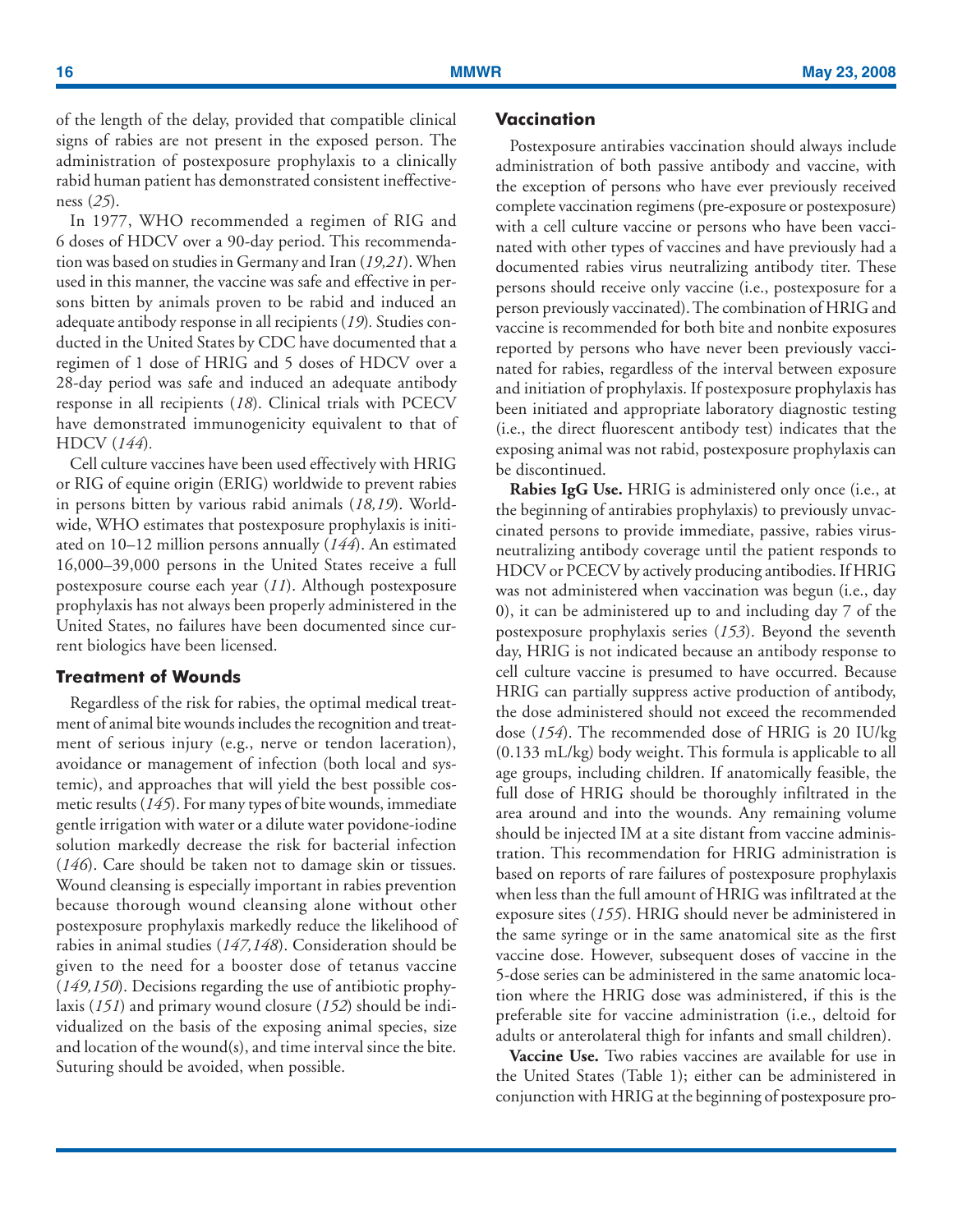of the length of the delay, provided that compatible clinical signs of rabies are not present in the exposed person. The administration of postexposure prophylaxis to a clinically rabid human patient has demonstrated consistent ineffectiveness (*25*).

In 1977, WHO recommended a regimen of RIG and 6 doses of HDCV over a 90-day period. This recommendation was based on studies in Germany and Iran (*19,21*). When used in this manner, the vaccine was safe and effective in persons bitten by animals proven to be rabid and induced an adequate antibody response in all recipients (*19*). Studies conducted in the United States by CDC have documented that a regimen of 1 dose of HRIG and 5 doses of HDCV over a 28-day period was safe and induced an adequate antibody response in all recipients (*18*). Clinical trials with PCECV have demonstrated immunogenicity equivalent to that of HDCV (*144*).

Cell culture vaccines have been used effectively with HRIG or RIG of equine origin (ERIG) worldwide to prevent rabies in persons bitten by various rabid animals (*18,19*). Worldwide, WHO estimates that postexposure prophylaxis is initiated on 10–12 million persons annually (*144*). An estimated 16,000–39,000 persons in the United States receive a full postexposure course each year (*11*). Although postexposure prophylaxis has not always been properly administered in the United States, no failures have been documented since current biologics have been licensed.

### Treatment of Wounds

Regardless of the risk for rabies, the optimal medical treatment of animal bite wounds includes the recognition and treatment of serious injury (e.g., nerve or tendon laceration), avoidance or management of infection (both local and systemic), and approaches that will yield the best possible cosmetic results (*145*). For many types of bite wounds, immediate gentle irrigation with water or a dilute water povidone-iodine solution markedly decrease the risk for bacterial infection (*146*). Care should be taken not to damage skin or tissues. Wound cleansing is especially important in rabies prevention because thorough wound cleansing alone without other postexposure prophylaxis markedly reduce the likelihood of rabies in animal studies (*147,148*). Consideration should be given to the need for a booster dose of tetanus vaccine (*149,150*). Decisions regarding the use of antibiotic prophylaxis (*151*) and primary wound closure (*152*) should be individualized on the basis of the exposing animal species, size and location of the wound(s), and time interval since the bite. Suturing should be avoided, when possible.

### Vaccination

Postexposure antirabies vaccination should always include administration of both passive antibody and vaccine, with the exception of persons who have ever previously received complete vaccination regimens (pre-exposure or postexposure) with a cell culture vaccine or persons who have been vaccinated with other types of vaccines and have previously had a documented rabies virus neutralizing antibody titer. These persons should receive only vaccine (i.e., postexposure for a person previously vaccinated). The combination of HRIG and vaccine is recommended for both bite and nonbite exposures reported by persons who have never been previously vaccinated for rabies, regardless of the interval between exposure and initiation of prophylaxis. If postexposure prophylaxis has been initiated and appropriate laboratory diagnostic testing (i.e., the direct fluorescent antibody test) indicates that the exposing animal was not rabid, postexposure prophylaxis can be discontinued.

**Rabies IgG Use.** HRIG is administered only once (i.e., at the beginning of antirabies prophylaxis) to previously unvaccinated persons to provide immediate, passive, rabies virus-neutralizing antibody coverage until the patient responds to HDCV or PCECV by actively producing antibodies. If HRIG was not administered when vaccination was begun (i.e., day 0), it can be administered up to and including day 7 of the postexposure prophylaxis series (*153*). Beyond the seventh day, HRIG is not indicated because an antibody response to cell culture vaccine is presumed to have occurred. Because HRIG can partially suppress active production of antibody, the dose administered should not exceed the recommended dose (*154*). The recommended dose of HRIG is 20 IU/kg (0.133 mL/kg) body weight. This formula is applicable to all age groups, including children. If anatomically feasible, the full dose of HRIG should be thoroughly infiltrated in the area around and into the wounds. Any remaining volume should be injected IM at a site distant from vaccine administration. This recommendation for HRIG administration is based on reports of rare failures of postexposure prophylaxis when less than the full amount of HRIG was infiltrated at the exposure sites (*155*). HRIG should never be administered in the same syringe or in the same anatomical site as the first vaccine dose. However, subsequent doses of vaccine in the 5-dose series can be administered in the same anatomic location where the HRIG dose was administered, if this is the preferable site for vaccine administration (i.e., deltoid for adults or anterolateral thigh for infants and small children).

**Vaccine Use.** Two rabies vaccines are available for use in the United States (Table 1); either can be administered in conjunction with HRIG at the beginning of postexposure pro-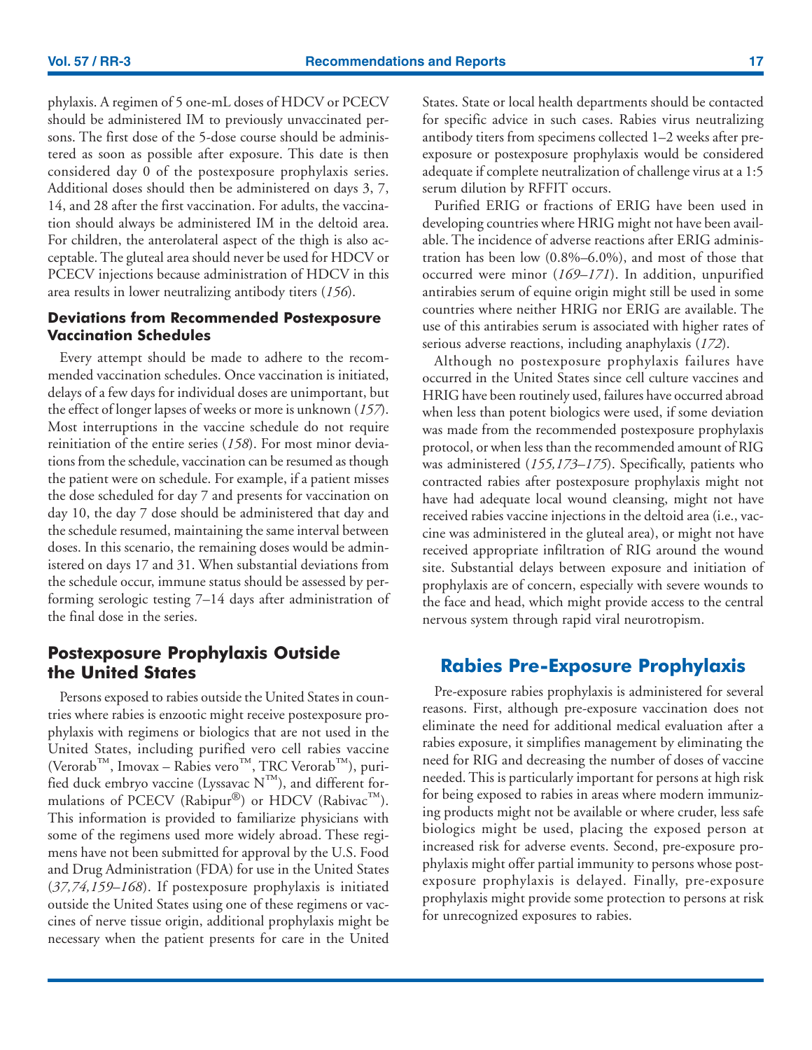phylaxis. A regimen of 5 one-mL doses of HDCV or PCECV should be administered IM to previously unvaccinated persons. The first dose of the 5-dose course should be administered as soon as possible after exposure. This date is then considered day 0 of the postexposure prophylaxis series. Additional doses should then be administered on days 3, 7, 14, and 28 after the first vaccination. For adults, the vaccination should always be administered IM in the deltoid area. For children, the anterolateral aspect of the thigh is also acceptable. The gluteal area should never be used for HDCV or PCECV injections because administration of HDCV in this area results in lower neutralizing antibody titers (*156*).

### Deviations from Recommended Postexposure Vaccination Schedules

Every attempt should be made to adhere to the recommended vaccination schedules. Once vaccination is initiated, delays of a few days for individual doses are unimportant, but the effect of longer lapses of weeks or more is unknown (*157*). Most interruptions in the vaccine schedule do not require reinitiation of the entire series (*158*). For most minor deviations from the schedule, vaccination can be resumed as though the patient were on schedule. For example, if a patient misses the dose scheduled for day 7 and presents for vaccination on day 10, the day 7 dose should be administered that day and the schedule resumed, maintaining the same interval between doses. In this scenario, the remaining doses would be administered on days 17 and 31. When substantial deviations from the schedule occur, immune status should be assessed by performing serologic testing 7–14 days after administration of the final dose in the series.

## Postexposure Prophylaxis Outside the United States

Persons exposed to rabies outside the United States in countries where rabies is enzootic might receive postexposure prophylaxis with regimens or biologics that are not used in the United States, including purified vero cell rabies vaccine (Verorab™, Imovax – Rabies vero™, TRC Verorab™), purified duck embryo vaccine (Lyssavac N™), and different formulations of PCECV (Rabipur®) or HDCV (Rabivac™). This information is provided to familiarize physicians with some of the regimens used more widely abroad. These regimens have not been submitted for approval by the U.S. Food and Drug Administration (FDA) for use in the United States (*37,74,159–168*). If postexposure prophylaxis is initiated outside the United States using one of these regimens or vaccines of nerve tissue origin, additional prophylaxis might be necessary when the patient presents for care in the United States. State or local health departments should be contacted for specific advice in such cases. Rabies virus neutralizing antibody titers from specimens collected 1–2 weeks after pre-exposure or postexposure prophylaxis would be considered adequate if complete neutralization of challenge virus at a 1:5 serum dilution by RFFIT occurs.

Purified ERIG or fractions of ERIG have been used in developing countries where HRIG might not have been available. The incidence of adverse reactions after ERIG administration has been low (0.8%–6.0%), and most of those that occurred were minor (*169–171*). In addition, unpurified antirabies serum of equine origin might still be used in some countries where neither HRIG nor ERIG are available. The use of this antirabies serum is associated with higher rates of serious adverse reactions, including anaphylaxis (*172*).

Although no postexposure prophylaxis failures have occurred in the United States since cell culture vaccines and HRIG have been routinely used, failures have occurred abroad when less than potent biologics were used, if some deviation was made from the recommended postexposure prophylaxis protocol, or when less than the recommended amount of RIG was administered (*155,173–175*). Specifically, patients who contracted rabies after postexposure prophylaxis might not have had adequate local wound cleansing, might not have received rabies vaccine injections in the deltoid area (i.e., vaccine was administered in the gluteal area), or might not have received appropriate infiltration of RIG around the wound site. Substantial delays between exposure and initiation of prophylaxis are of concern, especially with severe wounds to the face and head, which might provide access to the central nervous system through rapid viral neurotropism.

## Rabies Pre-Exposure Prophylaxis

Pre-exposure rabies prophylaxis is administered for several reasons. First, although pre-exposure vaccination does not eliminate the need for additional medical evaluation after a rabies exposure, it simplifies management by eliminating the need for RIG and decreasing the number of doses of vaccine needed. This is particularly important for persons at high risk for being exposed to rabies in areas where modern immunizing products might not be available or where cruder, less safe biologics might be used, placing the exposed person at increased risk for adverse events. Second, pre-exposure prophylaxis might offer partial immunity to persons whose postexposure prophylaxis is delayed. Finally, pre-exposure prophylaxis might provide some protection to persons at risk for unrecognized exposures to rabies.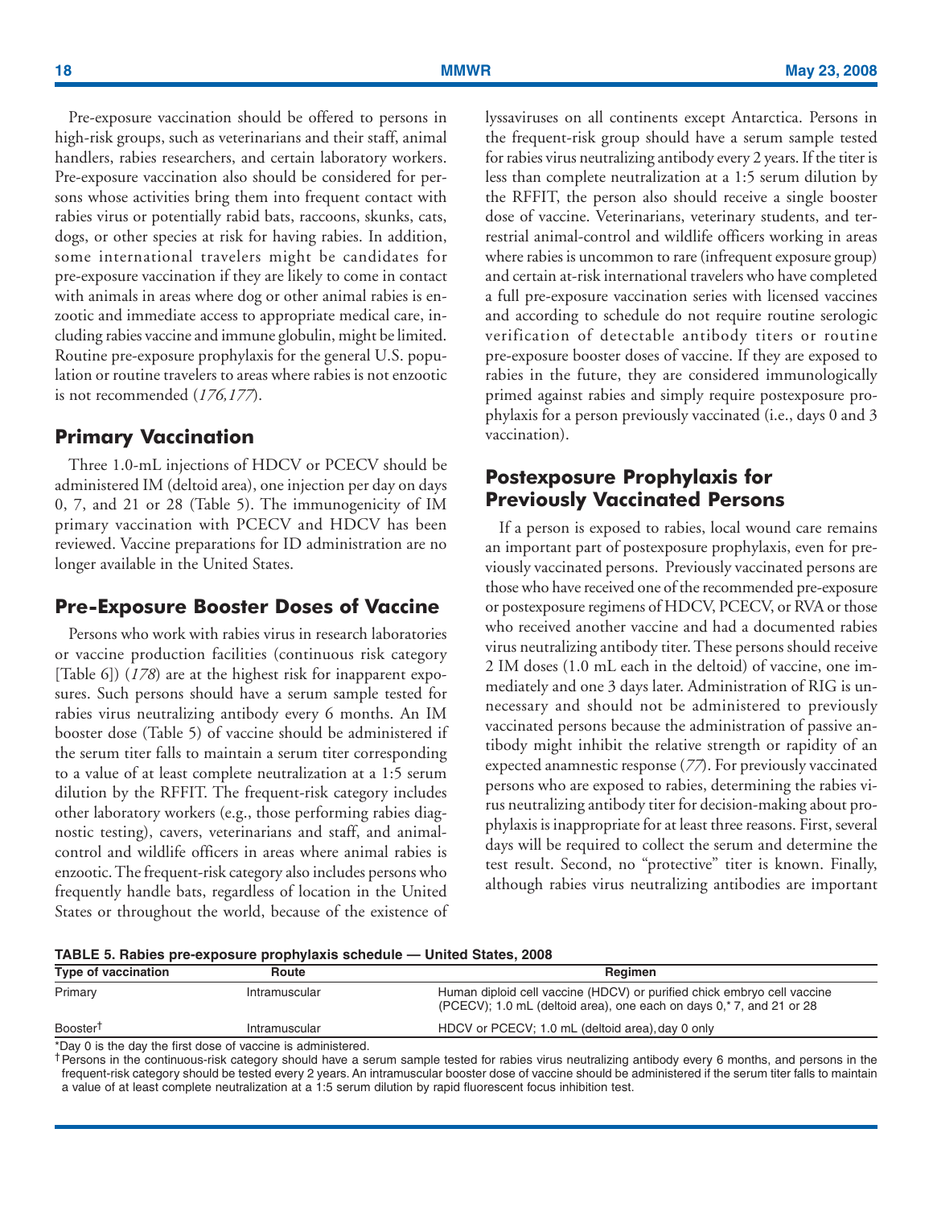Pre-exposure vaccination should be offered to persons in high-risk groups, such as veterinarians and their staff, animal handlers, rabies researchers, and certain laboratory workers. Pre-exposure vaccination also should be considered for persons whose activities bring them into frequent contact with rabies virus or potentially rabid bats, raccoons, skunks, cats, dogs, or other species at risk for having rabies. In addition, some international travelers might be candidates for pre-exposure vaccination if they are likely to come in contact with animals in areas where dog or other animal rabies is enzootic and immediate access to appropriate medical care, including rabies vaccine and immune globulin, might be limited. Routine pre-exposure prophylaxis for the general U.S. population or routine travelers to areas where rabies is not enzootic is not recommended (*176,177*).

## Primary Vaccination

Three 1.0-mL injections of HDCV or PCECV should be administered IM (deltoid area), one injection per day on days 0, 7, and 21 or 28 (Table 5). The immunogenicity of IM primary vaccination with PCECV and HDCV has been reviewed. Vaccine preparations for ID administration are no longer available in the United States.

## Pre-Exposure Booster Doses of Vaccine

Persons who work with rabies virus in research laboratories or vaccine production facilities (continuous risk category [Table 6]) (*178*) are at the highest risk for inapparent exposures. Such persons should have a serum sample tested for rabies virus neutralizing antibody every 6 months. An IM booster dose (Table 5) of vaccine should be administered if the serum titer falls to maintain a serum titer corresponding to a value of at least complete neutralization at a 1:5 serum dilution by the RFFIT. The frequent-risk category includes other laboratory workers (e.g., those performing rabies diagnostic testing), cavers, veterinarians and staff, and animal-control and wildlife officers in areas where animal rabies is enzootic. The frequent-risk category also includes persons who frequently handle bats, regardless of location in the United States or throughout the world, because of the existence of lyssaviruses on all continents except Antarctica. Persons in the frequent-risk group should have a serum sample tested for rabies virus neutralizing antibody every 2 years. If the titer is less than complete neutralization at a 1:5 serum dilution by the RFFIT, the person also should receive a single booster dose of vaccine. Veterinarians, veterinary students, and terrestrial animal-control and wildlife officers working in areas where rabies is uncommon to rare (infrequent exposure group) and certain at-risk international travelers who have completed a full pre-exposure vaccination series with licensed vaccines and according to schedule do not require routine serologic verification of detectable antibody titers or routine pre-exposure booster doses of vaccine. If they are exposed to rabies in the future, they are considered immunologically primed against rabies and simply require postexposure prophylaxis for a person previously vaccinated (i.e., days 0 and 3 vaccination).

## Postexposure Prophylaxis for Previously Vaccinated Persons

If a person is exposed to rabies, local wound care remains an important part of postexposure prophylaxis, even for previously vaccinated persons. Previously vaccinated persons are those who have received one of the recommended pre-exposure or postexposure regimens of HDCV, PCECV, or RVA or those who received another vaccine and had a documented rabies virus neutralizing antibody titer. These persons should receive 2 IM doses (1.0 mL each in the deltoid) of vaccine, one immediately and one 3 days later. Administration of RIG is unnecessary and should not be administered to previously vaccinated persons because the administration of passive antibody might inhibit the relative strength or rapidity of an expected anamnestic response (*77*). For previously vaccinated persons who are exposed to rabies, determining the rabies virus neutralizing antibody titer for decision-making about prophylaxis is inappropriate for at least three reasons. First, several days will be required to collect the serum and determine the test result. Second, no "protective" titer is known. Finally, although rabies virus neutralizing antibodies are important

**TABLE 5. Rabies pre-exposure prophylaxis schedule — United States, 2008**

| Type of vaccination | Route | Regimen |
|---|---|---|
| Primary | Intramuscular | Human diploid cell vaccine (HDCV) or purified chick embryo cell vaccine (PCECV); 1.0 mL (deltoid area), one each on days 0,* 7, and 21 or 28 |
| Booster† | Intramuscular | HDCV or PCECV; 1.0 mL (deltoid area), day 0 only |

*Day 0 is the day the first dose of vaccine is administered.
† Persons in the continuous-risk category should have a serum sample tested for rabies virus neutralizing antibody every 6 months, and persons in the frequent-risk category should be tested every 2 years. An intramuscular booster dose of vaccine should be administered if the serum titer falls to maintain a value of at least complete neutralization at a 1:5 serum dilution by rapid fluorescent focus inhibition test.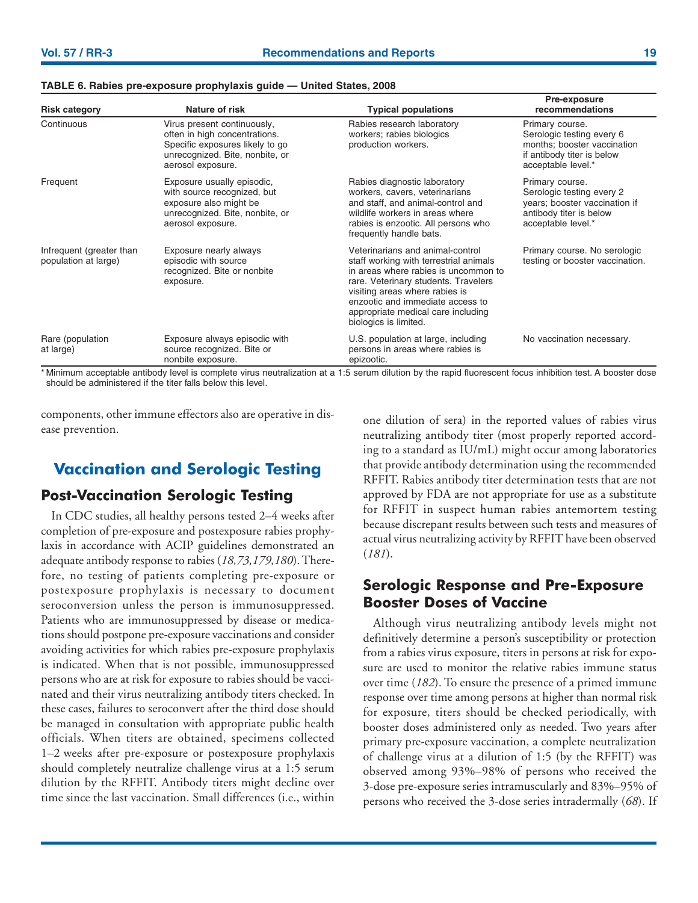**TABLE 6. Rabies pre-exposure prophylaxis guide — United States, 2008**

| Risk category | Nature of risk | Typical populations | Pre-exposure recommendations |
|---|---|---|---|
| Continuous | Virus present continuously, often in high concentrations. Specific exposures likely to go unrecognized. Bite, nonbite, or aerosol exposure. | Rabies research laboratory workers; rabies biologics production workers. | Primary course. Serologic testing every 6 months; booster vaccination if antibody titer is below acceptable level.* |
| Frequent | Exposure usually episodic, with source recognized, but exposure also might be unrecognized. Bite, nonbite, or aerosol exposure. | Rabies diagnostic laboratory workers, cavers, veterinarians and staff, and animal-control and wildlife workers in areas where rabies is enzootic. All persons who frequently handle bats. | Primary course. Serologic testing every 2 years; booster vaccination if antibody titer is below acceptable level.* |
| Infrequent (greater than population at large) | Exposure nearly always episodic with source recognized. Bite or nonbite exposure. | Veterinarians and animal-control staff working with terrestrial animals in areas where rabies is uncommon to rare. Veterinary students. Travelers visiting areas where rabies is enzootic and immediate access to appropriate medical care including biologics is limited. | Primary course. No serologic testing or booster vaccination. |
| Rare (population at large) | Exposure always episodic with source recognized. Bite or nonbite exposure. | U.S. population at large, including persons in areas where rabies is epizootic. | No vaccination necessary. |

* Minimum acceptable antibody level is complete virus neutralization at a 1:5 serum dilution by the rapid fluorescent focus inhibition test. A booster dose should be administered if the titer falls below this level.

components, other immune effectors also are operative in disease prevention.

## Vaccination and Serologic Testing

### Post-Vaccination Serologic Testing

In CDC studies, all healthy persons tested 2–4 weeks after completion of pre-exposure and postexposure rabies prophylaxis in accordance with ACIP guidelines demonstrated an adequate antibody response to rabies (*18,73,179,180*). Therefore, no testing of patients completing pre-exposure or postexposure prophylaxis is necessary to document seroconversion unless the person is immunosuppressed. Patients who are immunosuppressed by disease or medications should postpone pre-exposure vaccinations and consider avoiding activities for which rabies pre-exposure prophylaxis is indicated. When that is not possible, immunosuppressed persons who are at risk for exposure to rabies should be vaccinated and their virus neutralizing antibody titers checked. In these cases, failures to seroconvert after the third dose should be managed in consultation with appropriate public health officials. When titers are obtained, specimens collected 1–2 weeks after pre-exposure or postexposure prophylaxis should completely neutralize challenge virus at a 1:5 serum dilution by the RFFIT. Antibody titers might decline over time since the last vaccination. Small differences (i.e., within one dilution of sera) in the reported values of rabies virus neutralizing antibody titer (most properly reported according to a standard as IU/mL) might occur among laboratories that provide antibody determination using the recommended RFFIT. Rabies antibody titer determination tests that are not approved by FDA are not appropriate for use as a substitute for RFFIT in suspect human rabies antemortem testing because discrepant results between such tests and measures of actual virus neutralizing activity by RFFIT have been observed (*181*).

### Serologic Response and Pre-Exposure Booster Doses of Vaccine

Although virus neutralizing antibody levels might not definitively determine a person's susceptibility or protection from a rabies virus exposure, titers in persons at risk for exposure are used to monitor the relative rabies immune status over time (*182*). To ensure the presence of a primed immune response over time among persons at higher than normal risk for exposure, titers should be checked periodically, with booster doses administered only as needed. Two years after primary pre-exposure vaccination, a complete neutralization of challenge virus at a dilution of 1:5 (by the RFFIT) was observed among 93%–98% of persons who received the 3-dose pre-exposure series intramuscularly and 83%–95% of persons who received the 3-dose series intradermally (*68*). If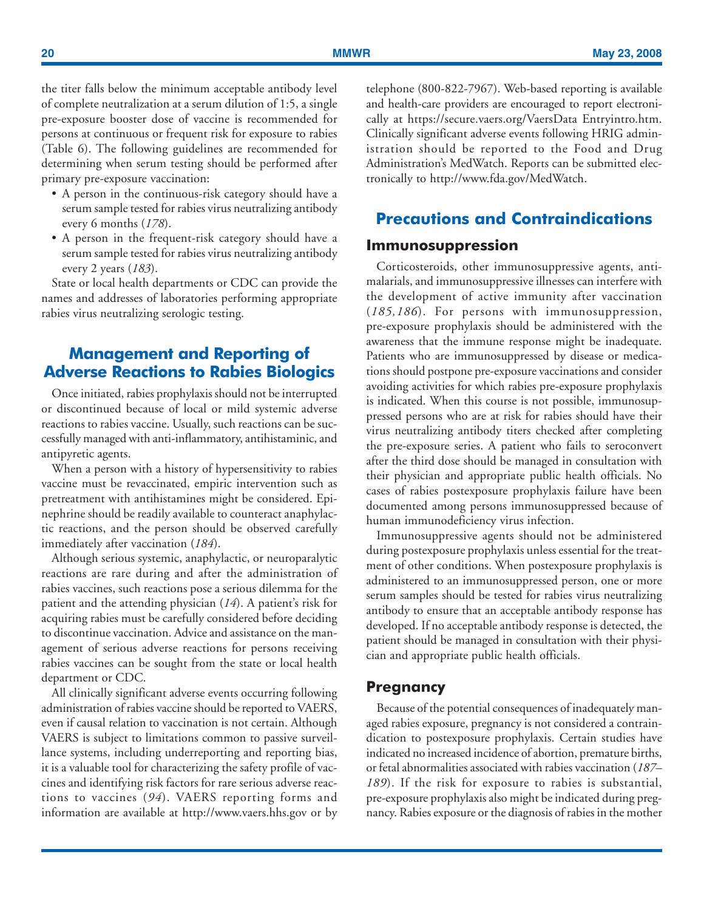the titer falls below the minimum acceptable antibody level of complete neutralization at a serum dilution of 1:5, a single pre-exposure booster dose of vaccine is recommended for persons at continuous or frequent risk for exposure to rabies (Table 6). The following guidelines are recommended for determining when serum testing should be performed after primary pre-exposure vaccination:

- A person in the continuous-risk category should have a serum sample tested for rabies virus neutralizing antibody every 6 months (*178*).
- A person in the frequent-risk category should have a serum sample tested for rabies virus neutralizing antibody every 2 years (*183*).

State or local health departments or CDC can provide the names and addresses of laboratories performing appropriate rabies virus neutralizing serologic testing.

## Management and Reporting of Adverse Reactions to Rabies Biologics

Once initiated, rabies prophylaxis should not be interrupted or discontinued because of local or mild systemic adverse reactions to rabies vaccine. Usually, such reactions can be successfully managed with anti-inflammatory, antihistaminic, and antipyretic agents.

When a person with a history of hypersensitivity to rabies vaccine must be revaccinated, empiric intervention such as pretreatment with antihistamines might be considered. Epinephrine should be readily available to counteract anaphylactic reactions, and the person should be observed carefully immediately after vaccination (*184*).

Although serious systemic, anaphylactic, or neuroparalytic reactions are rare during and after the administration of rabies vaccines, such reactions pose a serious dilemma for the patient and the attending physician (*14*). A patient's risk for acquiring rabies must be carefully considered before deciding to discontinue vaccination. Advice and assistance on the management of serious adverse reactions for persons receiving rabies vaccines can be sought from the state or local health department or CDC.

All clinically significant adverse events occurring following administration of rabies vaccine should be reported to VAERS, even if causal relation to vaccination is not certain. Although VAERS is subject to limitations common to passive surveillance systems, including underreporting and reporting bias, it is a valuable tool for characterizing the safety profile of vaccines and identifying risk factors for rare serious adverse reactions to vaccines (*94*). VAERS reporting forms and information are available at http://www.vaers.hhs.gov or by telephone (800-822-7967). Web-based reporting is available and health-care providers are encouraged to report electronically at https://secure.vaers.org/VaersData Entryintro.htm. Clinically significant adverse events following HRIG administration should be reported to the Food and Drug Administration's MedWatch. Reports can be submitted electronically to http://www.fda.gov/MedWatch.

## Precautions and Contraindications

### Immunosuppression

Corticosteroids, other immunosuppressive agents, antimalarials, and immunosuppressive illnesses can interfere with the development of active immunity after vaccination (*185,186*). For persons with immunosuppression, pre-exposure prophylaxis should be administered with the awareness that the immune response might be inadequate. Patients who are immunosuppressed by disease or medications should postpone pre-exposure vaccinations and consider avoiding activities for which rabies pre-exposure prophylaxis is indicated. When this course is not possible, immunosuppressed persons who are at risk for rabies should have their virus neutralizing antibody titers checked after completing the pre-exposure series. A patient who fails to seroconvert after the third dose should be managed in consultation with their physician and appropriate public health officials. No cases of rabies postexposure prophylaxis failure have been documented among persons immunosuppressed because of human immunodeficiency virus infection.

Immunosuppressive agents should not be administered during postexposure prophylaxis unless essential for the treatment of other conditions. When postexposure prophylaxis is administered to an immunosuppressed person, one or more serum samples should be tested for rabies virus neutralizing antibody to ensure that an acceptable antibody response has developed. If no acceptable antibody response is detected, the patient should be managed in consultation with their physician and appropriate public health officials.

### Pregnancy

Because of the potential consequences of inadequately managed rabies exposure, pregnancy is not considered a contraindication to postexposure prophylaxis. Certain studies have indicated no increased incidence of abortion, premature births, or fetal abnormalities associated with rabies vaccination (*187–189*). If the risk for exposure to rabies is substantial, pre-exposure prophylaxis also might be indicated during pregnancy. Rabies exposure or the diagnosis of rabies in the mother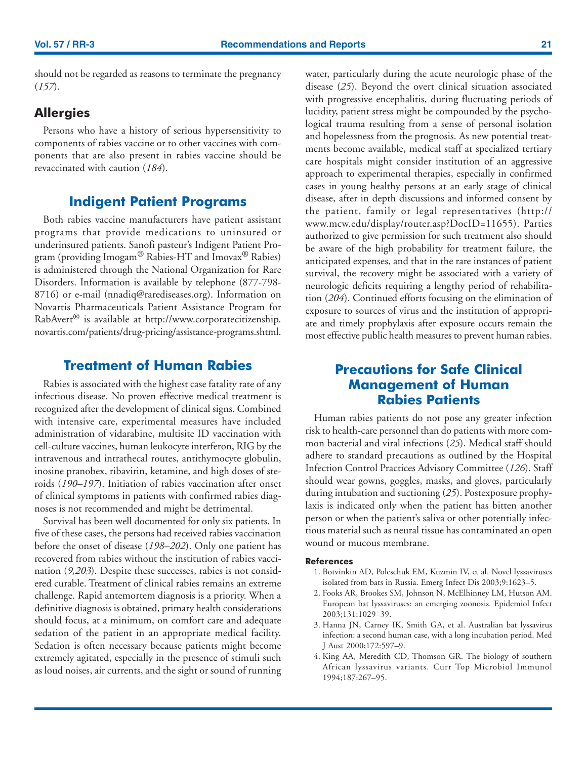should not be regarded as reasons to terminate the pregnancy (*157*).

## Allergies

Persons who have a history of serious hypersensitivity to components of rabies vaccine or to other vaccines with components that are also present in rabies vaccine should be revaccinated with caution (*184*).

## Indigent Patient Programs

Both rabies vaccine manufacturers have patient assistant programs that provide medications to uninsured or underinsured patients. Sanofi pasteur's Indigent Patient Program (providing Imogam® Rabies-HT and Imovax® Rabies) is administered through the National Organization for Rare Disorders. Information is available by telephone (877-798-8716) or e-mail (nnadiq@rarediseases.org). Information on Novartis Pharmaceuticals Patient Assistance Program for RabAvert® is available at http://www.corporatecitizenship.novartis.com/patients/drug-pricing/assistance-programs.shtml.

## Treatment of Human Rabies

Rabies is associated with the highest case fatality rate of any infectious disease. No proven effective medical treatment is recognized after the development of clinical signs. Combined with intensive care, experimental measures have included administration of vidarabine, multisite ID vaccination with cell-culture vaccines, human leukocyte interferon, RIG by the intravenous and intrathecal routes, antithymocyte globulin, inosine pranobex, ribavirin, ketamine, and high doses of steroids (*190–197*). Initiation of rabies vaccination after onset of clinical symptoms in patients with confirmed rabies diagnoses is not recommended and might be detrimental.

Survival has been well documented for only six patients. In five of these cases, the persons had received rabies vaccination before the onset of disease (*198–202*). Only one patient has recovered from rabies without the institution of rabies vaccination (*9,203*). Despite these successes, rabies is not considered curable. Treatment of clinical rabies remains an extreme challenge. Rapid antemortem diagnosis is a priority. When a definitive diagnosis is obtained, primary health considerations should focus, at a minimum, on comfort care and adequate sedation of the patient in an appropriate medical facility. Sedation is often necessary because patients might become extremely agitated, especially in the presence of stimuli such as loud noises, air currents, and the sight or sound of running water, particularly during the acute neurologic phase of the disease (*25*). Beyond the overt clinical situation associated with progressive encephalitis, during fluctuating periods of lucidity, patient stress might be compounded by the psychological trauma resulting from a sense of personal isolation and hopelessness from the prognosis. As new potential treatments become available, medical staff at specialized tertiary care hospitals might consider institution of an aggressive approach to experimental therapies, especially in confirmed cases in young healthy persons at an early stage of clinical disease, after in depth discussions and informed consent by the patient, family or legal representatives (http://www.mcw.edu/display/router.asp?DocID=11655). Parties authorized to give permission for such treatment also should be aware of the high probability for treatment failure, the anticipated expenses, and that in the rare instances of patient survival, the recovery might be associated with a variety of neurologic deficits requiring a lengthy period of rehabilitation (*204*). Continued efforts focusing on the elimination of exposure to sources of virus and the institution of appropriate and timely prophylaxis after exposure occurs remain the most effective public health measures to prevent human rabies.

## Precautions for Safe Clinical Management of Human Rabies Patients

Human rabies patients do not pose any greater infection risk to health-care personnel than do patients with more common bacterial and viral infections (*25*). Medical staff should adhere to standard precautions as outlined by the Hospital Infection Control Practices Advisory Committee (*126*). Staff should wear gowns, goggles, masks, and gloves, particularly during intubation and suctioning (*25*). Postexposure prophylaxis is indicated only when the patient has bitten another person or when the patient's saliva or other potentially infectious material such as neural tissue has contaminated an open wound or mucous membrane.

#### References

1. Botvinkin AD, Poleschuk EM, Kuzmin IV, et al. Novel lyssaviruses isolated from bats in Russia. Emerg Infect Dis 2003;9:1623–5.
2. Fooks AR, Brookes SM, Johnson N, McElhinney LM, Hutson AM. European bat lyssaviruses: an emerging zoonosis. Epidemiol Infect 2003;131:1029–39.
3. Hanna JN, Carney IK, Smith GA, et al. Australian bat lyssavirus infection: a second human case, with a long incubation period. Med J Aust 2000;172:597–9.
4. King AA, Meredith CD, Thomson GR. The biology of southern African lyssavirus variants. Curr Top Microbiol Immunol 1994;187:267–95.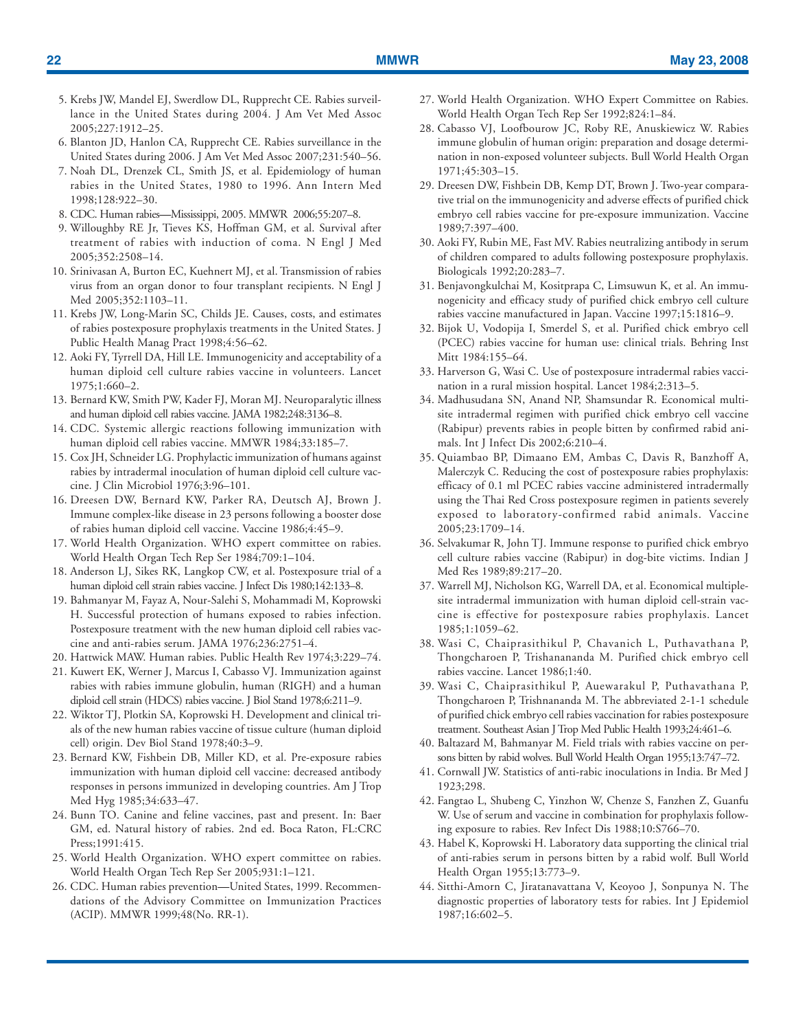5. Krebs JW, Mandel EJ, Swerdlow DL, Rupprecht CE. Rabies surveillance in the United States during 2004. J Am Vet Med Assoc 2005;227:1912–25.
6. Blanton JD, Hanlon CA, Rupprecht CE. Rabies surveillance in the United States during 2006. J Am Vet Med Assoc 2007;231:540–56.
7. Noah DL, Drenzek CL, Smith JS, et al. Epidemiology of human rabies in the United States, 1980 to 1996. Ann Intern Med 1998;128:922–30.
8. CDC. Human rabies—Mississippi, 2005. MMWR 2006;55:207–8.
9. Willoughby RE Jr, Tieves KS, Hoffman GM, et al. Survival after treatment of rabies with induction of coma. N Engl J Med 2005;352:2508–14.
10. Srinivasan A, Burton EC, Kuehnert MJ, et al. Transmission of rabies virus from an organ donor to four transplant recipients. N Engl J Med 2005;352:1103–11.
11. Krebs JW, Long-Marin SC, Childs JE. Causes, costs, and estimates of rabies postexposure prophylaxis treatments in the United States. J Public Health Manag Pract 1998;4:56–62.
12. Aoki FY, Tyrrell DA, Hill LE. Immunogenicity and acceptability of a human diploid cell culture rabies vaccine in volunteers. Lancet 1975;1:660–2.
13. Bernard KW, Smith PW, Kader FJ, Moran MJ. Neuroparalytic illness and human diploid cell rabies vaccine. JAMA 1982;248:3136–8.
14. CDC. Systemic allergic reactions following immunization with human diploid cell rabies vaccine. MMWR 1984;33:185–7.
15. Cox JH, Schneider LG. Prophylactic immunization of humans against rabies by intradermal inoculation of human diploid cell culture vaccine. J Clin Microbiol 1976;3:96–101.
16. Dreesen DW, Bernard KW, Parker RA, Deutsch AJ, Brown J. Immune complex-like disease in 23 persons following a booster dose of rabies human diploid cell vaccine. Vaccine 1986;4:45–9.
17. World Health Organization. WHO expert committee on rabies. World Health Organ Tech Rep Ser 1984;709:1–104.
18. Anderson LJ, Sikes RK, Langkop CW, et al. Postexposure trial of a human diploid cell strain rabies vaccine. J Infect Dis 1980;142:133–8.
19. Bahmanyar M, Fayaz A, Nour-Salehi S, Mohammadi M, Koprowski H. Successful protection of humans exposed to rabies infection. Postexposure treatment with the new human diploid cell rabies vaccine and anti-rabies serum. JAMA 1976;236:2751–4.
20. Hattwick MAW. Human rabies. Public Health Rev 1974;3:229–74.
21. Kuwert EK, Werner J, Marcus I, Cabasso VJ. Immunization against rabies with rabies immune globulin, human (RIGH) and a human diploid cell strain (HDCS) rabies vaccine. J Biol Stand 1978;6:211–9.
22. Wiktor TJ, Plotkin SA, Koprowski H. Development and clinical trials of the new human rabies vaccine of tissue culture (human diploid cell) origin. Dev Biol Stand 1978;40:3–9.
23. Bernard KW, Fishbein DB, Miller KD, et al. Pre-exposure rabies immunization with human diploid cell vaccine: decreased antibody responses in persons immunized in developing countries. Am J Trop Med Hyg 1985;34:633–47.
24. Bunn TO. Canine and feline vaccines, past and present. In: Baer GM, ed. Natural history of rabies. 2nd ed. Boca Raton, FL:CRC Press;1991:415.
25. World Health Organization. WHO expert committee on rabies. World Health Organ Tech Rep Ser 2005;931:1–121.
26. CDC. Human rabies prevention—United States, 1999. Recommendations of the Advisory Committee on Immunization Practices (ACIP). MMWR 1999;48(No. RR-1).
27. World Health Organization. WHO Expert Committee on Rabies. World Health Organ Tech Rep Ser 1992;824:1–84.
28. Cabasso VJ, Loofbourow JC, Roby RE, Anuskiewicz W. Rabies immune globulin of human origin: preparation and dosage determination in non-exposed volunteer subjects. Bull World Health Organ 1971;45:303–15.
29. Dreesen DW, Fishbein DB, Kemp DT, Brown J. Two-year comparative trial on the immunogenicity and adverse effects of purified chick embryo cell rabies vaccine for pre-exposure immunization. Vaccine 1989;7:397–400.
30. Aoki FY, Rubin ME, Fast MV. Rabies neutralizing antibody in serum of children compared to adults following postexposure prophylaxis. Biologicals 1992;20:283–7.
31. Benjavongkulchai M, Kositprapa C, Limsuwun K, et al. An immunogenicity and efficacy study of purified chick embryo cell culture rabies vaccine manufactured in Japan. Vaccine 1997;15:1816–9.
32. Bijok U, Vodopija I, Smerdel S, et al. Purified chick embryo cell (PCEC) rabies vaccine for human use: clinical trials. Behring Inst Mitt 1984:155–64.
33. Harverson G, Wasi C. Use of postexposure intradermal rabies vaccination in a rural mission hospital. Lancet 1984;2:313–5.
34. Madhusudana SN, Anand NP, Shamsundar R. Economical multi-site intradermal regimen with purified chick embryo cell vaccine (Rabipur) prevents rabies in people bitten by confirmed rabid animals. Int J Infect Dis 2002;6:210–4.
35. Quiambao BP, Dimaano EM, Ambas C, Davis R, Banzhoff A, Malerczyk C. Reducing the cost of postexposure rabies prophylaxis: efficacy of 0.1 ml PCEC rabies vaccine administered intradermally using the Thai Red Cross postexposure regimen in patients severely exposed to laboratory-confirmed rabid animals. Vaccine 2005;23:1709–14.
36. Selvakumar R, John TJ. Immune response to purified chick embryo cell culture rabies vaccine (Rabipur) in dog-bite victims. Indian J Med Res 1989;89:217–20.
37. Warrell MJ, Nicholson KG, Warrell DA, et al. Economical multiple-site intradermal immunization with human diploid cell-strain vaccine is effective for postexposure rabies prophylaxis. Lancet 1985;1:1059–62.
38. Wasi C, Chaiprasithikul P, Chavanich L, Puthavathana P, Thongcharoen P, Trishanananda M. Purified chick embryo cell rabies vaccine. Lancet 1986;1:40.
39. Wasi C, Chaiprasithikul P, Auewarakul P, Puthavathana P, Thongcharoen P, Trishnananda M. The abbreviated 2-1-1 schedule of purified chick embryo cell rabies vaccination for rabies postexposure treatment. Southeast Asian J Trop Med Public Health 1993;24:461–6.
40. Baltazard M, Bahmanyar M. Field trials with rabies vaccine on persons bitten by rabid wolves. Bull World Health Organ 1955;13:747–72.
41. Cornwall JW. Statistics of anti-rabic inoculations in India. Br Med J 1923;298.
42. Fangtao L, Shubeng C, Yinzhon W, Chenze S, Fanzhen Z, Guanfu W. Use of serum and vaccine in combination for prophylaxis following exposure to rabies. Rev Infect Dis 1988;10:S766–70.
43. Habel K, Koprowski H. Laboratory data supporting the clinical trial of anti-rabies serum in persons bitten by a rabid wolf. Bull World Health Organ 1955;13:773–9.
44. Sitthi-Amorn C, Jiratanavattana V, Keoyoo J, Sonpunya N. The diagnostic properties of laboratory tests for rabies. Int J Epidemiol 1987;16:602–5.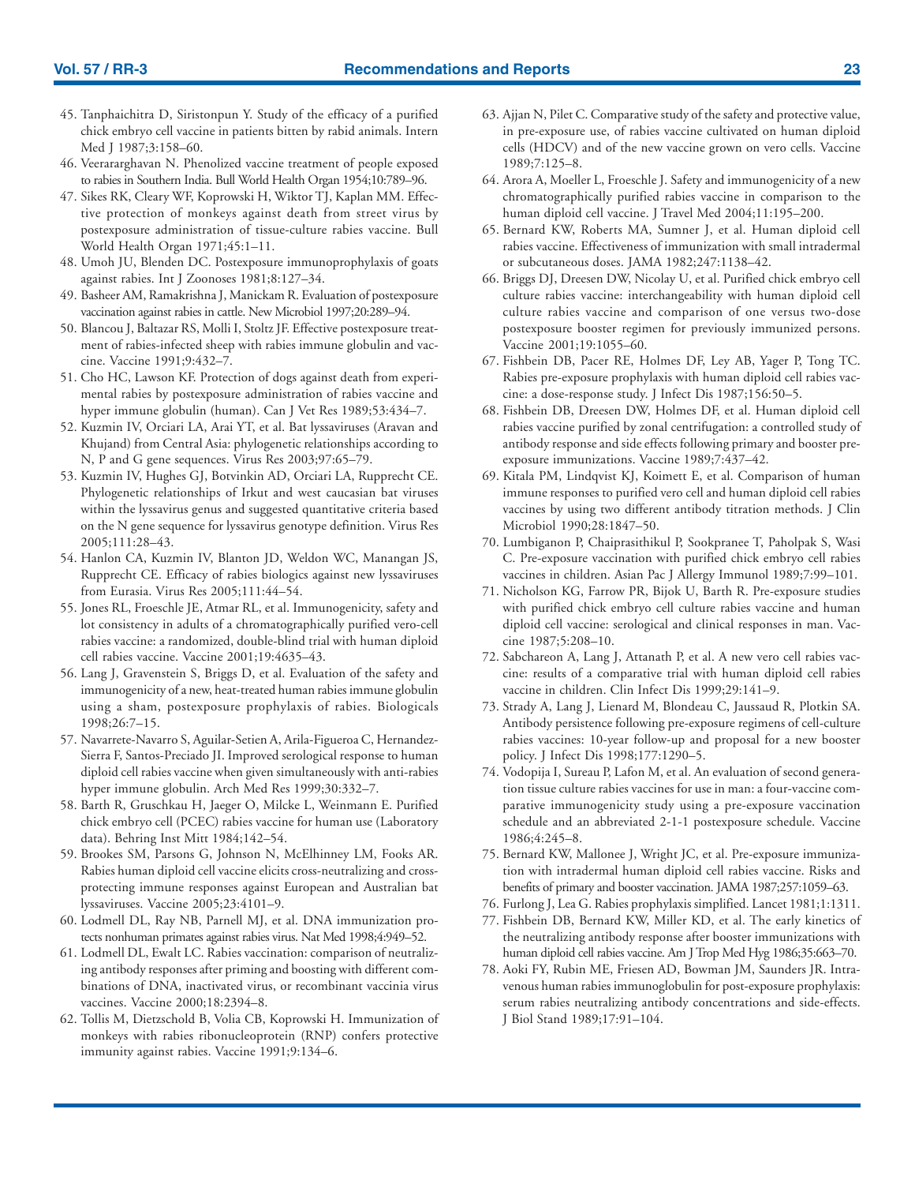45. Tanphaichitra D, Siristonpun Y. Study of the efficacy of a purified chick embryo cell vaccine in patients bitten by rabid animals. Intern Med J 1987;3:158–60.
46. Veerararghavan N. Phenolized vaccine treatment of people exposed to rabies in Southern India. Bull World Health Organ 1954;10:789–96.
47. Sikes RK, Cleary WF, Koprowski H, Wiktor TJ, Kaplan MM. Effective protection of monkeys against death from street virus by postexposure administration of tissue-culture rabies vaccine. Bull World Health Organ 1971;45:1–11.
48. Umoh JU, Blenden DC. Postexposure immunoprophylaxis of goats against rabies. Int J Zoonoses 1981;8:127–34.
49. Basheer AM, Ramakrishna J, Manickam R. Evaluation of postexposure vaccination against rabies in cattle. New Microbiol 1997;20:289–94.
50. Blancou J, Baltazar RS, Molli I, Stoltz JF. Effective postexposure treatment of rabies-infected sheep with rabies immune globulin and vaccine. Vaccine 1991;9:432–7.
51. Cho HC, Lawson KF. Protection of dogs against death from experimental rabies by postexposure administration of rabies vaccine and hyper immune globulin (human). Can J Vet Res 1989;53:434–7.
52. Kuzmin IV, Orciari LA, Arai YT, et al. Bat lyssaviruses (Aravan and Khujand) from Central Asia: phylogenetic relationships according to N, P and G gene sequences. Virus Res 2003;97:65–79.
53. Kuzmin IV, Hughes GJ, Botvinkin AD, Orciari LA, Rupprecht CE. Phylogenetic relationships of Irkut and west caucasian bat viruses within the lyssavirus genus and suggested quantitative criteria based on the N gene sequence for lyssavirus genotype definition. Virus Res 2005;111:28–43.
54. Hanlon CA, Kuzmin IV, Blanton JD, Weldon WC, Manangan JS, Rupprecht CE. Efficacy of rabies biologics against new lyssaviruses from Eurasia. Virus Res 2005;111:44–54.
55. Jones RL, Froeschle JE, Atmar RL, et al. Immunogenicity, safety and lot consistency in adults of a chromatographically purified vero-cell rabies vaccine: a randomized, double-blind trial with human diploid cell rabies vaccine. Vaccine 2001;19:4635–43.
56. Lang J, Gravenstein S, Briggs D, et al. Evaluation of the safety and immunogenicity of a new, heat-treated human rabies immune globulin using a sham, postexposure prophylaxis of rabies. Biologicals 1998;26:7–15.
57. Navarrete-Navarro S, Aguilar-Setien A, Arila-Figueroa C, Hernandez-Sierra F, Santos-Preciado JI. Improved serological response to human diploid cell rabies vaccine when given simultaneously with anti-rabies hyper immune globulin. Arch Med Res 1999;30:332–7.
58. Barth R, Gruschkau H, Jaeger O, Milcke L, Weinmann E. Purified chick embryo cell (PCEC) rabies vaccine for human use (Laboratory data). Behring Inst Mitt 1984;142–54.
59. Brookes SM, Parsons G, Johnson N, McElhinney LM, Fooks AR. Rabies human diploid cell vaccine elicits cross-neutralizing and cross-protecting immune responses against European and Australian bat lyssaviruses. Vaccine 2005;23:4101–9.
60. Lodmell DL, Ray NB, Parnell MJ, et al. DNA immunization protects nonhuman primates against rabies virus. Nat Med 1998;4:949–52.
61. Lodmell DL, Ewalt LC. Rabies vaccination: comparison of neutralizing antibody responses after priming and boosting with different combinations of DNA, inactivated virus, or recombinant vaccinia virus vaccines. Vaccine 2000;18:2394–8.
62. Tollis M, Dietzschold B, Volia CB, Koprowski H. Immunization of monkeys with rabies ribonucleoprotein (RNP) confers protective immunity against rabies. Vaccine 1991;9:134–6.
63. Ajjan N, Pilet C. Comparative study of the safety and protective value, in pre-exposure use, of rabies vaccine cultivated on human diploid cells (HDCV) and of the new vaccine grown on vero cells. Vaccine 1989;7:125–8.
64. Arora A, Moeller L, Froeschle J. Safety and immunogenicity of a new chromatographically purified rabies vaccine in comparison to the human diploid cell vaccine. J Travel Med 2004;11:195–200.
65. Bernard KW, Roberts MA, Sumner J, et al. Human diploid cell rabies vaccine. Effectiveness of immunization with small intradermal or subcutaneous doses. JAMA 1982;247:1138–42.
66. Briggs DJ, Dreesen DW, Nicolay U, et al. Purified chick embryo cell culture rabies vaccine: interchangeability with human diploid cell culture rabies vaccine and comparison of one versus two-dose postexposure booster regimen for previously immunized persons. Vaccine 2001;19:1055–60.
67. Fishbein DB, Pacer RE, Holmes DF, Ley AB, Yager P, Tong TC. Rabies pre-exposure prophylaxis with human diploid cell rabies vaccine: a dose-response study. J Infect Dis 1987;156:50–5.
68. Fishbein DB, Dreesen DW, Holmes DF, et al. Human diploid cell rabies vaccine purified by zonal centrifugation: a controlled study of antibody response and side effects following primary and booster pre-exposure immunizations. Vaccine 1989;7:437–42.
69. Kitala PM, Lindqvist KJ, Koimett E, et al. Comparison of human immune responses to purified vero cell and human diploid cell rabies vaccines by using two different antibody titration methods. J Clin Microbiol 1990;28:1847–50.
70. Lumbiganon P, Chaiprasithikul P, Sookpranee T, Paholpak S, Wasi C. Pre-exposure vaccination with purified chick embryo cell rabies vaccines in children. Asian Pac J Allergy Immunol 1989;7:99–101.
71. Nicholson KG, Farrow PR, Bijok U, Barth R. Pre-exposure studies with purified chick embryo cell culture rabies vaccine and human diploid cell vaccine: serological and clinical responses in man. Vaccine 1987;5:208–10.
72. Sabchareon A, Lang J, Attanath P, et al. A new vero cell rabies vaccine: results of a comparative trial with human diploid cell rabies vaccine in children. Clin Infect Dis 1999;29:141–9.
73. Strady A, Lang J, Lienard M, Blondeau C, Jaussaud R, Plotkin SA. Antibody persistence following pre-exposure regimens of cell-culture rabies vaccines: 10-year follow-up and proposal for a new booster policy. J Infect Dis 1998;177:1290–5.
74. Vodopija I, Sureau P, Lafon M, et al. An evaluation of second generation tissue culture rabies vaccines for use in man: a four-vaccine comparative immunogenicity study using a pre-exposure vaccination schedule and an abbreviated 2-1-1 postexposure schedule. Vaccine 1986;4:245–8.
75. Bernard KW, Mallonee J, Wright JC, et al. Pre-exposure immunization with intradermal human diploid cell rabies vaccine. Risks and benefits of primary and booster vaccination. JAMA 1987;257:1059–63.
76. Furlong J, Lea G. Rabies prophylaxis simplified. Lancet 1981;1:1311.
77. Fishbein DB, Bernard KW, Miller KD, et al. The early kinetics of the neutralizing antibody response after booster immunizations with human diploid cell rabies vaccine. Am J Trop Med Hyg 1986;35:663–70.
78. Aoki FY, Rubin ME, Friesen AD, Bowman JM, Saunders JR. Intravenous human rabies immunoglobulin for post-exposure prophylaxis: serum rabies neutralizing antibody concentrations and side-effects. J Biol Stand 1989;17:91–104.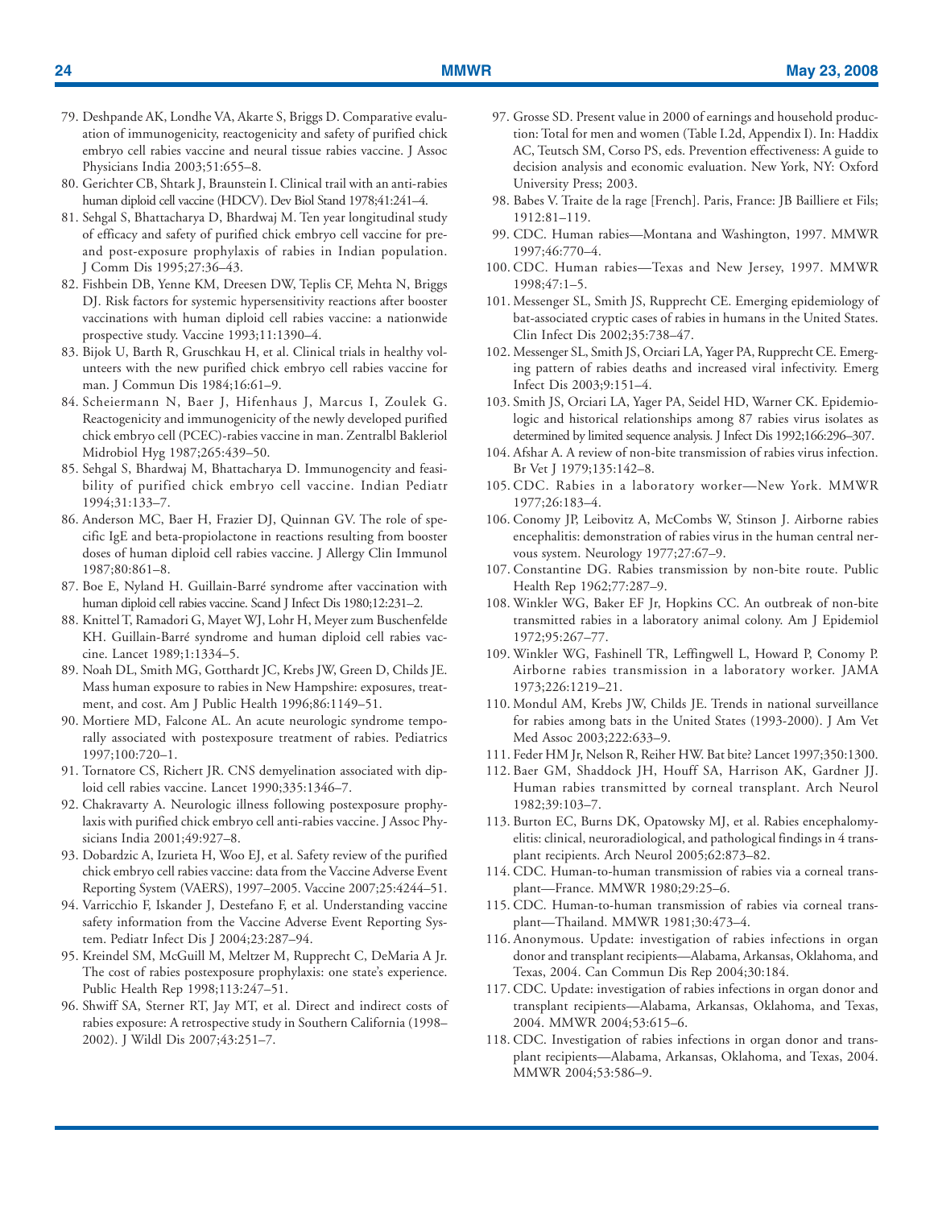79. Deshpande AK, Londhe VA, Akarte S, Briggs D. Comparative evaluation of immunogenicity, reactogenicity and safety of purified chick embryo cell rabies vaccine and neural tissue rabies vaccine. J Assoc Physicians India 2003;51:655–8.
80. Gerichter CB, Shtark J, Braunstein I. Clinical trail with an anti-rabies human diploid cell vaccine (HDCV). Dev Biol Stand 1978;41:241–4.
81. Sehgal S, Bhattacharya D, Bhardwaj M. Ten year longitudinal study of efficacy and safety of purified chick embryo cell vaccine for pre- and post-exposure prophylaxis of rabies in Indian population. J Comm Dis 1995;27:36–43.
82. Fishbein DB, Yenne KM, Dreesen DW, Teplis CF, Mehta N, Briggs DJ. Risk factors for systemic hypersensitivity reactions after booster vaccinations with human diploid cell rabies vaccine: a nationwide prospective study. Vaccine 1993;11:1390–4.
83. Bijok U, Barth R, Gruschkau H, et al. Clinical trials in healthy volunteers with the new purified chick embryo cell rabies vaccine for man. J Commun Dis 1984;16:61–9.
84. Scheiermann N, Baer J, Hifenhaus J, Marcus I, Zoulek G. Reactogenicity and immunogenicity of the newly developed purified chick embryo cell (PCEC)-rabies vaccine in man. Zentralbl Bakleriol Midrobiol Hyg 1987;265:439–50.
85. Sehgal S, Bhardwaj M, Bhattacharya D. Immunogencity and feasibility of purified chick embryo cell vaccine. Indian Pediatr 1994;31:133–7.
86. Anderson MC, Baer H, Frazier DJ, Quinnan GV. The role of specific IgE and beta-propiolactone in reactions resulting from booster doses of human diploid cell rabies vaccine. J Allergy Clin Immunol 1987;80:861–8.
87. Boe E, Nyland H. Guillain-Barré syndrome after vaccination with human diploid cell rabies vaccine. Scand J Infect Dis 1980;12:231–2.
88. Knittel T, Ramadori G, Mayet WJ, Lohr H, Meyer zum Buschenfelde KH. Guillain-Barré syndrome and human diploid cell rabies vaccine. Lancet 1989;1:1334–5.
89. Noah DL, Smith MG, Gotthardt JC, Krebs JW, Green D, Childs JE. Mass human exposure to rabies in New Hampshire: exposures, treatment, and cost. Am J Public Health 1996;86:1149–51.
90. Mortiere MD, Falcone AL. An acute neurologic syndrome temporally associated with postexposure treatment of rabies. Pediatrics 1997;100:720–1.
91. Tornatore CS, Richert JR. CNS demyelination associated with diploid cell rabies vaccine. Lancet 1990;335:1346–7.
92. Chakravarty A. Neurologic illness following postexposure prophylaxis with purified chick embryo cell anti-rabies vaccine. J Assoc Physicians India 2001;49:927–8.
93. Dobardzic A, Izurieta H, Woo EJ, et al. Safety review of the purified chick embryo cell rabies vaccine: data from the Vaccine Adverse Event Reporting System (VAERS), 1997–2005. Vaccine 2007;25:4244–51.
94. Varricchio F, Iskander J, Destefano F, et al. Understanding vaccine safety information from the Vaccine Adverse Event Reporting System. Pediatr Infect Dis J 2004;23:287–94.
95. Kreindel SM, McGuill M, Meltzer M, Rupprecht C, DeMaria A Jr. The cost of rabies postexposure prophylaxis: one state's experience. Public Health Rep 1998;113:247–51.
96. Shwiff SA, Sterner RT, Jay MT, et al. Direct and indirect costs of rabies exposure: A retrospective study in Southern California (1998–2002). J Wildl Dis 2007;43:251–7.
97. Grosse SD. Present value in 2000 of earnings and household production: Total for men and women (Table I.2d, Appendix I). In: Haddix AC, Teutsch SM, Corso PS, eds. Prevention effectiveness: A guide to decision analysis and economic evaluation. New York, NY: Oxford University Press; 2003.
98. Babes V. Traite de la rage [French]. Paris, France: JB Bailliere et Fils; 1912:81–119.
99. CDC. Human rabies—Montana and Washington, 1997. MMWR 1997;46:770–4.
100. CDC. Human rabies—Texas and New Jersey, 1997. MMWR 1998;47:1–5.
101. Messenger SL, Smith JS, Rupprecht CE. Emerging epidemiology of bat-associated cryptic cases of rabies in humans in the United States. Clin Infect Dis 2002;35:738–47.
102. Messenger SL, Smith JS, Orciari LA, Yager PA, Rupprecht CE. Emerging pattern of rabies deaths and increased viral infectivity. Emerg Infect Dis 2003;9:151–4.
103. Smith JS, Orciari LA, Yager PA, Seidel HD, Warner CK. Epidemiologic and historical relationships among 87 rabies virus isolates as determined by limited sequence analysis. J Infect Dis 1992;166:296–307.
104. Afshar A. A review of non-bite transmission of rabies virus infection. Br Vet J 1979;135:142–8.
105. CDC. Rabies in a laboratory worker—New York. MMWR 1977;26:183–4.
106. Conomy JP, Leibovitz A, McCombs W, Stinson J. Airborne rabies encephalitis: demonstration of rabies virus in the human central nervous system. Neurology 1977;27:67–9.
107. Constantine DG. Rabies transmission by non-bite route. Public Health Rep 1962;77:287–9.
108. Winkler WG, Baker EF Jr, Hopkins CC. An outbreak of non-bite transmitted rabies in a laboratory animal colony. Am J Epidemiol 1972;95:267–77.
109. Winkler WG, Fashinell TR, Leffingwell L, Howard P, Conomy P. Airborne rabies transmission in a laboratory worker. JAMA 1973;226:1219–21.
110. Mondul AM, Krebs JW, Childs JE. Trends in national surveillance for rabies among bats in the United States (1993-2000). J Am Vet Med Assoc 2003;222:633–9.
111. Feder HM Jr, Nelson R, Reiher HW. Bat bite? Lancet 1997;350:1300.
112. Baer GM, Shaddock JH, Houff SA, Harrison AK, Gardner JJ. Human rabies transmitted by corneal transplant. Arch Neurol 1982;39:103–7.
113. Burton EC, Burns DK, Opatowsky MJ, et al. Rabies encephalomyelitis: clinical, neuroradiological, and pathological findings in 4 transplant recipients. Arch Neurol 2005;62:873–82.
114. CDC. Human-to-human transmission of rabies via a corneal transplant—France. MMWR 1980;29:25–6.
115. CDC. Human-to-human transmission of rabies via corneal transplant—Thailand. MMWR 1981;30:473–4.
116. Anonymous. Update: investigation of rabies infections in organ donor and transplant recipients—Alabama, Arkansas, Oklahoma, and Texas, 2004. Can Commun Dis Rep 2004;30:184.
117. CDC. Update: investigation of rabies infections in organ donor and transplant recipients—Alabama, Arkansas, Oklahoma, and Texas, 2004. MMWR 2004;53:615–6.
118. CDC. Investigation of rabies infections in organ donor and transplant recipients—Alabama, Arkansas, Oklahoma, and Texas, 2004. MMWR 2004;53:586–9.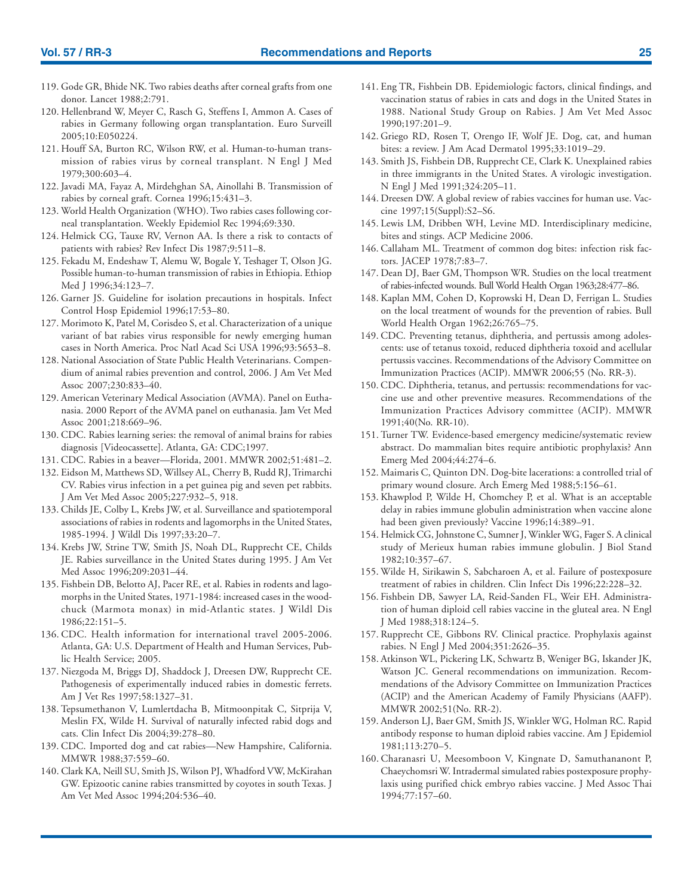119. Gode GR, Bhide NK. Two rabies deaths after corneal grafts from one donor. Lancet 1988;2:791.
120. Hellenbrand W, Meyer C, Rasch G, Steffens I, Ammon A. Cases of rabies in Germany following organ transplantation. Euro Surveill 2005;10:E050224.
121. Houff SA, Burton RC, Wilson RW, et al. Human-to-human transmission of rabies virus by corneal transplant. N Engl J Med 1979;300:603–4.
122. Javadi MA, Fayaz A, Mirdehghan SA, Ainollahi B. Transmission of rabies by corneal graft. Cornea 1996;15:431–3.
123. World Health Organization (WHO). Two rabies cases following corneal transplantation. Weekly Epidemiol Rec 1994;69:330.
124. Helmick CG, Tauxe RV, Vernon AA. Is there a risk to contacts of patients with rabies? Rev Infect Dis 1987;9:511–8.
125. Fekadu M, Endeshaw T, Alemu W, Bogale Y, Teshager T, Olson JG. Possible human-to-human transmission of rabies in Ethiopia. Ethiop Med J 1996;34:123–7.
126. Garner JS. Guideline for isolation precautions in hospitals. Infect Control Hosp Epidemiol 1996;17:53–80.
127. Morimoto K, Patel M, Corisdeo S, et al. Characterization of a unique variant of bat rabies virus responsible for newly emerging human cases in North America. Proc Natl Acad Sci USA 1996;93:5653–8.
128. National Association of State Public Health Veterinarians. Compendium of animal rabies prevention and control, 2006. J Am Vet Med Assoc 2007;230:833–40.
129. American Veterinary Medical Association (AVMA). Panel on Euthanasia. 2000 Report of the AVMA panel on euthanasia. Jam Vet Med Assoc 2001;218:669–96.
130. CDC. Rabies learning series: the removal of animal brains for rabies diagnosis [Videocassette]. Atlanta, GA: CDC;1997.
131. CDC. Rabies in a beaver—Florida, 2001. MMWR 2002;51:481–2.
132. Eidson M, Matthews SD, Willsey AL, Cherry B, Rudd RJ, Trimarchi CV. Rabies virus infection in a pet guinea pig and seven pet rabbits. J Am Vet Med Assoc 2005;227:932–5, 918.
133. Childs JE, Colby L, Krebs JW, et al. Surveillance and spatiotemporal associations of rabies in rodents and lagomorphs in the United States, 1985-1994. J Wildl Dis 1997;33:20–7.
134. Krebs JW, Strine TW, Smith JS, Noah DL, Rupprecht CE, Childs JE. Rabies surveillance in the United States during 1995. J Am Vet Med Assoc 1996;209:2031–44.
135. Fishbein DB, Belotto AJ, Pacer RE, et al. Rabies in rodents and lagomorphs in the United States, 1971-1984: increased cases in the woodchuck (Marmota monax) in mid-Atlantic states. J Wildl Dis 1986;22:151–5.
136. CDC. Health information for international travel 2005-2006. Atlanta, GA: U.S. Department of Health and Human Services, Public Health Service; 2005.
137. Niezgoda M, Briggs DJ, Shaddock J, Dreesen DW, Rupprecht CE. Pathogenesis of experimentally induced rabies in domestic ferrets. Am J Vet Res 1997;58:1327–31.
138. Tepsumethanon V, Lumlertdacha B, Mitmoonpitak C, Sitprija V, Meslin FX, Wilde H. Survival of naturally infected rabid dogs and cats. Clin Infect Dis 2004;39:278–80.
139. CDC. Imported dog and cat rabies—New Hampshire, California. MMWR 1988;37:559–60.
140. Clark KA, Neill SU, Smith JS, Wilson PJ, Whadford VW, McKirahan GW. Epizootic canine rabies transmitted by coyotes in south Texas. J Am Vet Med Assoc 1994;204:536–40.
141. Eng TR, Fishbein DB. Epidemiologic factors, clinical findings, and vaccination status of rabies in cats and dogs in the United States in 1988. National Study Group on Rabies. J Am Vet Med Assoc 1990;197:201–9.
142. Griego RD, Rosen T, Orengo IF, Wolf JE. Dog, cat, and human bites: a review. J Am Acad Dermatol 1995;33:1019–29.
143. Smith JS, Fishbein DB, Rupprecht CE, Clark K. Unexplained rabies in three immigrants in the United States. A virologic investigation. N Engl J Med 1991;324:205–11.
144. Dreesen DW. A global review of rabies vaccines for human use. Vaccine 1997;15(Suppl):S2–S6.
145. Lewis LM, Dribben WH, Levine MD. Interdisciplinary medicine, bites and stings. ACP Medicine 2006.
146. Callaham ML. Treatment of common dog bites: infection risk factors. JACEP 1978;7:83–7.
147. Dean DJ, Baer GM, Thompson WR. Studies on the local treatment of rabies-infected wounds. Bull World Health Organ 1963;28:477–86.
148. Kaplan MM, Cohen D, Koprowski H, Dean D, Ferrigan L. Studies on the local treatment of wounds for the prevention of rabies. Bull World Health Organ 1962;26:765–75.
149. CDC. Preventing tetanus, diphtheria, and pertussis among adolescents: use of tetanus toxoid, reduced diphtheria toxoid and acellular pertussis vaccines. Recommendations of the Advisory Committee on Immunization Practices (ACIP). MMWR 2006;55 (No. RR-3).
150. CDC. Diphtheria, tetanus, and pertussis: recommendations for vaccine use and other preventive measures. Recommendations of the Immunization Practices Advisory committee (ACIP). MMWR 1991;40(No. RR-10).
151. Turner TW. Evidence-based emergency medicine/systematic review abstract. Do mammalian bites require antibiotic prophylaxis? Ann Emerg Med 2004;44:274–6.
152. Maimaris C, Quinton DN. Dog-bite lacerations: a controlled trial of primary wound closure. Arch Emerg Med 1988;5:156–61.
153. Khawplod P, Wilde H, Chomchey P, et al. What is an acceptable delay in rabies immune globulin administration when vaccine alone had been given previously? Vaccine 1996;14:389–91.
154. Helmick CG, Johnstone C, Sumner J, Winkler WG, Fager S. A clinical study of Merieux human rabies immune globulin. J Biol Stand 1982;10:357–67.
155. Wilde H, Sirikawin S, Sabcharoen A, et al. Failure of postexposure treatment of rabies in children. Clin Infect Dis 1996;22:228–32.
156. Fishbein DB, Sawyer LA, Reid-Sanden FL, Weir EH. Administration of human diploid cell rabies vaccine in the gluteal area. N Engl J Med 1988;318:124–5.
157. Rupprecht CE, Gibbons RV. Clinical practice. Prophylaxis against rabies. N Engl J Med 2004;351:2626–35.
158. Atkinson WL, Pickering LK, Schwartz B, Weniger BG, Iskander JK, Watson JC. General recommendations on immunization. Recommendations of the Advisory Committee on Immunization Practices (ACIP) and the American Academy of Family Physicians (AAFP). MMWR 2002;51(No. RR-2).
159. Anderson LJ, Baer GM, Smith JS, Winkler WG, Holman RC. Rapid antibody response to human diploid rabies vaccine. Am J Epidemiol 1981;113:270–5.
160. Charanasri U, Meesomboon V, Kingnate D, Samuthananont P, Chaeychomsri W. Intradermal simulated rabies postexposure prophylaxis using purified chick embryo rabies vaccine. J Med Assoc Thai 1994;77:157–60.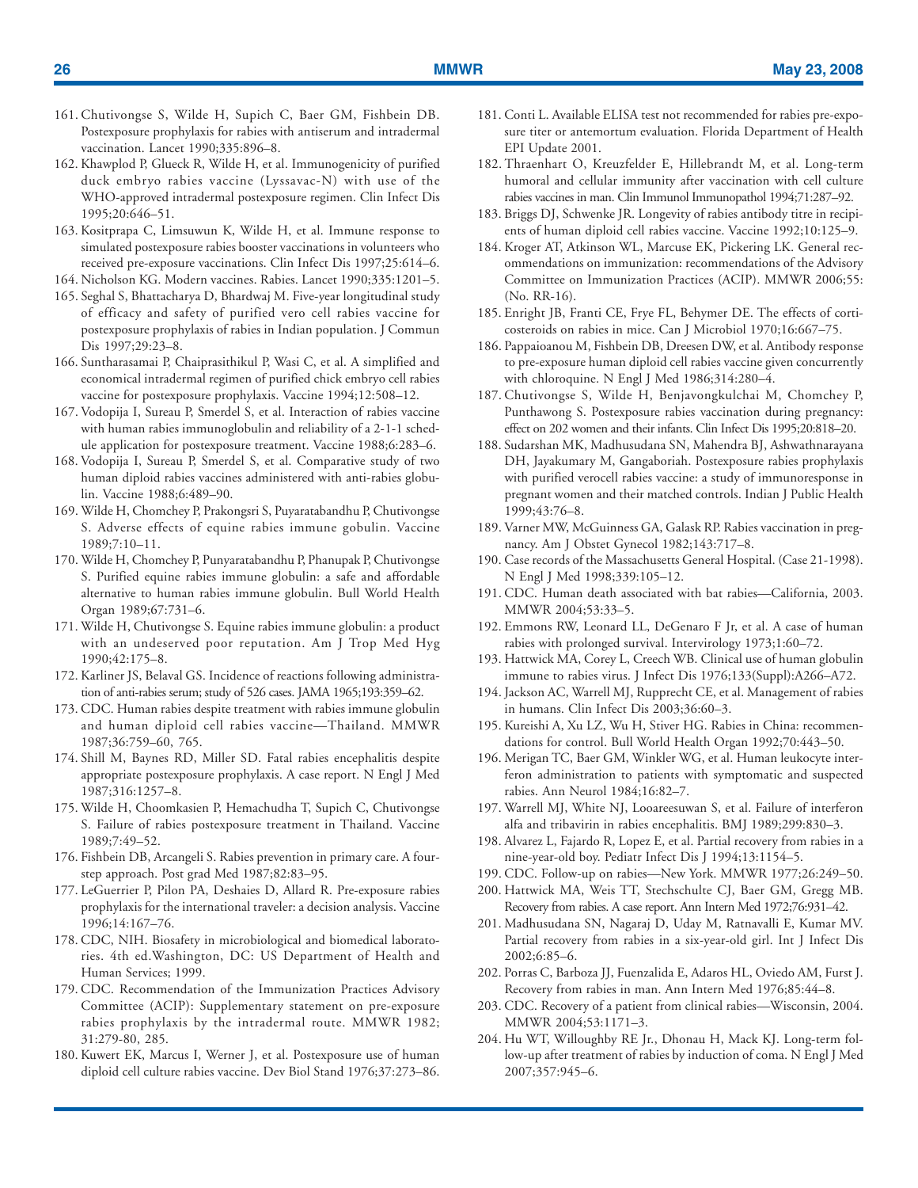161. Chutivongse S, Wilde H, Supich C, Baer GM, Fishbein DB. Postexposure prophylaxis for rabies with antiserum and intradermal vaccination. Lancet 1990;335:896–8.
162. Khawplod P, Glueck R, Wilde H, et al. Immunogenicity of purified duck embryo rabies vaccine (Lyssavac-N) with use of the WHO-approved intradermal postexposure regimen. Clin Infect Dis 1995;20:646–51.
163. Kositprapa C, Limsuwun K, Wilde H, et al. Immune response to simulated postexposure rabies booster vaccinations in volunteers who received pre-exposure vaccinations. Clin Infect Dis 1997;25:614–6.
164. Nicholson KG. Modern vaccines. Rabies. Lancet 1990;335:1201–5.
165. Seghal S, Bhattacharya D, Bhardwaj M. Five-year longitudinal study of efficacy and safety of purified vero cell rabies vaccine for postexposure prophylaxis of rabies in Indian population. J Commun Dis 1997;29:23–8.
166. Suntharasamai P, Chaiprasithikul P, Wasi C, et al. A simplified and economical intradermal regimen of purified chick embryo cell rabies vaccine for postexposure prophylaxis. Vaccine 1994;12:508–12.
167. Vodopija I, Sureau P, Smerdel S, et al. Interaction of rabies vaccine with human rabies immunoglobulin and reliability of a 2-1-1 schedule application for postexposure treatment. Vaccine 1988;6:283–6.
168. Vodopija I, Sureau P, Smerdel S, et al. Comparative study of two human diploid rabies vaccines administered with anti-rabies globulin. Vaccine 1988;6:489–90.
169. Wilde H, Chomchey P, Prakongsri S, Puyaratabandhu P, Chutivongse S. Adverse effects of equine rabies immune gobulin. Vaccine 1989;7:10–11.
170. Wilde H, Chomchey P, Punyaratabandhu P, Phanupak P, Chutivongse S. Purified equine rabies immune globulin: a safe and affordable alternative to human rabies immune globulin. Bull World Health Organ 1989;67:731–6.
171. Wilde H, Chutivongse S. Equine rabies immune globulin: a product with an undeserved poor reputation. Am J Trop Med Hyg 1990;42:175–8.
172. Karliner JS, Belaval GS. Incidence of reactions following administration of anti-rabies serum; study of 526 cases. JAMA 1965;193:359–62.
173. CDC. Human rabies despite treatment with rabies immune globulin and human diploid cell rabies vaccine—Thailand. MMWR 1987;36:759–60, 765.
174. Shill M, Baynes RD, Miller SD. Fatal rabies encephalitis despite appropriate postexposure prophylaxis. A case report. N Engl J Med 1987;316:1257–8.
175. Wilde H, Choomkasien P, Hemachudha T, Supich C, Chutivongse S. Failure of rabies postexposure treatment in Thailand. Vaccine 1989;7:49–52.
176. Fishbein DB, Arcangeli S. Rabies prevention in primary care. A four-step approach. Post grad Med 1987;82:83–95.
177. LeGuerrier P, Pilon PA, Deshaies D, Allard R. Pre-exposure rabies prophylaxis for the international traveler: a decision analysis. Vaccine 1996;14:167–76.
178. CDC, NIH. Biosafety in microbiological and biomedical laboratories. 4th ed.Washington, DC: US Department of Health and Human Services; 1999.
179. CDC. Recommendation of the Immunization Practices Advisory Committee (ACIP): Supplementary statement on pre-exposure rabies prophylaxis by the intradermal route. MMWR 1982; 31:279-80, 285.
180. Kuwert EK, Marcus I, Werner J, et al. Postexposure use of human diploid cell culture rabies vaccine. Dev Biol Stand 1976;37:273–86.
181. Conti L. Available ELISA test not recommended for rabies pre-exposure titer or antemortum evaluation. Florida Department of Health EPI Update 2001.
182. Thraenhart O, Kreuzfelder E, Hillebrandt M, et al. Long-term humoral and cellular immunity after vaccination with cell culture rabies vaccines in man. Clin Immunol Immunopathol 1994;71:287–92.
183. Briggs DJ, Schwenke JR. Longevity of rabies antibody titre in recipients of human diploid cell rabies vaccine. Vaccine 1992;10:125–9.
184. Kroger AT, Atkinson WL, Marcuse EK, Pickering LK. General recommendations on immunization: recommendations of the Advisory Committee on Immunization Practices (ACIP). MMWR 2006;55:(No. RR-16).
185. Enright JB, Franti CE, Frye FL, Behymer DE. The effects of corticosteroids on rabies in mice. Can J Microbiol 1970;16:667–75.
186. Pappaioanou M, Fishbein DB, Dreesen DW, et al. Antibody response to pre-exposure human diploid cell rabies vaccine given concurrently with chloroquine. N Engl J Med 1986;314:280–4.
187. Chutivongse S, Wilde H, Benjavongkulchai M, Chomchey P, Punthawong S. Postexposure rabies vaccination during pregnancy: effect on 202 women and their infants. Clin Infect Dis 1995;20:818–20.
188. Sudarshan MK, Madhusudana SN, Mahendra BJ, Ashwathnarayana DH, Jayakumary M, Gangaboriah. Postexposure rabies prophylaxis with purified verocell rabies vaccine: a study of immunoresponse in pregnant women and their matched controls. Indian J Public Health 1999;43:76–8.
189. Varner MW, McGuinness GA, Galask RP. Rabies vaccination in pregnancy. Am J Obstet Gynecol 1982;143:717–8.
190. Case records of the Massachusetts General Hospital. (Case 21-1998). N Engl J Med 1998;339:105–12.
191. CDC. Human death associated with bat rabies—California, 2003. MMWR 2004;53:33–5.
192. Emmons RW, Leonard LL, DeGenaro F Jr, et al. A case of human rabies with prolonged survival. Intervirology 1973;1:60–72.
193. Hattwick MA, Corey L, Creech WB. Clinical use of human globulin immune to rabies virus. J Infect Dis 1976;133(Suppl):A266–A72.
194. Jackson AC, Warrell MJ, Rupprecht CE, et al. Management of rabies in humans. Clin Infect Dis 2003;36:60–3.
195. Kureishi A, Xu LZ, Wu H, Stiver HG. Rabies in China: recommendations for control. Bull World Health Organ 1992;70:443–50.
196. Merigan TC, Baer GM, Winkler WG, et al. Human leukocyte interferon administration to patients with symptomatic and suspected rabies. Ann Neurol 1984;16:82–7.
197. Warrell MJ, White NJ, Looareesuwan S, et al. Failure of interferon alfa and tribavirin in rabies encephalitis. BMJ 1989;299:830–3.
198. Alvarez L, Fajardo R, Lopez E, et al. Partial recovery from rabies in a nine-year-old boy. Pediatr Infect Dis J 1994;13:1154–5.
199. CDC. Follow-up on rabies—New York. MMWR 1977;26:249–50.
200. Hattwick MA, Weis TT, Stechschulte CJ, Baer GM, Gregg MB. Recovery from rabies. A case report. Ann Intern Med 1972;76:931–42.
201. Madhusudana SN, Nagaraj D, Uday M, Ratnavalli E, Kumar MV. Partial recovery from rabies in a six-year-old girl. Int J Infect Dis 2002;6:85–6.
202. Porras C, Barboza JJ, Fuenzalida E, Adaros HL, Oviedo AM, Furst J. Recovery from rabies in man. Ann Intern Med 1976;85:44–8.
203. CDC. Recovery of a patient from clinical rabies—Wisconsin, 2004. MMWR 2004;53:1171–3.
204. Hu WT, Willoughby RE Jr., Dhonau H, Mack KJ. Long-term follow-up after treatment of rabies by induction of coma. N Engl J Med 2007;357:945–6.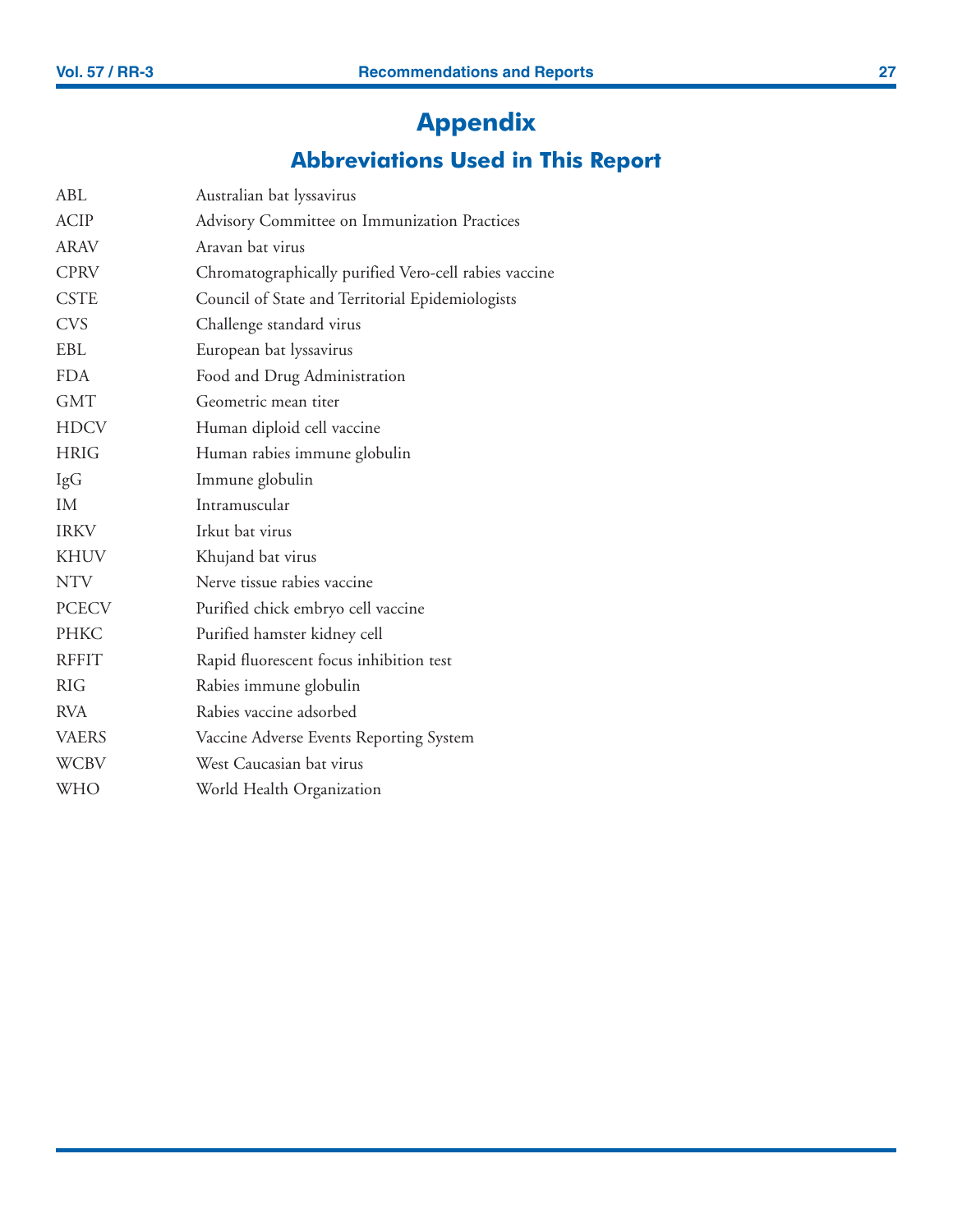# Appendix

## Abbreviations Used in This Report

| | |
|---|---|
| ABL | Australian bat lyssavirus |
| ACIP | Advisory Committee on Immunization Practices |
| ARAV | Aravan bat virus |
| CPRV | Chromatographically purified Vero-cell rabies vaccine |
| CSTE | Council of State and Territorial Epidemiologists |
| CVS | Challenge standard virus |
| EBL | European bat lyssavirus |
| FDA | Food and Drug Administration |
| GMT | Geometric mean titer |
| HDCV | Human diploid cell vaccine |
| HRIG | Human rabies immune globulin |
| IgG | Immune globulin |
| IM | Intramuscular |
| IRKV | Irkut bat virus |
| KHUV | Khujand bat virus |
| NTV | Nerve tissue rabies vaccine |
| PCECV | Purified chick embryo cell vaccine |
| PHKC | Purified hamster kidney cell |
| RFFIT | Rapid fluorescent focus inhibition test |
| RIG | Rabies immune globulin |
| RVA | Rabies vaccine adsorbed |
| VAERS | Vaccine Adverse Events Reporting System |
| WCBV | West Caucasian bat virus |
| WHO | World Health Organization |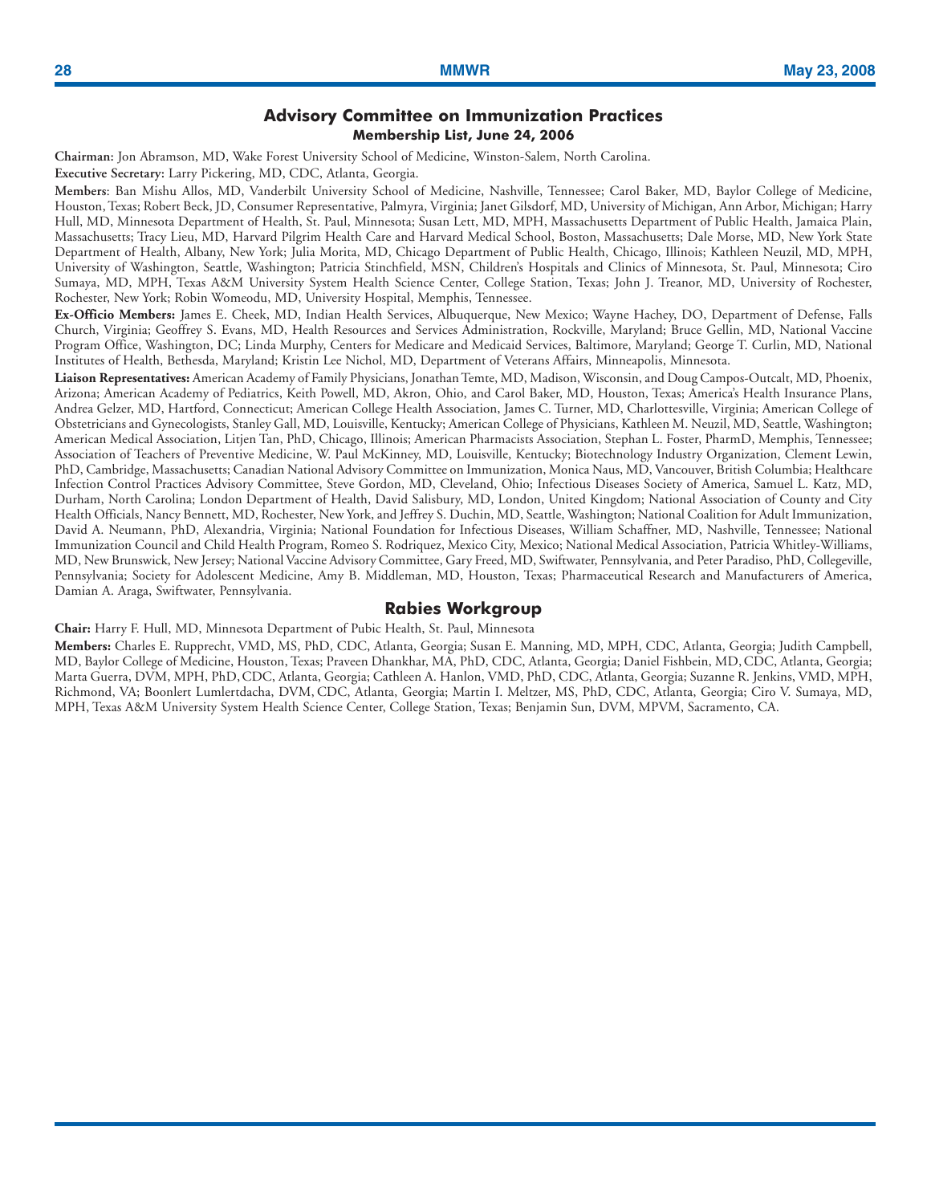## Advisory Committee on Immunization Practices

**Membership List, June 24, 2006**

**Chairman:** Jon Abramson, MD, Wake Forest University School of Medicine, Winston-Salem, North Carolina.

**Executive Secretary:** Larry Pickering, MD, CDC, Atlanta, Georgia.

**Members**: Ban Mishu Allos, MD, Vanderbilt University School of Medicine, Nashville, Tennessee; Carol Baker, MD, Baylor College of Medicine, Houston, Texas; Robert Beck, JD, Consumer Representative, Palmyra, Virginia; Janet Gilsdorf, MD, University of Michigan, Ann Arbor, Michigan; Harry Hull, MD, Minnesota Department of Health, St. Paul, Minnesota; Susan Lett, MD, MPH, Massachusetts Department of Public Health, Jamaica Plain, Massachusetts; Tracy Lieu, MD, Harvard Pilgrim Health Care and Harvard Medical School, Boston, Massachusetts; Dale Morse, MD, New York State Department of Health, Albany, New York; Julia Morita, MD, Chicago Department of Public Health, Chicago, Illinois; Kathleen Neuzil, MD, MPH, University of Washington, Seattle, Washington; Patricia Stinchfield, MSN, Children's Hospitals and Clinics of Minnesota, St. Paul, Minnesota; Ciro Sumaya, MD, MPH, Texas A&M University System Health Science Center, College Station, Texas; John J. Treanor, MD, University of Rochester, Rochester, New York; Robin Womeodu, MD, University Hospital, Memphis, Tennessee.

**Ex-Officio Members:** James E. Cheek, MD, Indian Health Services, Albuquerque, New Mexico; Wayne Hachey, DO, Department of Defense, Falls Church, Virginia; Geoffrey S. Evans, MD, Health Resources and Services Administration, Rockville, Maryland; Bruce Gellin, MD, National Vaccine Program Office, Washington, DC; Linda Murphy, Centers for Medicare and Medicaid Services, Baltimore, Maryland; George T. Curlin, MD, National Institutes of Health, Bethesda, Maryland; Kristin Lee Nichol, MD, Department of Veterans Affairs, Minneapolis, Minnesota.

**Liaison Representatives:** American Academy of Family Physicians, Jonathan Temte, MD, Madison, Wisconsin, and Doug Campos-Outcalt, MD, Phoenix, Arizona; American Academy of Pediatrics, Keith Powell, MD, Akron, Ohio, and Carol Baker, MD, Houston, Texas; America's Health Insurance Plans, Andrea Gelzer, MD, Hartford, Connecticut; American College Health Association, James C. Turner, MD, Charlottesville, Virginia; American College of Obstetricians and Gynecologists, Stanley Gall, MD, Louisville, Kentucky; American College of Physicians, Kathleen M. Neuzil, MD, Seattle, Washington; American Medical Association, Litjen Tan, PhD, Chicago, Illinois; American Pharmacists Association, Stephan L. Foster, PharmD, Memphis, Tennessee; Association of Teachers of Preventive Medicine, W. Paul McKinney, MD, Louisville, Kentucky; Biotechnology Industry Organization, Clement Lewin, PhD, Cambridge, Massachusetts; Canadian National Advisory Committee on Immunization, Monica Naus, MD, Vancouver, British Columbia; Healthcare Infection Control Practices Advisory Committee, Steve Gordon, MD, Cleveland, Ohio; Infectious Diseases Society of America, Samuel L. Katz, MD, Durham, North Carolina; London Department of Health, David Salisbury, MD, London, United Kingdom; National Association of County and City Health Officials, Nancy Bennett, MD, Rochester, New York, and Jeffrey S. Duchin, MD, Seattle, Washington; National Coalition for Adult Immunization, David A. Neumann, PhD, Alexandria, Virginia; National Foundation for Infectious Diseases, William Schaffner, MD, Nashville, Tennessee; National Immunization Council and Child Health Program, Romeo S. Rodriquez, Mexico City, Mexico; National Medical Association, Patricia Whitley-Williams, MD, New Brunswick, New Jersey; National Vaccine Advisory Committee, Gary Freed, MD, Swiftwater, Pennsylvania, and Peter Paradiso, PhD, Collegeville, Pennsylvania; Society for Adolescent Medicine, Amy B. Middleman, MD, Houston, Texas; Pharmaceutical Research and Manufacturers of America, Damian A. Araga, Swiftwater, Pennsylvania.

## Rabies Workgroup

**Chair:** Harry F. Hull, MD, Minnesota Department of Pubic Health, St. Paul, Minnesota

**Members:** Charles E. Rupprecht, VMD, MS, PhD, CDC, Atlanta, Georgia; Susan E. Manning, MD, MPH, CDC, Atlanta, Georgia; Judith Campbell, MD, Baylor College of Medicine, Houston, Texas; Praveen Dhankhar, MA, PhD, CDC, Atlanta, Georgia; Daniel Fishbein, MD, CDC, Atlanta, Georgia; Marta Guerra, DVM, MPH, PhD, CDC, Atlanta, Georgia; Cathleen A. Hanlon, VMD, PhD, CDC, Atlanta, Georgia; Suzanne R. Jenkins, VMD, MPH, Richmond, VA; Boonlert Lumlertdacha, DVM, CDC, Atlanta, Georgia; Martin I. Meltzer, MS, PhD, CDC, Atlanta, Georgia; Ciro V. Sumaya, MD, MPH, Texas A&M University System Health Science Center, College Station, Texas; Benjamin Sun, DVM, MPVM, Sacramento, CA.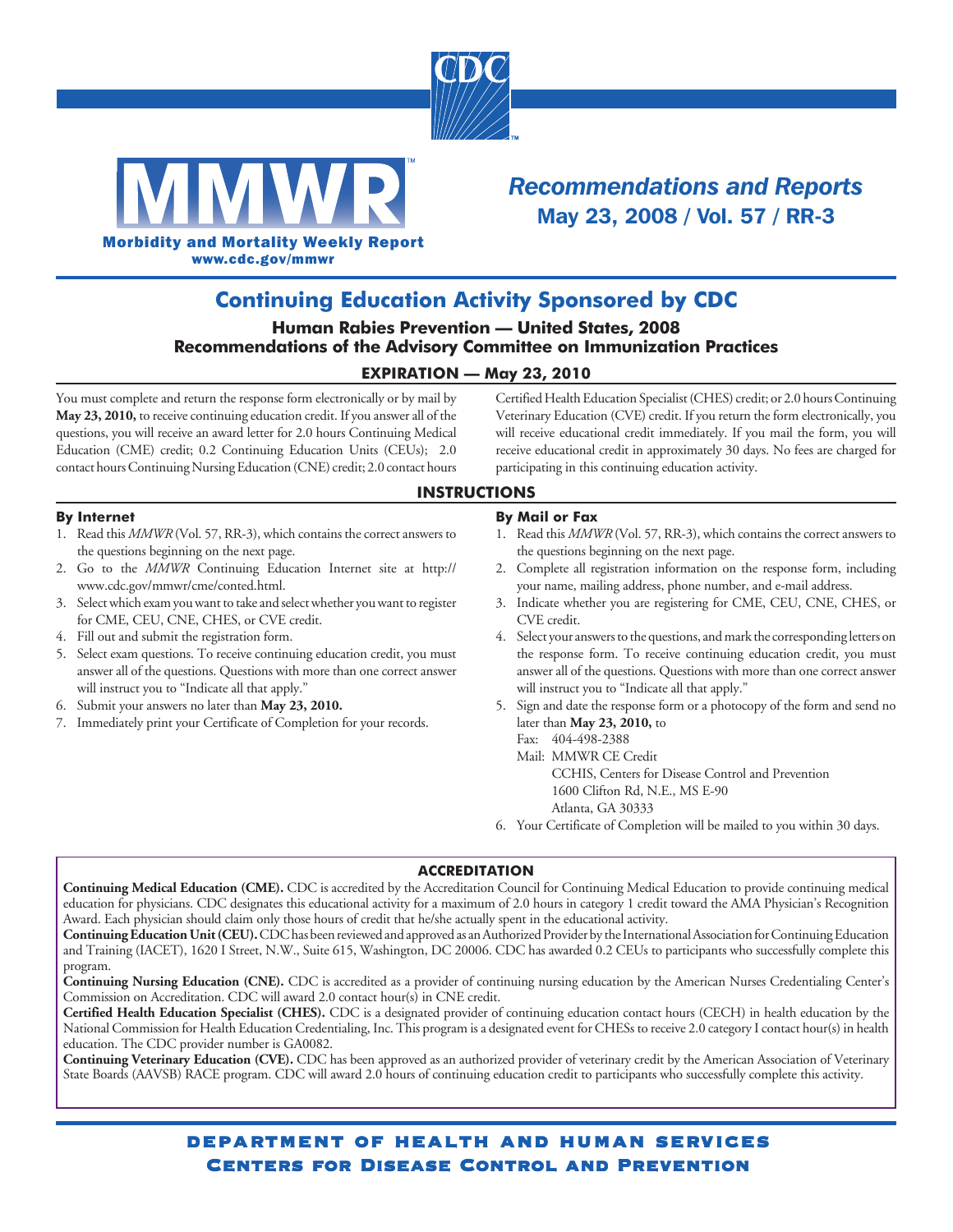# MMWR

**Morbidity and Mortality Weekly Report**
www.cdc.gov/mmwr

*Recommendations and Reports*
**May 23, 2008 / Vol. 57 / RR-3**

## Continuing Education Activity Sponsored by CDC

### Human Rabies Prevention — United States, 2008
### Recommendations of the Advisory Committee on Immunization Practices

**EXPIRATION — May 23, 2010**

You must complete and return the response form electronically or by mail by **May 23, 2010,** to receive continuing education credit. If you answer all of the questions, you will receive an award letter for 2.0 hours Continuing Medical Education (CME) credit; 0.2 Continuing Education Units (CEUs); 2.0 contact hours Continuing Nursing Education (CNE) credit; 2.0 contact hours Certified Health Education Specialist (CHES) credit; or 2.0 hours Continuing Veterinary Education (CVE) credit. If you return the form electronically, you will receive educational credit immediately. If you mail the form, you will receive educational credit in approximately 30 days. No fees are charged for participating in this continuing education activity.

## INSTRUCTIONS

### By Internet

1. Read this *MMWR* (Vol. 57, RR-3), which contains the correct answers to the questions beginning on the next page.
2. Go to the *MMWR* Continuing Education Internet site at http://www.cdc.gov/mmwr/cme/conted.html.
3. Select which exam you want to take and select whether you want to register for CME, CEU, CNE, CHES, or CVE credit.
4. Fill out and submit the registration form.
5. Select exam questions. To receive continuing education credit, you must answer all of the questions. Questions with more than one correct answer will instruct you to "Indicate all that apply."
6. Submit your answers no later than **May 23, 2010.**
7. Immediately print your Certificate of Completion for your records.

### By Mail or Fax

1. Read this *MMWR* (Vol. 57, RR-3), which contains the correct answers to the questions beginning on the next page.
2. Complete all registration information on the response form, including your name, mailing address, phone number, and e-mail address.
3. Indicate whether you are registering for CME, CEU, CNE, CHES, or CVE credit.
4. Select your answers to the questions, and mark the corresponding letters on the response form. To receive continuing education credit, you must answer all of the questions. Questions with more than one correct answer will instruct you to "Indicate all that apply."
5. Sign and date the response form or a photocopy of the form and send no later than **May 23, 2010,** to

   Fax: 404-498-2388

   Mail: MMWR CE Credit
   CCHIS, Centers for Disease Control and Prevention
   1600 Clifton Rd, N.E., MS E-90
   Atlanta, GA 30333
6. Your Certificate of Completion will be mailed to you within 30 days.

## ACCREDITATION

**Continuing Medical Education (CME).** CDC is accredited by the Accreditation Council for Continuing Medical Education to provide continuing medical education for physicians. CDC designates this educational activity for a maximum of 2.0 hours in category 1 credit toward the AMA Physician's Recognition Award. Each physician should claim only those hours of credit that he/she actually spent in the educational activity.

**Continuing Education Unit (CEU).** CDC has been reviewed and approved as an Authorized Provider by the International Association for Continuing Education and Training (IACET), 1620 I Street, N.W., Suite 615, Washington, DC 20006. CDC has awarded 0.2 CEUs to participants who successfully complete this program.

**Continuing Nursing Education (CNE).** CDC is accredited as a provider of continuing nursing education by the American Nurses Credentialing Center's Commission on Accreditation. CDC will award 2.0 contact hour(s) in CNE credit.

**Certified Health Education Specialist (CHES).** CDC is a designated provider of continuing education contact hours (CECH) in health education by the National Commission for Health Education Credentialing, Inc. This program is a designated event for CHESs to receive 2.0 category I contact hour(s) in health education. The CDC provider number is GA0082.

**Continuing Veterinary Education (CVE).** CDC has been approved as an authorized provider of veterinary credit by the American Association of Veterinary State Boards (AAVSB) RACE program. CDC will award 2.0 hours of continuing education credit to participants who successfully complete this activity.

**DEPARTMENT OF HEALTH AND HUMAN SERVICES**
**CENTERS FOR DISEASE CONTROL AND PREVENTION**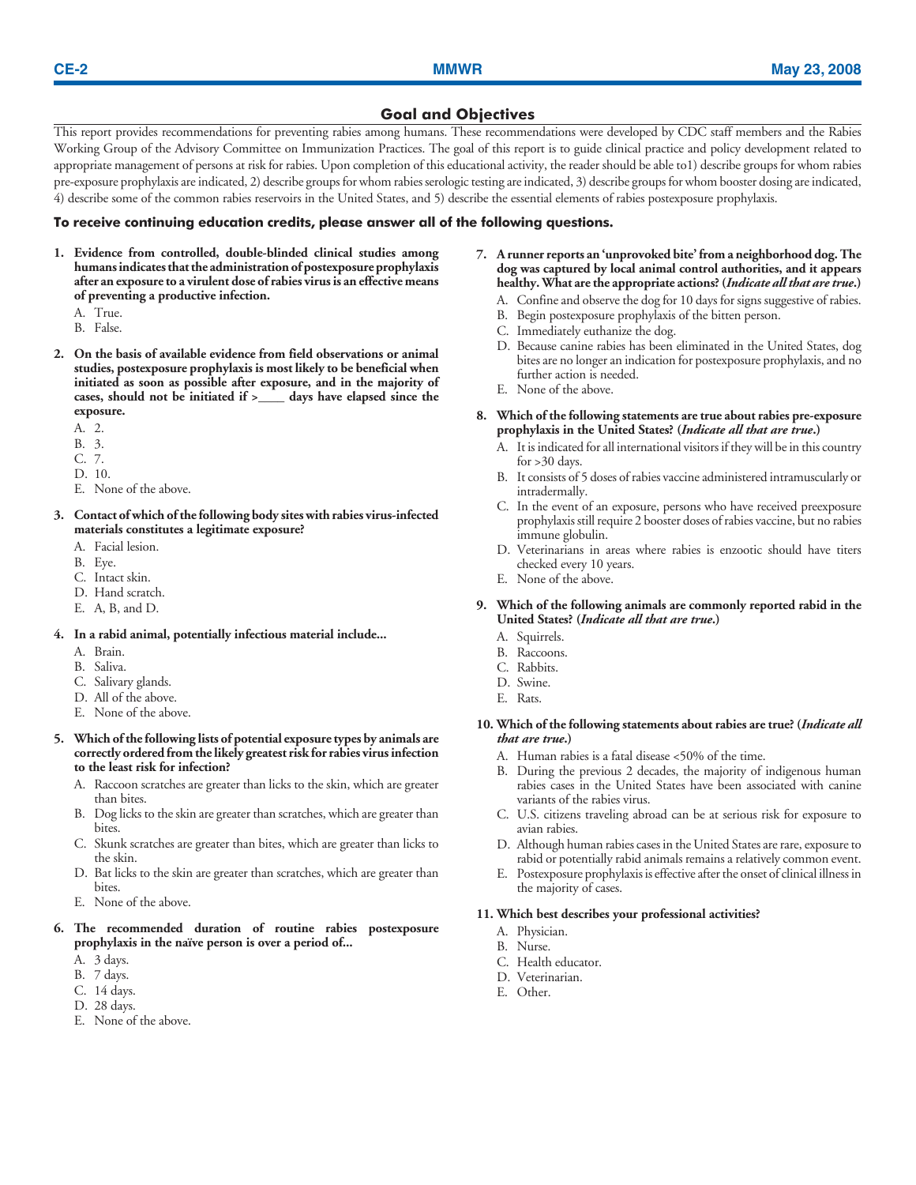## Goal and Objectives

This report provides recommendations for preventing rabies among humans. These recommendations were developed by CDC staff members and the Rabies Working Group of the Advisory Committee on Immunization Practices. The goal of this report is to guide clinical practice and policy development related to appropriate management of persons at risk for rabies. Upon completion of this educational activity, the reader should be able to1) describe groups for whom rabies pre-exposure prophylaxis are indicated, 2) describe groups for whom rabies serologic testing are indicated, 3) describe groups for whom booster dosing are indicated, 4) describe some of the common rabies reservoirs in the United States, and 5) describe the essential elements of rabies postexposure prophylaxis.

**To receive continuing education credits, please answer all of the following questions.**

**1. Evidence from controlled, double-blinded clinical studies among humans indicates that the administration of postexposure prophylaxis after an exposure to a virulent dose of rabies virus is an effective means of preventing a productive infection.**

A. True.
B. False.

**2. On the basis of available evidence from field observations or animal studies, postexposure prophylaxis is most likely to be beneficial when initiated as soon as possible after exposure, and in the majority of cases, should not be initiated if >____ days have elapsed since the exposure.**

A. 2.
B. 3.
C. 7.
D. 10.
E. None of the above.

**3. Contact of which of the following body sites with rabies virus-infected materials constitutes a legitimate exposure?**

A. Facial lesion.
B. Eye.
C. Intact skin.
D. Hand scratch.
E. A, B, and D.

**4. In a rabid animal, potentially infectious material include...**

A. Brain.
B. Saliva.
C. Salivary glands.
D. All of the above.
E. None of the above.

**5. Which of the following lists of potential exposure types by animals are correctly ordered from the likely greatest risk for rabies virus infection to the least risk for infection?**

A. Raccoon scratches are greater than licks to the skin, which are greater than bites.
B. Dog licks to the skin are greater than scratches, which are greater than bites.
C. Skunk scratches are greater than bites, which are greater than licks to the skin.
D. Bat licks to the skin are greater than scratches, which are greater than bites.
E. None of the above.

**6. The recommended duration of routine rabies postexposure prophylaxis in the naïve person is over a period of...**

A. 3 days.
B. 7 days.
C. 14 days.
D. 28 days.
E. None of the above.

**7. A runner reports an 'unprovoked bite' from a neighborhood dog. The dog was captured by local animal control authorities, and it appears healthy. What are the appropriate actions? (*Indicate all that are true*.)**

A. Confine and observe the dog for 10 days for signs suggestive of rabies.
B. Begin postexposure prophylaxis of the bitten person.
C. Immediately euthanize the dog.
D. Because canine rabies has been eliminated in the United States, dog bites are no longer an indication for postexposure prophylaxis, and no further action is needed.
E. None of the above.

**8. Which of the following statements are true about rabies pre-exposure prophylaxis in the United States? (*Indicate all that are true*.)**

A. It is indicated for all international visitors if they will be in this country for >30 days.
B. It consists of 5 doses of rabies vaccine administered intramuscularly or intradermally.
C. In the event of an exposure, persons who have received preexposure prophylaxis still require 2 booster doses of rabies vaccine, but no rabies immune globulin.
D. Veterinarians in areas where rabies is enzootic should have titers checked every 10 years.
E. None of the above.

**9. Which of the following animals are commonly reported rabid in the United States? (*Indicate all that are true*.)**

A. Squirrels.
B. Raccoons.
C. Rabbits.
D. Swine.
E. Rats.

**10. Which of the following statements about rabies are true? (*Indicate all that are true*.)**

A. Human rabies is a fatal disease <50% of the time.
B. During the previous 2 decades, the majority of indigenous human rabies cases in the United States have been associated with canine variants of the rabies virus.
C. U.S. citizens traveling abroad can be at serious risk for exposure to avian rabies.
D. Although human rabies cases in the United States are rare, exposure to rabid or potentially rabid animals remains a relatively common event.
E. Postexposure prophylaxis is effective after the onset of clinical illness in the majority of cases.

**11. Which best describes your professional activities?**

A. Physician.
B. Nurse.
C. Health educator.
D. Veterinarian.
E. Other.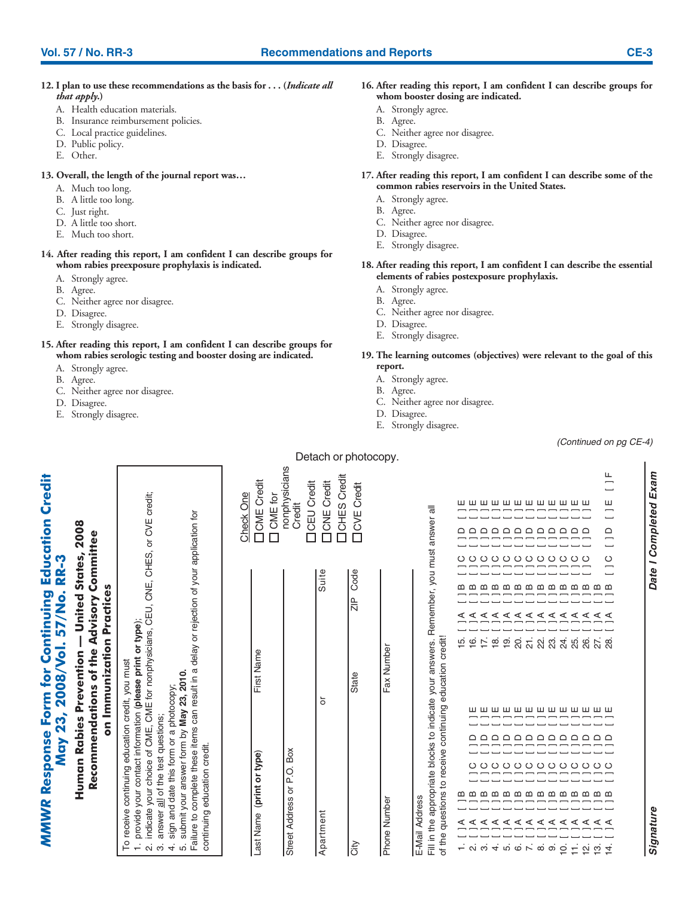**12. I plan to use these recommendations as the basis for . . . (*Indicate all that apply.*)**

A. Health education materials.
B. Insurance reimbursement policies.
C. Local practice guidelines.
D. Public policy.
E. Other.

**13. Overall, the length of the journal report was…**

A. Much too long.
B. A little too long.
C. Just right.
D. A little too short.
E. Much too short.

**14. After reading this report, I am confident I can describe groups for whom rabies preexposure prophylaxis is indicated.**

A. Strongly agree.
B. Agree.
C. Neither agree nor disagree.
D. Disagree.
E. Strongly disagree.

**15. After reading this report, I am confident I can describe groups for whom rabies serologic testing and booster dosing are indicated.**

A. Strongly agree.
B. Agree.
C. Neither agree nor disagree.
D. Disagree.
E. Strongly disagree.

**16. After reading this report, I am confident I can describe groups for whom booster dosing are indicated.**

A. Strongly agree.
B. Agree.
C. Neither agree nor disagree.
D. Disagree.
E. Strongly disagree.

**17. After reading this report, I am confident I can describe some of the common rabies reservoirs in the United States.**

A. Strongly agree.
B. Agree.
C. Neither agree nor disagree.
D. Disagree.
E. Strongly disagree.

**18. After reading this report, I am confident I can describe the essential elements of rabies postexposure prophylaxis.**

A. Strongly agree.
B. Agree.
C. Neither agree nor disagree.
D. Disagree.
E. Strongly disagree.

**19. The learning outcomes (objectives) were relevant to the goal of this report.**

A. Strongly agree.
B. Agree.
C. Neither agree nor disagree.
D. Disagree.
E. Strongly disagree.

*(Continued on pg CE-4)*

Detach or photocopy.

## *MMWR* Response Form for Continuing Education Credit May 23, 2008/Vol. 57/No. RR-3

### Human Rabies Prevention — United States, 2008 Recommendations of the Advisory Committee on Immunization Practices

To receive continuing education credit, you must
1. provide your contact information (**please print or type**);
2. indicate your choice of CME, CME for nonphysicians, CEU, CNE, CHES, or CVE credit;
3. answer all of the test questions;
4. sign and date this form or a photocopy;
5. submit your answer form by **May 23, 2010**.

Failure to complete these items can result in a delay or rejection of your application for continuing education credit.

Last Name **(print or type)** ____ First Name ____

Street Address or P.O. Box ____

Apartment ____ or Suite ____

City ____ State ____ ZIP Code ____

Phone Number ____ Fax Number ____

E-Mail Address ____

Check One
☐ CME Credit
☐ CME for nonphysicians Credit
☐ CEU Credit
☐ CNE Credit
☐ CHES Credit
☐ CVE Credit

Fill in the appropriate blocks to indicate your answers. Remember, you must answer all of the questions to receive continuing education credit!

1. [ ] A [ ] B
2. [ ] A [ ] B [ ] C [ ] D [ ] E
3. [ ] A [ ] B [ ] C [ ] D [ ] E
4. [ ] A [ ] B [ ] C [ ] D [ ] E
5. [ ] A [ ] B [ ] C [ ] D [ ] E
6. [ ] A [ ] B [ ] C [ ] D [ ] E
7. [ ] A [ ] B [ ] C [ ] D [ ] E
8. [ ] A [ ] B [ ] C [ ] D [ ] E
9. [ ] A [ ] B [ ] C [ ] D [ ] E
10. [ ] A [ ] B [ ] C [ ] D [ ] E
11. [ ] A [ ] B [ ] C [ ] D [ ] E
12. [ ] A [ ] B [ ] C [ ] D [ ] E
13. [ ] A [ ] B [ ] C [ ] D [ ] E
14. [ ] A [ ] B [ ] C [ ] D [ ] E
15. [ ] A [ ] B [ ] C [ ] D [ ] E
16. [ ] A [ ] B [ ] C [ ] D [ ] E
17. [ ] A [ ] B [ ] C [ ] D [ ] E
18. [ ] A [ ] B [ ] C [ ] D [ ] E
19. [ ] A [ ] B [ ] C [ ] D [ ] E
20. [ ] A [ ] B [ ] C [ ] D [ ] E
21. [ ] A [ ] B [ ] C [ ] D [ ] E
22. [ ] A [ ] B [ ] C [ ] D [ ] E
23. [ ] A [ ] B [ ] C [ ] D [ ] E
24. [ ] A [ ] B [ ] C [ ] D [ ] E
25. [ ] A [ ] B [ ] C [ ] D [ ] E
26. [ ] A [ ] B [ ] C [ ] D [ ] E
27. [ ] A [ ] B
28. [ ] A [ ] B [ ] C [ ] D [ ] E [ ] F

**Signature** ____ **Date I Completed Exam** ____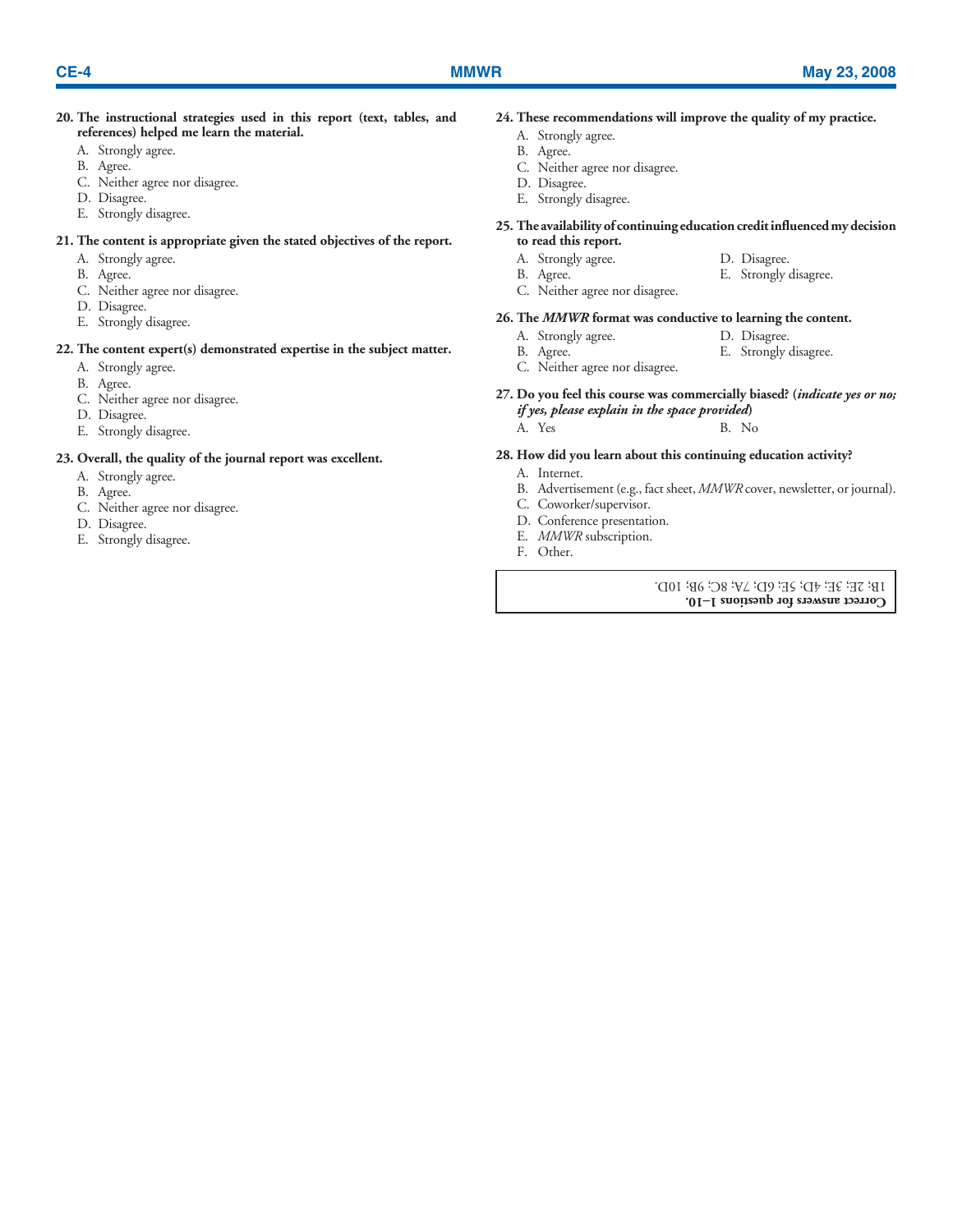**20. The instructional strategies used in this report (text, tables, and references) helped me learn the material.**

A. Strongly agree.
B. Agree.
C. Neither agree nor disagree.
D. Disagree.
E. Strongly disagree.

**21. The content is appropriate given the stated objectives of the report.**

A. Strongly agree.
B. Agree.
C. Neither agree nor disagree.
D. Disagree.
E. Strongly disagree.

**22. The content expert(s) demonstrated expertise in the subject matter.**

A. Strongly agree.
B. Agree.
C. Neither agree nor disagree.
D. Disagree.
E. Strongly disagree.

**23. Overall, the quality of the journal report was excellent.**

A. Strongly agree.
B. Agree.
C. Neither agree nor disagree.
D. Disagree.
E. Strongly disagree.

**24. These recommendations will improve the quality of my practice.**

A. Strongly agree.
B. Agree.
C. Neither agree nor disagree.
D. Disagree.
E. Strongly disagree.

**25. The availability of continuing education credit influenced my decision to read this report.**

A. Strongly agree.
B. Agree.
C. Neither agree nor disagree.
D. Disagree.
E. Strongly disagree.

**26. The *MMWR* format was conductive to learning the content.**

A. Strongly agree.
B. Agree.
C. Neither agree nor disagree.
D. Disagree.
E. Strongly disagree.

**27. Do you feel this course was commercially biased? (*indicate yes or no; if yes, please explain in the space provided*)**

A. Yes
B. No

**28. How did you learn about this continuing education activity?**

A. Internet.
B. Advertisement (e.g., fact sheet, *MMWR* cover, newsletter, or journal).
C. Coworker/supervisor.
D. Conference presentation.
E. *MMWR* subscription.
F. Other.

**Correct answers for questions 1–10.**
1B; 2E; 3E; 4D; 5E; 6D; 7A; 8C; 9B; 10D.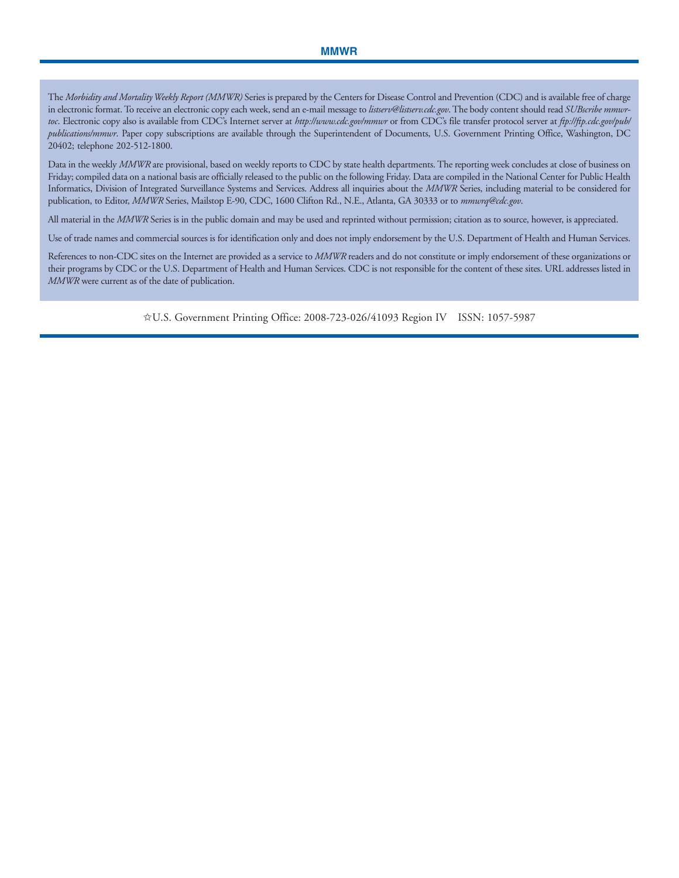The *Morbidity and Mortality Weekly Report (MMWR)* Series is prepared by the Centers for Disease Control and Prevention (CDC) and is available free of charge in electronic format. To receive an electronic copy each week, send an e-mail message to *listserv@listserv.cdc.gov*. The body content should read *SUBscribe mmwr-toc*. Electronic copy also is available from CDC's Internet server at *http://www.cdc.gov/mmwr* or from CDC's file transfer protocol server at *ftp://ftp.cdc.gov/pub/publications/mmwr*. Paper copy subscriptions are available through the Superintendent of Documents, U.S. Government Printing Office, Washington, DC 20402; telephone 202-512-1800.

Data in the weekly *MMWR* are provisional, based on weekly reports to CDC by state health departments. The reporting week concludes at close of business on Friday; compiled data on a national basis are officially released to the public on the following Friday. Data are compiled in the National Center for Public Health Informatics, Division of Integrated Surveillance Systems and Services. Address all inquiries about the *MMWR* Series, including material to be considered for publication, to Editor, *MMWR* Series, Mailstop E-90, CDC, 1600 Clifton Rd., N.E., Atlanta, GA 30333 or to *mmwrq@cdc.gov*.

All material in the *MMWR* Series is in the public domain and may be used and reprinted without permission; citation as to source, however, is appreciated.

Use of trade names and commercial sources is for identification only and does not imply endorsement by the U.S. Department of Health and Human Services.

References to non-CDC sites on the Internet are provided as a service to *MMWR* readers and do not constitute or imply endorsement of these organizations or their programs by CDC or the U.S. Department of Health and Human Services. CDC is not responsible for the content of these sites. URL addresses listed in *MMWR* were current as of the date of publication.

☆U.S. Government Printing Office: 2008-723-026/41093 Region IV ISSN: 1057-5987